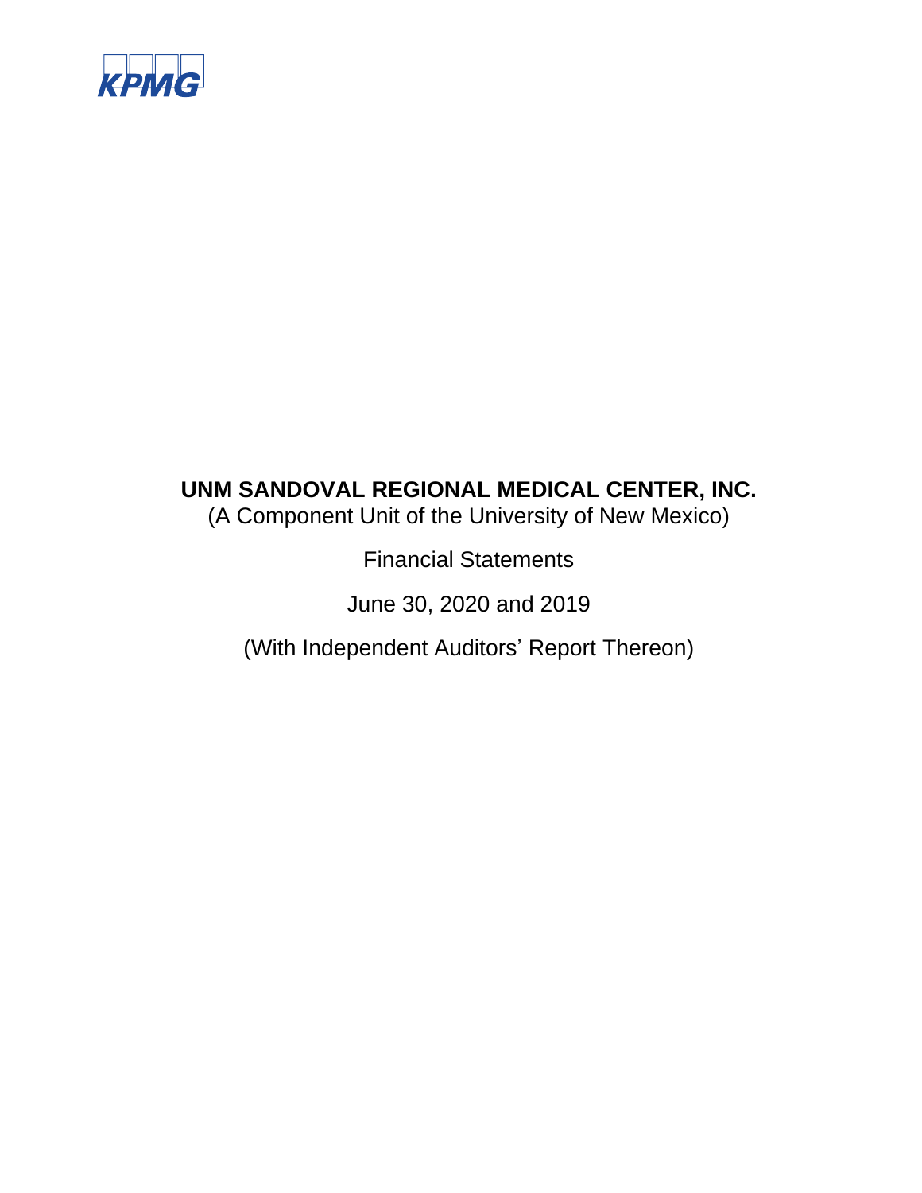KPMG

# UNM SANDOVAL REGIONAL MEDICAL CENTER, INC.

(A Component Unit of the University of New Mexico)

Financial Statements

June 30, 2020 and 2019

(With Independent Auditors' Report Thereon)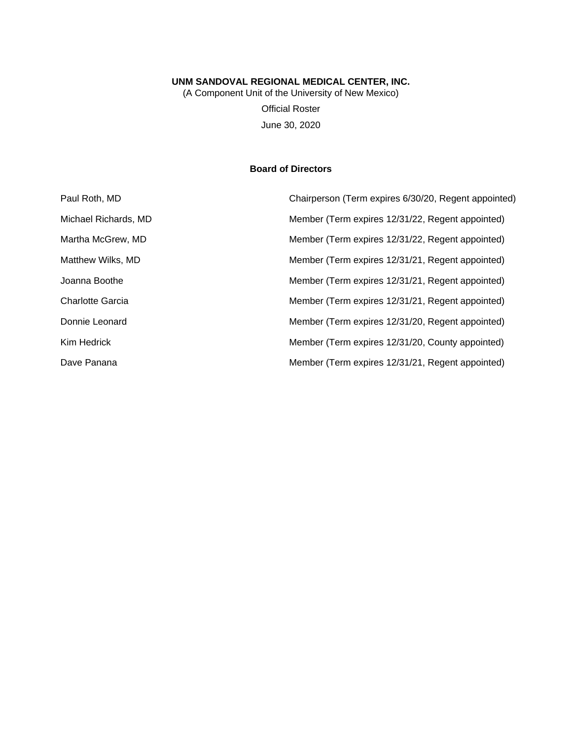**UNM SANDOVAL REGIONAL MEDICAL CENTER, INC.**

(A Component Unit of the University of New Mexico)

Official Roster

June 30, 2020

## Board of Directors

| | |
|---|---|
| Paul Roth, MD | Chairperson (Term expires 6/30/20, Regent appointed) |
| Michael Richards, MD | Member (Term expires 12/31/22, Regent appointed) |
| Martha McGrew, MD | Member (Term expires 12/31/22, Regent appointed) |
| Matthew Wilks, MD | Member (Term expires 12/31/21, Regent appointed) |
| Joanna Boothe | Member (Term expires 12/31/21, Regent appointed) |
| Charlotte Garcia | Member (Term expires 12/31/21, Regent appointed) |
| Donnie Leonard | Member (Term expires 12/31/20, Regent appointed) |
| Kim Hedrick | Member (Term expires 12/31/20, County appointed) |
| Dave Panana | Member (Term expires 12/31/21, Regent appointed) |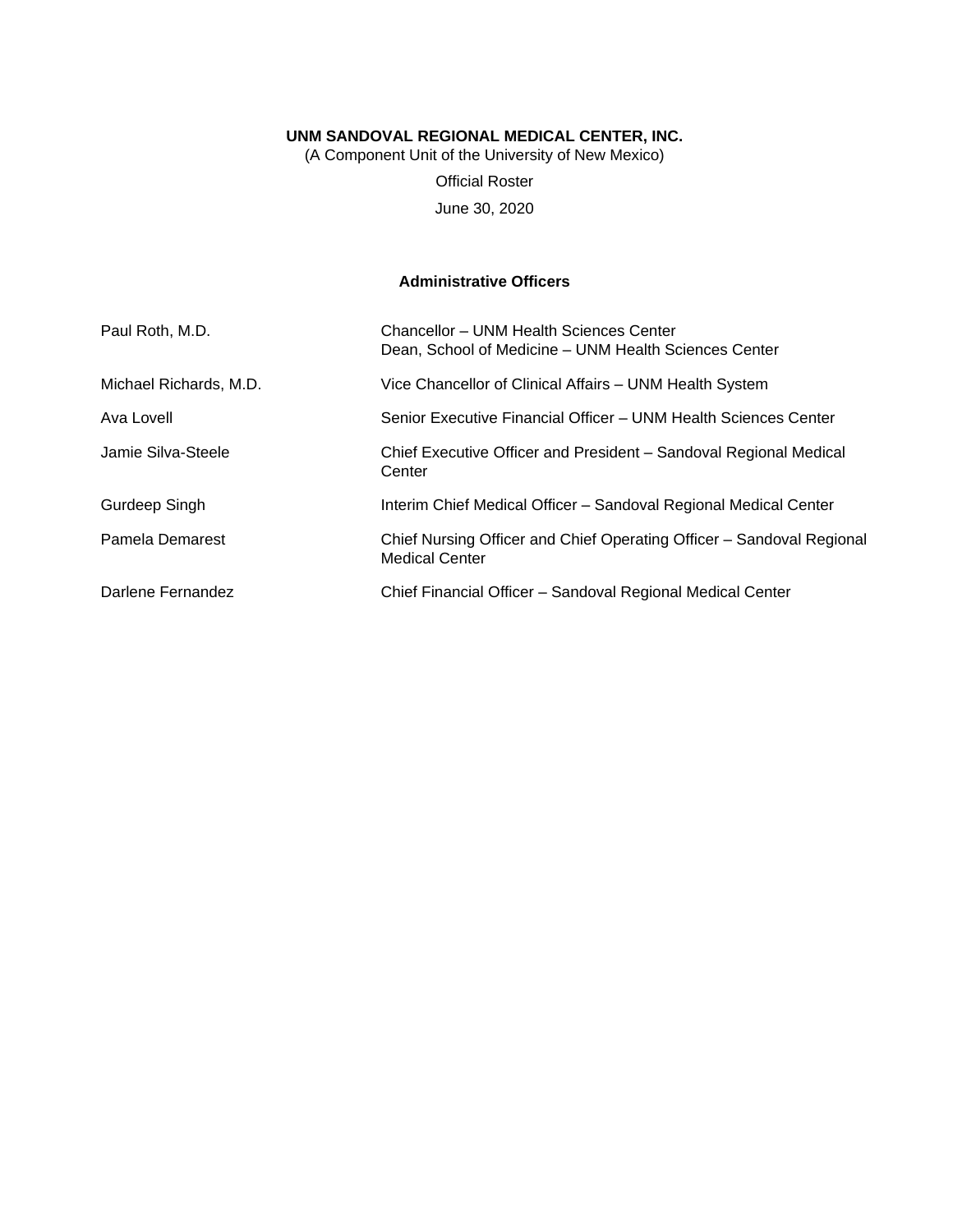**UNM SANDOVAL REGIONAL MEDICAL CENTER, INC.**

(A Component Unit of the University of New Mexico)

Official Roster

June 30, 2020

## Administrative Officers

| | |
|---|---|
| Paul Roth, M.D. | Chancellor – UNM Health Sciences Center<br>Dean, School of Medicine – UNM Health Sciences Center |
| Michael Richards, M.D. | Vice Chancellor of Clinical Affairs – UNM Health System |
| Ava Lovell | Senior Executive Financial Officer – UNM Health Sciences Center |
| Jamie Silva-Steele | Chief Executive Officer and President – Sandoval Regional Medical Center |
| Gurdeep Singh | Interim Chief Medical Officer – Sandoval Regional Medical Center |
| Pamela Demarest | Chief Nursing Officer and Chief Operating Officer – Sandoval Regional Medical Center |
| Darlene Fernandez | Chief Financial Officer – Sandoval Regional Medical Center |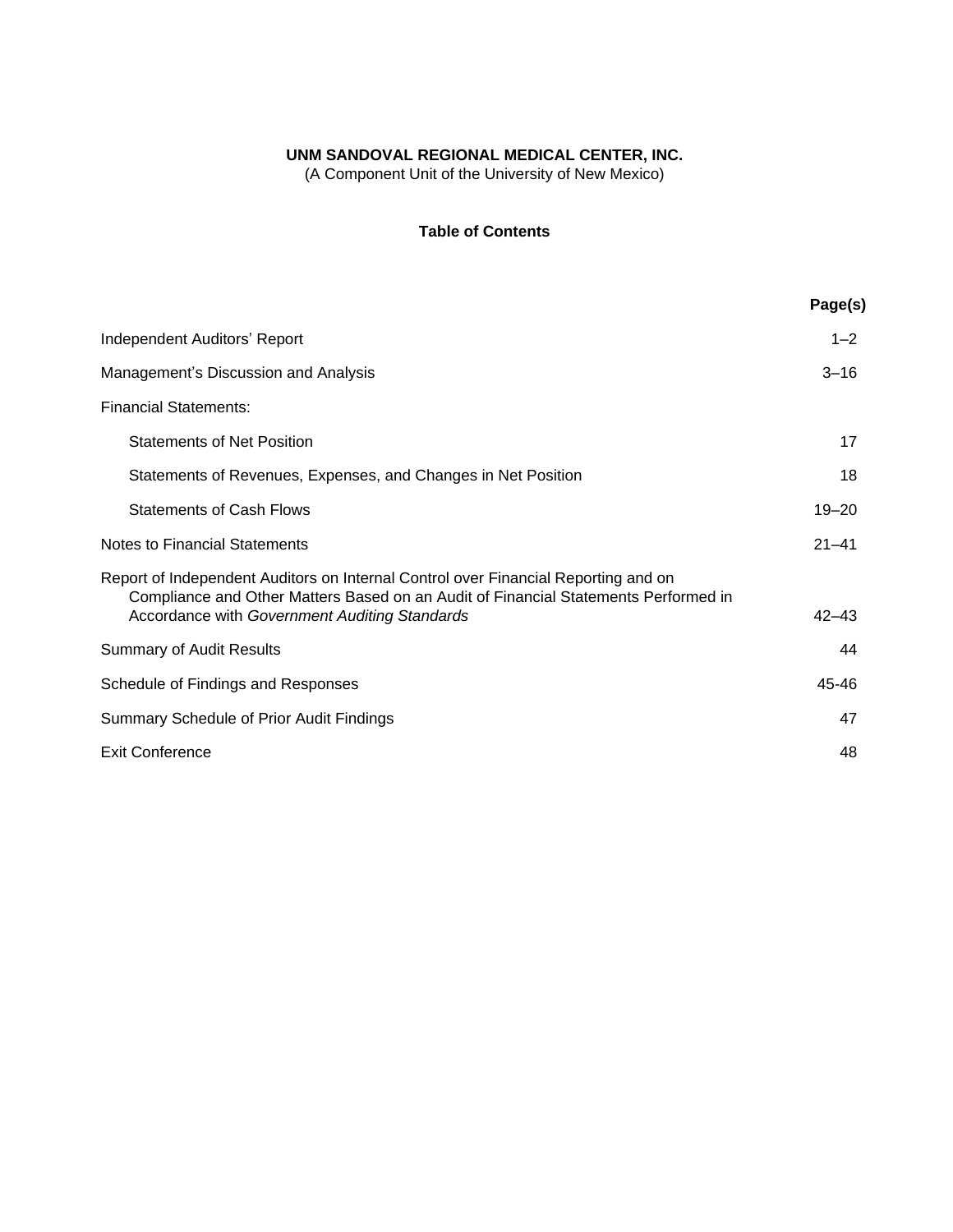**UNM SANDOVAL REGIONAL MEDICAL CENTER, INC.**
(A Component Unit of the University of New Mexico)

**Table of Contents**

| | Page(s) |
|---|---|
| Independent Auditors' Report | 1–2 |
| Management's Discussion and Analysis | 3–16 |
| Financial Statements: | |
| Statements of Net Position | 17 |
| Statements of Revenues, Expenses, and Changes in Net Position | 18 |
| Statements of Cash Flows | 19–20 |
| Notes to Financial Statements | 21–41 |
| Report of Independent Auditors on Internal Control over Financial Reporting and on Compliance and Other Matters Based on an Audit of Financial Statements Performed in Accordance with *Government Auditing Standards* | 42–43 |
| Summary of Audit Results | 44 |
| Schedule of Findings and Responses | 45-46 |
| Summary Schedule of Prior Audit Findings | 47 |
| Exit Conference | 48 |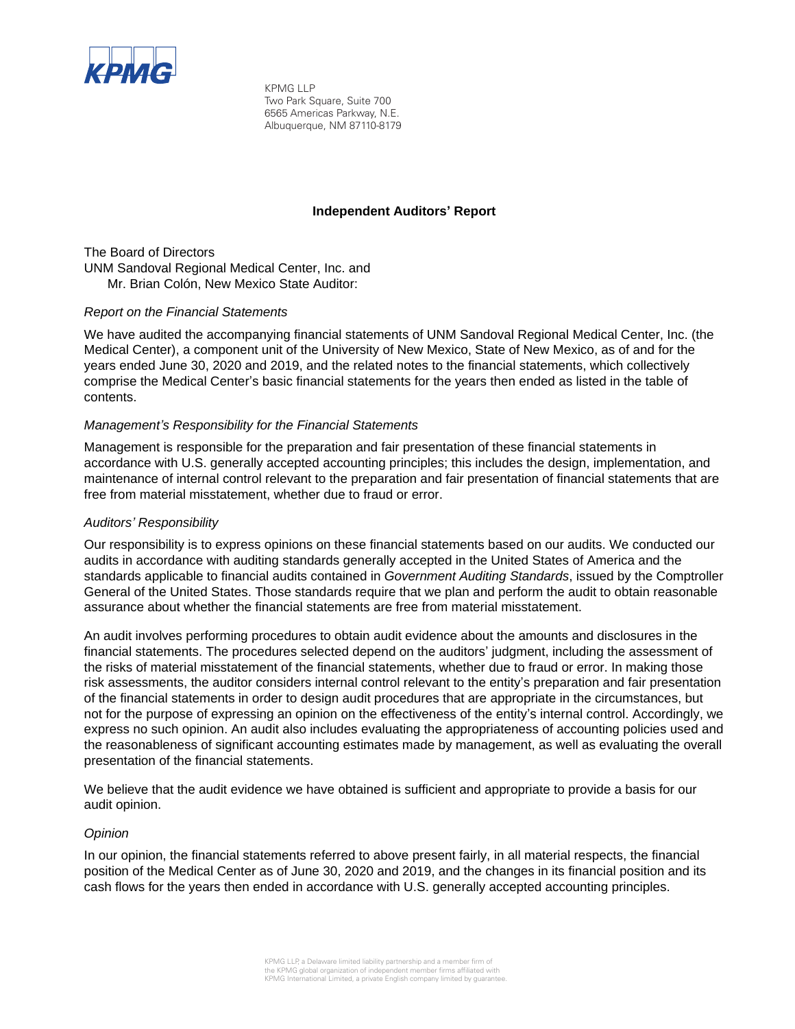KPMG

KPMG LLP
Two Park Square, Suite 700
6565 Americas Parkway, N.E.
Albuquerque, NM 87110-8179

**Independent Auditors' Report**

The Board of Directors
UNM Sandoval Regional Medical Center, Inc. and
Mr. Brian Colón, New Mexico State Auditor:

*Report on the Financial Statements*

We have audited the accompanying financial statements of UNM Sandoval Regional Medical Center, Inc. (the Medical Center), a component unit of the University of New Mexico, State of New Mexico, as of and for the years ended June 30, 2020 and 2019, and the related notes to the financial statements, which collectively comprise the Medical Center's basic financial statements for the years then ended as listed in the table of contents.

*Management's Responsibility for the Financial Statements*

Management is responsible for the preparation and fair presentation of these financial statements in accordance with U.S. generally accepted accounting principles; this includes the design, implementation, and maintenance of internal control relevant to the preparation and fair presentation of financial statements that are free from material misstatement, whether due to fraud or error.

*Auditors' Responsibility*

Our responsibility is to express opinions on these financial statements based on our audits. We conducted our audits in accordance with auditing standards generally accepted in the United States of America and the standards applicable to financial audits contained in *Government Auditing Standards*, issued by the Comptroller General of the United States. Those standards require that we plan and perform the audit to obtain reasonable assurance about whether the financial statements are free from material misstatement.

An audit involves performing procedures to obtain audit evidence about the amounts and disclosures in the financial statements. The procedures selected depend on the auditors' judgment, including the assessment of the risks of material misstatement of the financial statements, whether due to fraud or error. In making those risk assessments, the auditor considers internal control relevant to the entity's preparation and fair presentation of the financial statements in order to design audit procedures that are appropriate in the circumstances, but not for the purpose of expressing an opinion on the effectiveness of the entity's internal control. Accordingly, we express no such opinion. An audit also includes evaluating the appropriateness of accounting policies used and the reasonableness of significant accounting estimates made by management, as well as evaluating the overall presentation of the financial statements.

We believe that the audit evidence we have obtained is sufficient and appropriate to provide a basis for our audit opinion.

*Opinion*

In our opinion, the financial statements referred to above present fairly, in all material respects, the financial position of the Medical Center as of June 30, 2020 and 2019, and the changes in its financial position and its cash flows for the years then ended in accordance with U.S. generally accepted accounting principles.

KPMG LLP, a Delaware limited liability partnership and a member firm of the KPMG global organization of independent member firms affiliated with KPMG International Limited, a private English company limited by guarantee.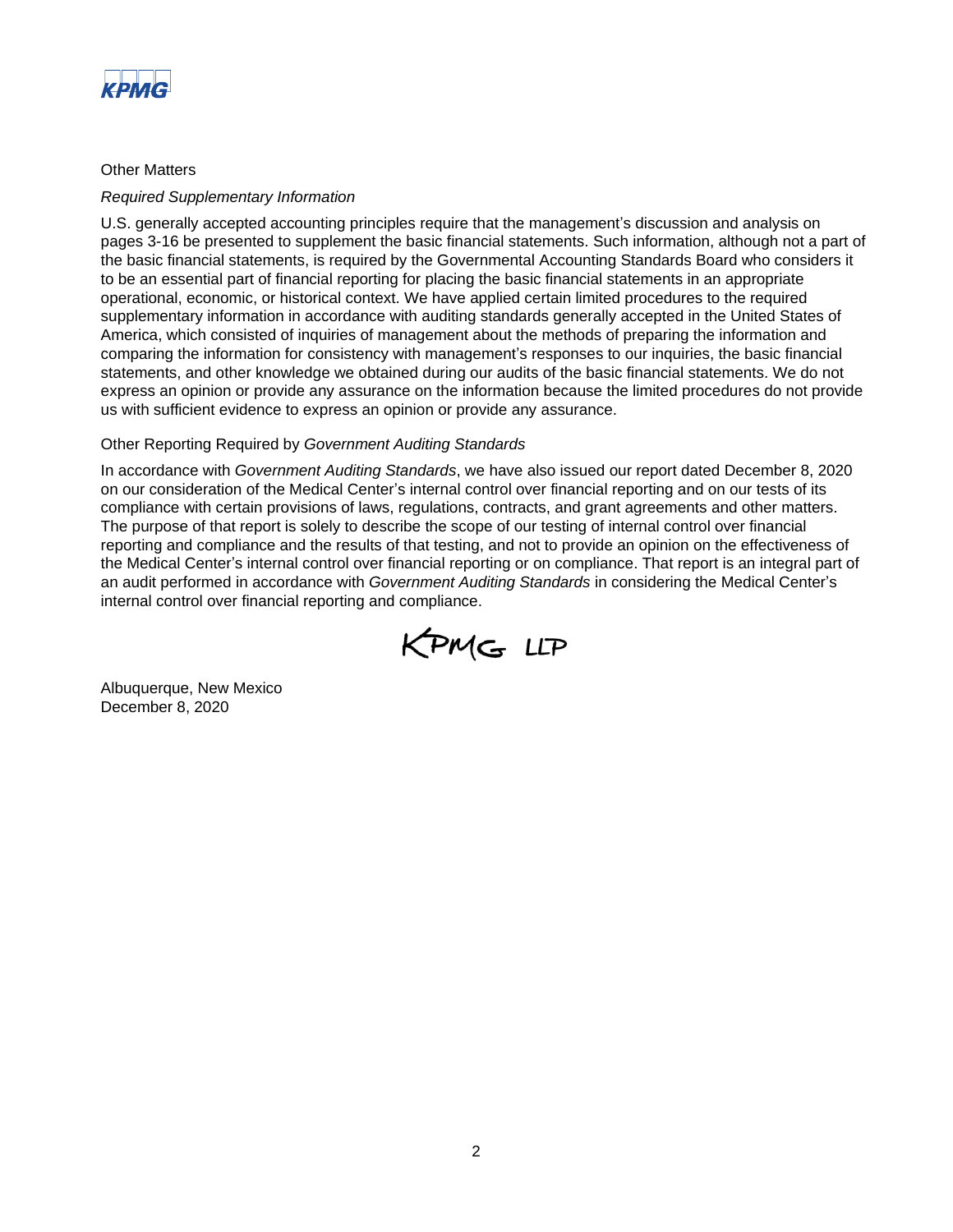### Other Matters

#### *Required Supplementary Information*

U.S. generally accepted accounting principles require that the management's discussion and analysis on pages 3-16 be presented to supplement the basic financial statements. Such information, although not a part of the basic financial statements, is required by the Governmental Accounting Standards Board who considers it to be an essential part of financial reporting for placing the basic financial statements in an appropriate operational, economic, or historical context. We have applied certain limited procedures to the required supplementary information in accordance with auditing standards generally accepted in the United States of America, which consisted of inquiries of management about the methods of preparing the information and comparing the information for consistency with management's responses to our inquiries, the basic financial statements, and other knowledge we obtained during our audits of the basic financial statements. We do not express an opinion or provide any assurance on the information because the limited procedures do not provide us with sufficient evidence to express an opinion or provide any assurance.

### Other Reporting Required by *Government Auditing Standards*

In accordance with *Government Auditing Standards*, we have also issued our report dated December 8, 2020 on our consideration of the Medical Center's internal control over financial reporting and on our tests of its compliance with certain provisions of laws, regulations, contracts, and grant agreements and other matters. The purpose of that report is solely to describe the scope of our testing of internal control over financial reporting and compliance and the results of that testing, and not to provide an opinion on the effectiveness of the Medical Center's internal control over financial reporting or on compliance. That report is an integral part of an audit performed in accordance with *Government Auditing Standards* in considering the Medical Center's internal control over financial reporting and compliance.

KPMG LLP

Albuquerque, New Mexico
December 8, 2020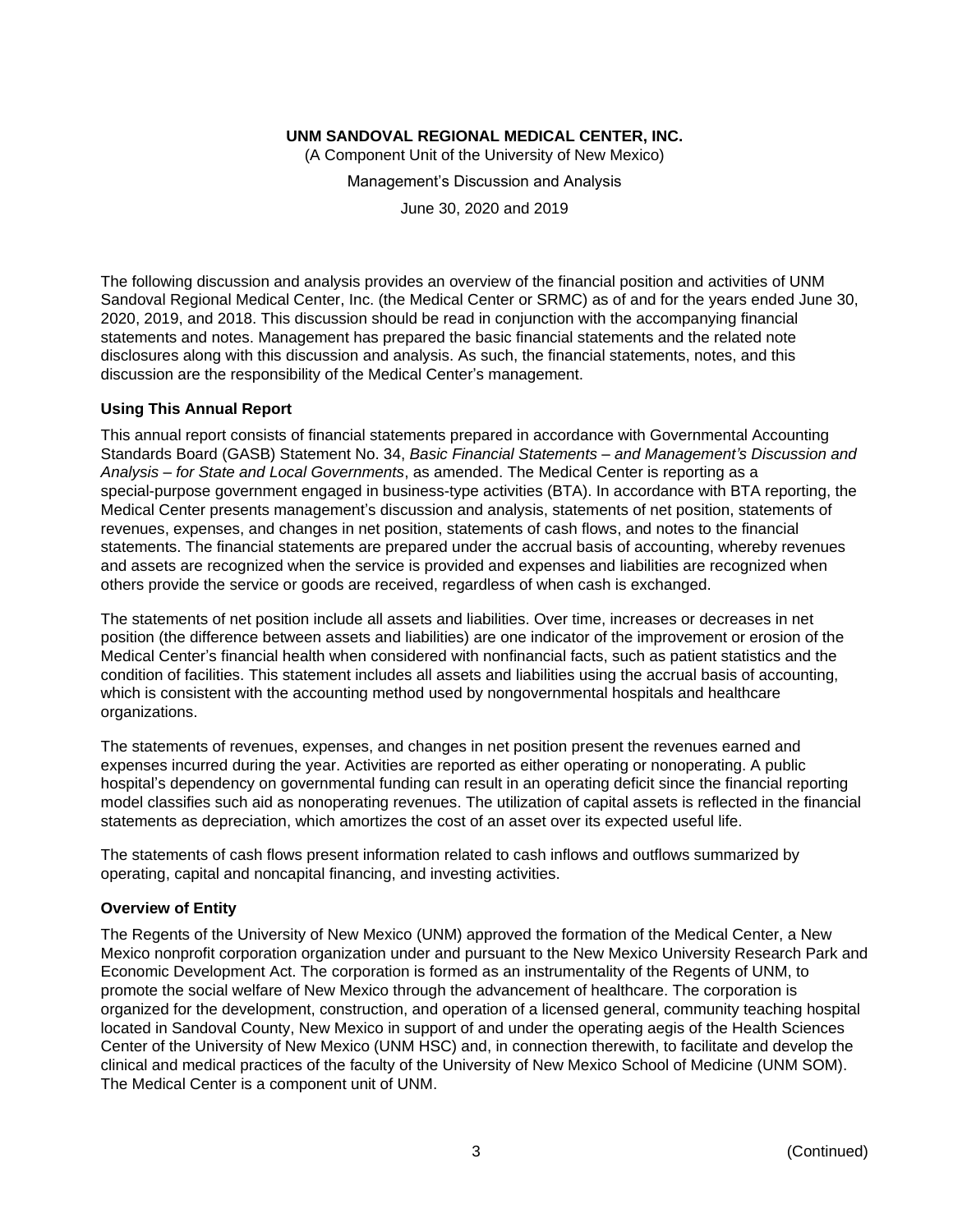**UNM SANDOVAL REGIONAL MEDICAL CENTER, INC.**

(A Component Unit of the University of New Mexico)

Management's Discussion and Analysis

June 30, 2020 and 2019

The following discussion and analysis provides an overview of the financial position and activities of UNM Sandoval Regional Medical Center, Inc. (the Medical Center or SRMC) as of and for the years ended June 30, 2020, 2019, and 2018. This discussion should be read in conjunction with the accompanying financial statements and notes. Management has prepared the basic financial statements and the related note disclosures along with this discussion and analysis. As such, the financial statements, notes, and this discussion are the responsibility of the Medical Center's management.

### Using This Annual Report

This annual report consists of financial statements prepared in accordance with Governmental Accounting Standards Board (GASB) Statement No. 34, *Basic Financial Statements – and Management's Discussion and Analysis – for State and Local Governments*, as amended. The Medical Center is reporting as a special-purpose government engaged in business-type activities (BTA). In accordance with BTA reporting, the Medical Center presents management's discussion and analysis, statements of net position, statements of revenues, expenses, and changes in net position, statements of cash flows, and notes to the financial statements. The financial statements are prepared under the accrual basis of accounting, whereby revenues and assets are recognized when the service is provided and expenses and liabilities are recognized when others provide the service or goods are received, regardless of when cash is exchanged.

The statements of net position include all assets and liabilities. Over time, increases or decreases in net position (the difference between assets and liabilities) are one indicator of the improvement or erosion of the Medical Center's financial health when considered with nonfinancial facts, such as patient statistics and the condition of facilities. This statement includes all assets and liabilities using the accrual basis of accounting, which is consistent with the accounting method used by nongovernmental hospitals and healthcare organizations.

The statements of revenues, expenses, and changes in net position present the revenues earned and expenses incurred during the year. Activities are reported as either operating or nonoperating. A public hospital's dependency on governmental funding can result in an operating deficit since the financial reporting model classifies such aid as nonoperating revenues. The utilization of capital assets is reflected in the financial statements as depreciation, which amortizes the cost of an asset over its expected useful life.

The statements of cash flows present information related to cash inflows and outflows summarized by operating, capital and noncapital financing, and investing activities.

### Overview of Entity

The Regents of the University of New Mexico (UNM) approved the formation of the Medical Center, a New Mexico nonprofit corporation organization under and pursuant to the New Mexico University Research Park and Economic Development Act. The corporation is formed as an instrumentality of the Regents of UNM, to promote the social welfare of New Mexico through the advancement of healthcare. The corporation is organized for the development, construction, and operation of a licensed general, community teaching hospital located in Sandoval County, New Mexico in support of and under the operating aegis of the Health Sciences Center of the University of New Mexico (UNM HSC) and, in connection therewith, to facilitate and develop the clinical and medical practices of the faculty of the University of New Mexico School of Medicine (UNM SOM). The Medical Center is a component unit of UNM.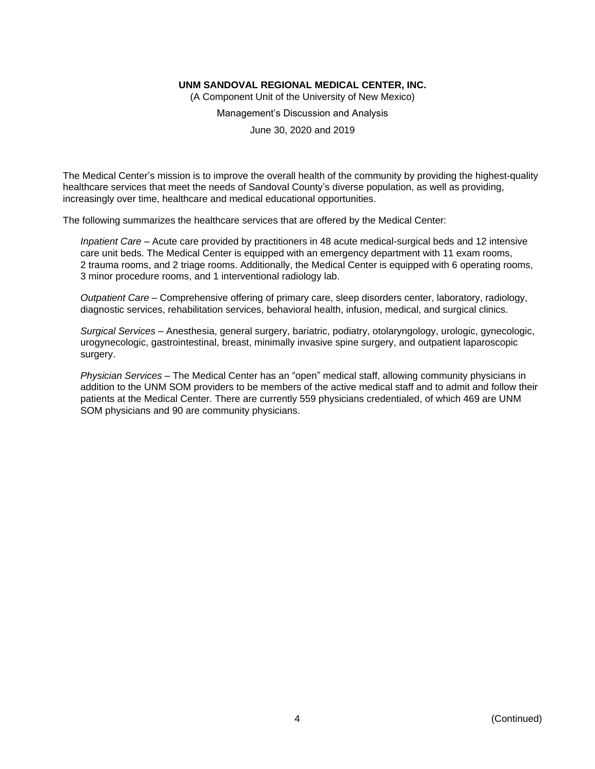The Medical Center's mission is to improve the overall health of the community by providing the highest-quality healthcare services that meet the needs of Sandoval County's diverse population, as well as providing, increasingly over time, healthcare and medical educational opportunities.

The following summarizes the healthcare services that are offered by the Medical Center:

*Inpatient Care* – Acute care provided by practitioners in 48 acute medical-surgical beds and 12 intensive care unit beds. The Medical Center is equipped with an emergency department with 11 exam rooms, 2 trauma rooms, and 2 triage rooms. Additionally, the Medical Center is equipped with 6 operating rooms, 3 minor procedure rooms, and 1 interventional radiology lab.

*Outpatient Care* – Comprehensive offering of primary care, sleep disorders center, laboratory, radiology, diagnostic services, rehabilitation services, behavioral health, infusion, medical, and surgical clinics.

*Surgical Services* – Anesthesia, general surgery, bariatric, podiatry, otolaryngology, urologic, gynecologic, urogynecologic, gastrointestinal, breast, minimally invasive spine surgery, and outpatient laparoscopic surgery.

*Physician Services* – The Medical Center has an "open" medical staff, allowing community physicians in addition to the UNM SOM providers to be members of the active medical staff and to admit and follow their patients at the Medical Center. There are currently 559 physicians credentialed, of which 469 are UNM SOM physicians and 90 are community physicians.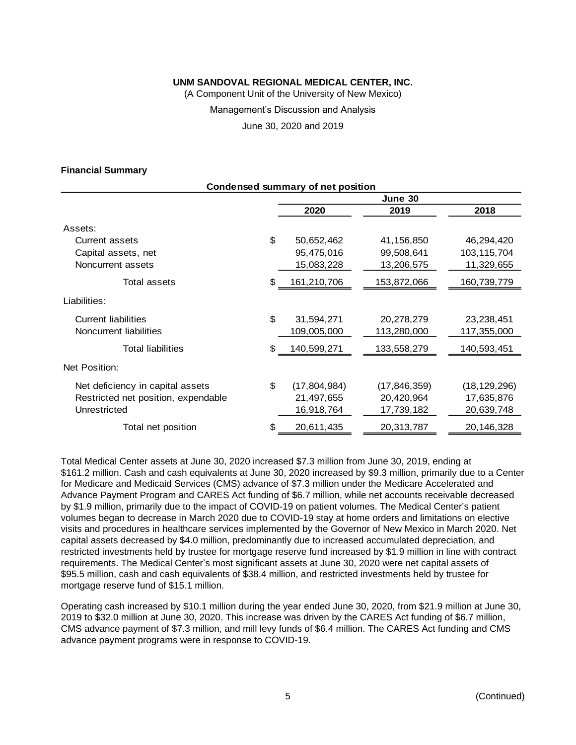**UNM SANDOVAL REGIONAL MEDICAL CENTER, INC.**

(A Component Unit of the University of New Mexico)

Management's Discussion and Analysis

June 30, 2020 and 2019

**Financial Summary**

**Condensed summary of net position**

| | | June 30 | |
|---|---|---|---|
| | **2020** | **2019** | **2018** |
| Assets: | | | |
| Current assets | $ 50,652,462 | 41,156,850 | 46,294,420 |
| Capital assets, net | 95,475,016 | 99,508,641 | 103,115,704 |
| Noncurrent assets | 15,083,228 | 13,206,575 | 11,329,655 |
| Total assets | $ 161,210,706 | 153,872,066 | 160,739,779 |
| Liabilities: | | | |
| Current liabilities | $ 31,594,271 | 20,278,279 | 23,238,451 |
| Noncurrent liabilities | 109,005,000 | 113,280,000 | 117,355,000 |
| Total liabilities | $ 140,599,271 | 133,558,279 | 140,593,451 |
| Net Position: | | | |
| Net deficiency in capital assets | $ (17,804,984) | (17,846,359) | (18,129,296) |
| Restricted net position, expendable | 21,497,655 | 20,420,964 | 17,635,876 |
| Unrestricted | 16,918,764 | 17,739,182 | 20,639,748 |
| Total net position | $ 20,611,435 | 20,313,787 | 20,146,328 |

Total Medical Center assets at June 30, 2020 increased $7.3 million from June 30, 2019, ending at $161.2 million. Cash and cash equivalents at June 30, 2020 increased by $9.3 million, primarily due to a Center for Medicare and Medicaid Services (CMS) advance of $7.3 million under the Medicare Accelerated and Advance Payment Program and CARES Act funding of $6.7 million, while net accounts receivable decreased by $1.9 million, primarily due to the impact of COVID-19 on patient volumes. The Medical Center's patient volumes began to decrease in March 2020 due to COVID-19 stay at home orders and limitations on elective visits and procedures in healthcare services implemented by the Governor of New Mexico in March 2020. Net capital assets decreased by $4.0 million, predominantly due to increased accumulated depreciation, and restricted investments held by trustee for mortgage reserve fund increased by $1.9 million in line with contract requirements. The Medical Center's most significant assets at June 30, 2020 were net capital assets of $95.5 million, cash and cash equivalents of $38.4 million, and restricted investments held by trustee for mortgage reserve fund of $15.1 million.

Operating cash increased by $10.1 million during the year ended June 30, 2020, from $21.9 million at June 30, 2019 to $32.0 million at June 30, 2020. This increase was driven by the CARES Act funding of $6.7 million, CMS advance payment of $7.3 million, and mill levy funds of $6.4 million. The CARES Act funding and CMS advance payment programs were in response to COVID-19.

(Continued)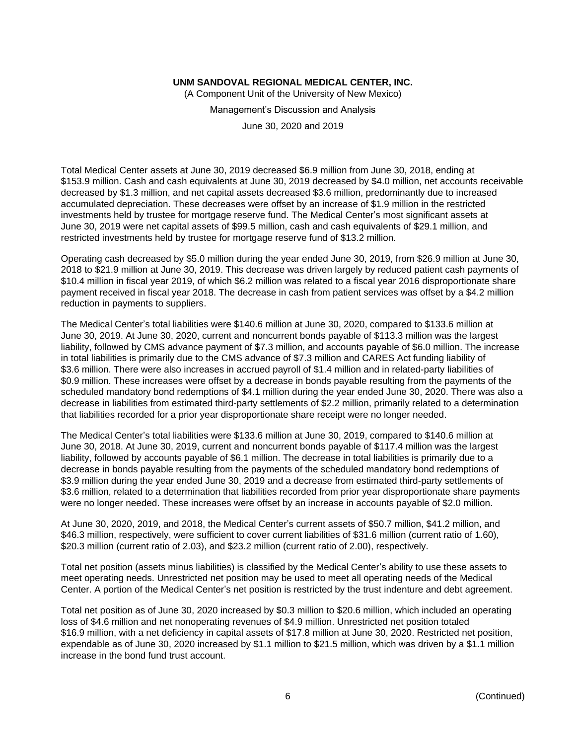Total Medical Center assets at June 30, 2019 decreased $6.9 million from June 30, 2018, ending at $153.9 million. Cash and cash equivalents at June 30, 2019 decreased by $4.0 million, net accounts receivable decreased by $1.3 million, and net capital assets decreased $3.6 million, predominantly due to increased accumulated depreciation. These decreases were offset by an increase of $1.9 million in the restricted investments held by trustee for mortgage reserve fund. The Medical Center's most significant assets at June 30, 2019 were net capital assets of $99.5 million, cash and cash equivalents of $29.1 million, and restricted investments held by trustee for mortgage reserve fund of $13.2 million.

Operating cash decreased by $5.0 million during the year ended June 30, 2019, from $26.9 million at June 30, 2018 to $21.9 million at June 30, 2019. This decrease was driven largely by reduced patient cash payments of $10.4 million in fiscal year 2019, of which $6.2 million was related to a fiscal year 2016 disproportionate share payment received in fiscal year 2018. The decrease in cash from patient services was offset by a $4.2 million reduction in payments to suppliers.

The Medical Center's total liabilities were $140.6 million at June 30, 2020, compared to $133.6 million at June 30, 2019. At June 30, 2020, current and noncurrent bonds payable of $113.3 million was the largest liability, followed by CMS advance payment of $7.3 million, and accounts payable of $6.0 million. The increase in total liabilities is primarily due to the CMS advance of $7.3 million and CARES Act funding liability of $3.6 million. There were also increases in accrued payroll of $1.4 million and in related-party liabilities of $0.9 million. These increases were offset by a decrease in bonds payable resulting from the payments of the scheduled mandatory bond redemptions of $4.1 million during the year ended June 30, 2020. There was also a decrease in liabilities from estimated third-party settlements of $2.2 million, primarily related to a determination that liabilities recorded for a prior year disproportionate share receipt were no longer needed.

The Medical Center's total liabilities were $133.6 million at June 30, 2019, compared to $140.6 million at June 30, 2018. At June 30, 2019, current and noncurrent bonds payable of $117.4 million was the largest liability, followed by accounts payable of $6.1 million. The decrease in total liabilities is primarily due to a decrease in bonds payable resulting from the payments of the scheduled mandatory bond redemptions of $3.9 million during the year ended June 30, 2019 and a decrease from estimated third-party settlements of $3.6 million, related to a determination that liabilities recorded from prior year disproportionate share payments were no longer needed. These increases were offset by an increase in accounts payable of $2.0 million.

At June 30, 2020, 2019, and 2018, the Medical Center's current assets of $50.7 million, $41.2 million, and $46.3 million, respectively, were sufficient to cover current liabilities of $31.6 million (current ratio of 1.60), $20.3 million (current ratio of 2.03), and $23.2 million (current ratio of 2.00), respectively.

Total net position (assets minus liabilities) is classified by the Medical Center's ability to use these assets to meet operating needs. Unrestricted net position may be used to meet all operating needs of the Medical Center. A portion of the Medical Center's net position is restricted by the trust indenture and debt agreement.

Total net position as of June 30, 2020 increased by $0.3 million to $20.6 million, which included an operating loss of $4.6 million and net nonoperating revenues of $4.9 million. Unrestricted net position totaled $16.9 million, with a net deficiency in capital assets of $17.8 million at June 30, 2020. Restricted net position, expendable as of June 30, 2020 increased by $1.1 million to $21.5 million, which was driven by a $1.1 million increase in the bond fund trust account.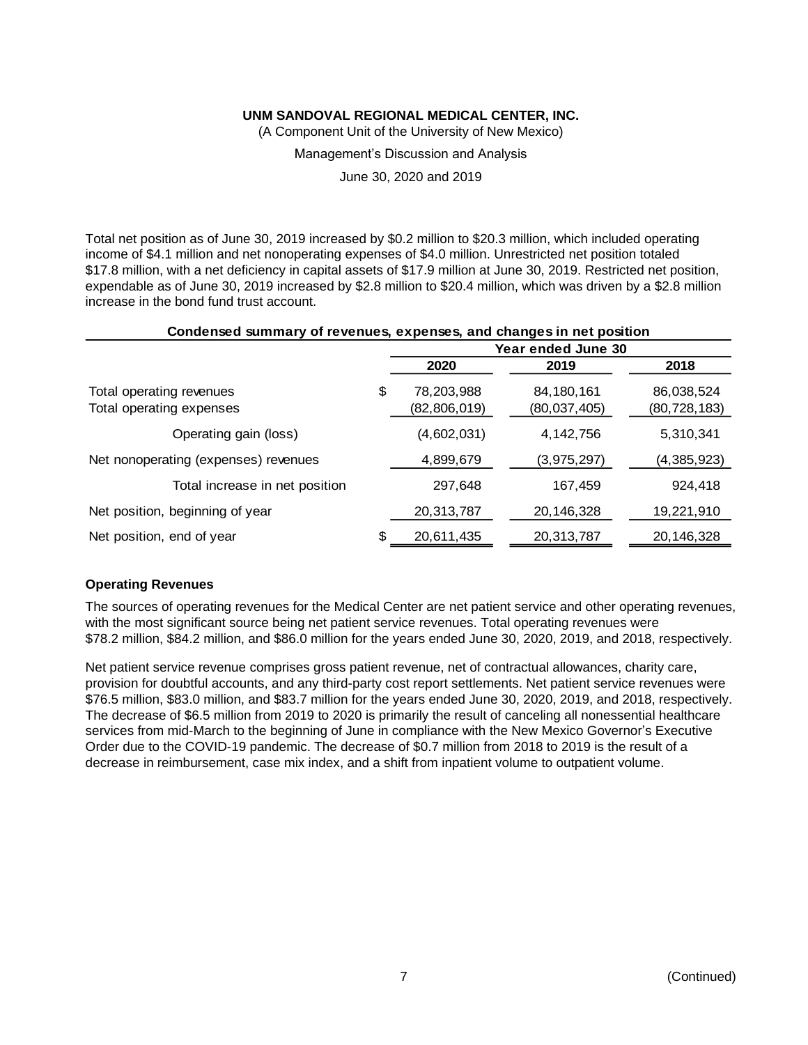Total net position as of June 30, 2019 increased by \$0.2 million to \$20.3 million, which included operating income of \$4.1 million and net nonoperating expenses of \$4.0 million. Unrestricted net position totaled \$17.8 million, with a net deficiency in capital assets of \$17.9 million at June 30, 2019. Restricted net position, expendable as of June 30, 2019 increased by \$2.8 million to \$20.4 million, which was driven by a \$2.8 million increase in the bond fund trust account.

**Condensed summary of revenues, expenses, and changes in net position**

| | Year ended June 30 | | |
|---|---|---|---|
| | 2020 | 2019 | 2018 |
| Total operating revenues | $ 78,203,988 | 84,180,161 | 86,038,524 |
| Total operating expenses | (82,806,019) | (80,037,405) | (80,728,183) |
| Operating gain (loss) | (4,602,031) | 4,142,756 | 5,310,341 |
| Net nonoperating (expenses) revenues | 4,899,679 | (3,975,297) | (4,385,923) |
| Total increase in net position | 297,648 | 167,459 | 924,418 |
| Net position, beginning of year | 20,313,787 | 20,146,328 | 19,221,910 |
| Net position, end of year | $ 20,611,435 | 20,313,787 | 20,146,328 |

### Operating Revenues

The sources of operating revenues for the Medical Center are net patient service and other operating revenues, with the most significant source being net patient service revenues. Total operating revenues were \$78.2 million, \$84.2 million, and \$86.0 million for the years ended June 30, 2020, 2019, and 2018, respectively.

Net patient service revenue comprises gross patient revenue, net of contractual allowances, charity care, provision for doubtful accounts, and any third-party cost report settlements. Net patient service revenues were \$76.5 million, \$83.0 million, and \$83.7 million for the years ended June 30, 2020, 2019, and 2018, respectively. The decrease of \$6.5 million from 2019 to 2020 is primarily the result of canceling all nonessential healthcare services from mid-March to the beginning of June in compliance with the New Mexico Governor's Executive Order due to the COVID-19 pandemic. The decrease of \$0.7 million from 2018 to 2019 is the result of a decrease in reimbursement, case mix index, and a shift from inpatient volume to outpatient volume.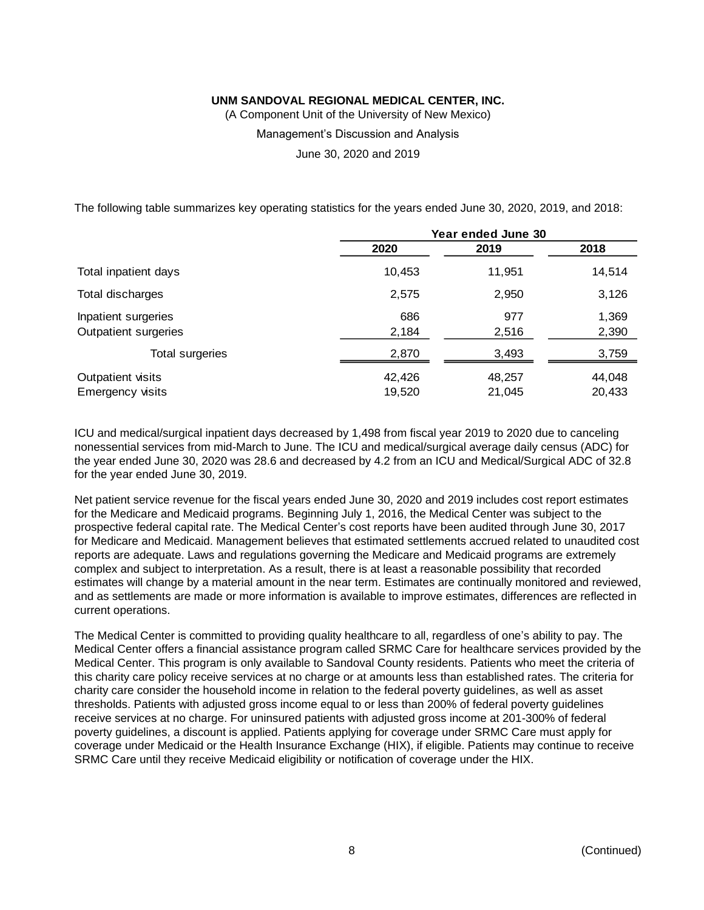The following table summarizes key operating statistics for the years ended June 30, 2020, 2019, and 2018:

| | Year ended June 30 | | |
|---|---|---|---|
| | 2020 | 2019 | 2018 |
| Total inpatient days | 10,453 | 11,951 | 14,514 |
| Total discharges | 2,575 | 2,950 | 3,126 |
| Inpatient surgeries | 686 | 977 | 1,369 |
| Outpatient surgeries | 2,184 | 2,516 | 2,390 |
| Total surgeries | 2,870 | 3,493 | 3,759 |
| Outpatient visits | 42,426 | 48,257 | 44,048 |
| Emergency visits | 19,520 | 21,045 | 20,433 |

ICU and medical/surgical inpatient days decreased by 1,498 from fiscal year 2019 to 2020 due to canceling nonessential services from mid-March to June. The ICU and medical/surgical average daily census (ADC) for the year ended June 30, 2020 was 28.6 and decreased by 4.2 from an ICU and Medical/Surgical ADC of 32.8 for the year ended June 30, 2019.

Net patient service revenue for the fiscal years ended June 30, 2020 and 2019 includes cost report estimates for the Medicare and Medicaid programs. Beginning July 1, 2016, the Medical Center was subject to the prospective federal capital rate. The Medical Center's cost reports have been audited through June 30, 2017 for Medicare and Medicaid. Management believes that estimated settlements accrued related to unaudited cost reports are adequate. Laws and regulations governing the Medicare and Medicaid programs are extremely complex and subject to interpretation. As a result, there is at least a reasonable possibility that recorded estimates will change by a material amount in the near term. Estimates are continually monitored and reviewed, and as settlements are made or more information is available to improve estimates, differences are reflected in current operations.

The Medical Center is committed to providing quality healthcare to all, regardless of one's ability to pay. The Medical Center offers a financial assistance program called SRMC Care for healthcare services provided by the Medical Center. This program is only available to Sandoval County residents. Patients who meet the criteria of this charity care policy receive services at no charge or at amounts less than established rates. The criteria for charity care consider the household income in relation to the federal poverty guidelines, as well as asset thresholds. Patients with adjusted gross income equal to or less than 200% of federal poverty guidelines receive services at no charge. For uninsured patients with adjusted gross income at 201-300% of federal poverty guidelines, a discount is applied. Patients applying for coverage under SRMC Care must apply for coverage under Medicaid or the Health Insurance Exchange (HIX), if eligible. Patients may continue to receive SRMC Care until they receive Medicaid eligibility or notification of coverage under the HIX.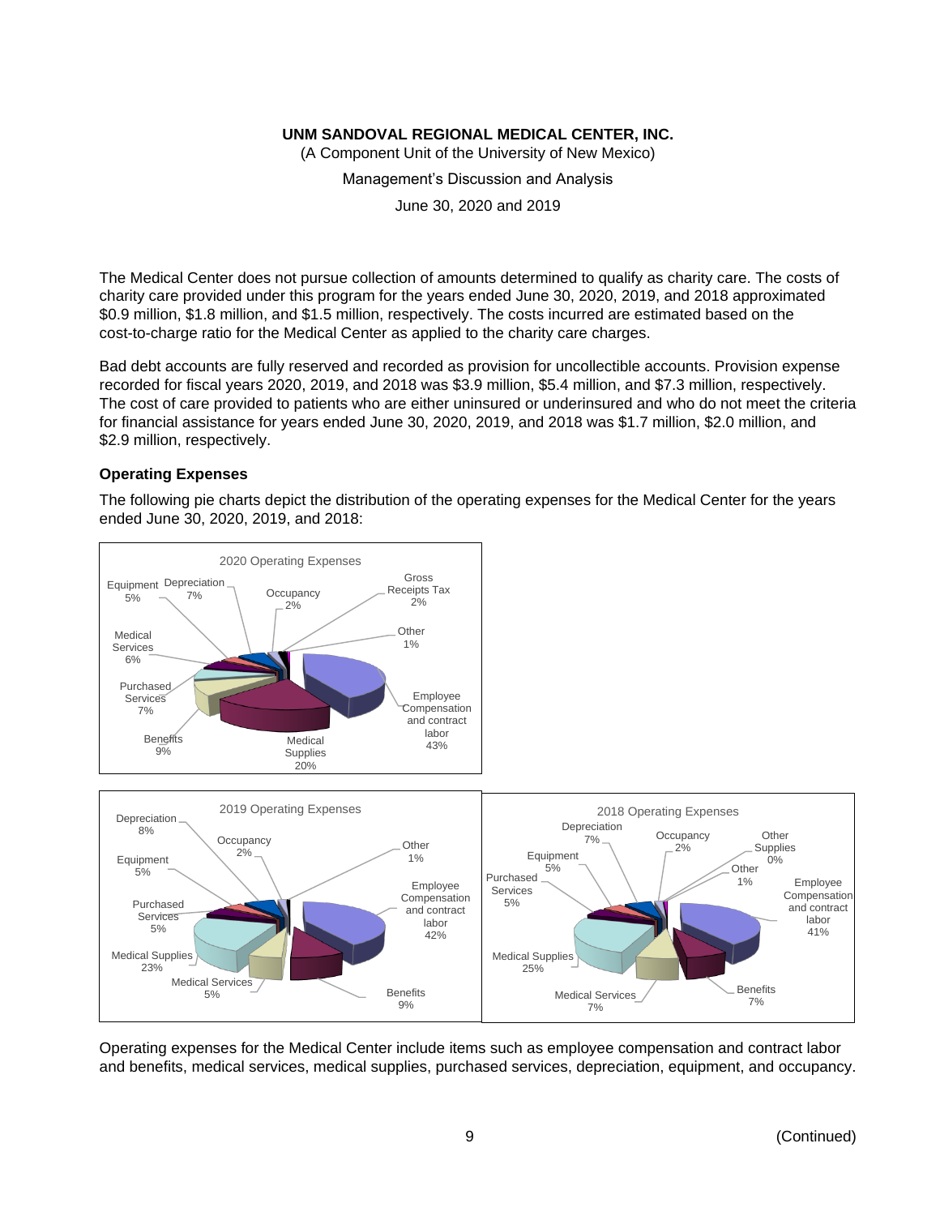The Medical Center does not pursue collection of amounts determined to qualify as charity care. The costs of charity care provided under this program for the years ended June 30, 2020, 2019, and 2018 approximated \$0.9 million, \$1.8 million, and \$1.5 million, respectively. The costs incurred are estimated based on the cost-to-charge ratio for the Medical Center as applied to the charity care charges.

Bad debt accounts are fully reserved and recorded as provision for uncollectible accounts. Provision expense recorded for fiscal years 2020, 2019, and 2018 was \$3.9 million, \$5.4 million, and \$7.3 million, respectively. The cost of care provided to patients who are either uninsured or underinsured and who do not meet the criteria for financial assistance for years ended June 30, 2020, 2019, and 2018 was \$1.7 million, \$2.0 million, and \$2.9 million, respectively.

### Operating Expenses

The following pie charts depict the distribution of the operating expenses for the Medical Center for the years ended June 30, 2020, 2019, and 2018:

**2020 Operating Expenses**

- Employee Compensation and contract labor 43%
- Medical Supplies 20%
- Benefits 9%
- Purchased Services 7%
- Depreciation 7%
- Medical Services 6%
- Equipment 5%
- Occupancy 2%
- Gross Receipts Tax 2%
- Other 1%

**2019 Operating Expenses**

- Employee Compensation and contract labor 42%
- Medical Supplies 23%
- Benefits 9%
- Depreciation 8%
- Equipment 5%
- Purchased Services 5%
- Medical Services 5%
- Occupancy 2%
- Other 1%

**2018 Operating Expenses**

- Employee Compensation and contract labor 41%
- Medical Supplies 25%
- Benefits 7%
- Medical Services 7%
- Depreciation 7%
- Equipment 5%
- Purchased Services 5%
- Occupancy 2%
- Other 1%
- Other Supplies 0%

Operating expenses for the Medical Center include items such as employee compensation and contract labor and benefits, medical services, medical supplies, purchased services, depreciation, equipment, and occupancy.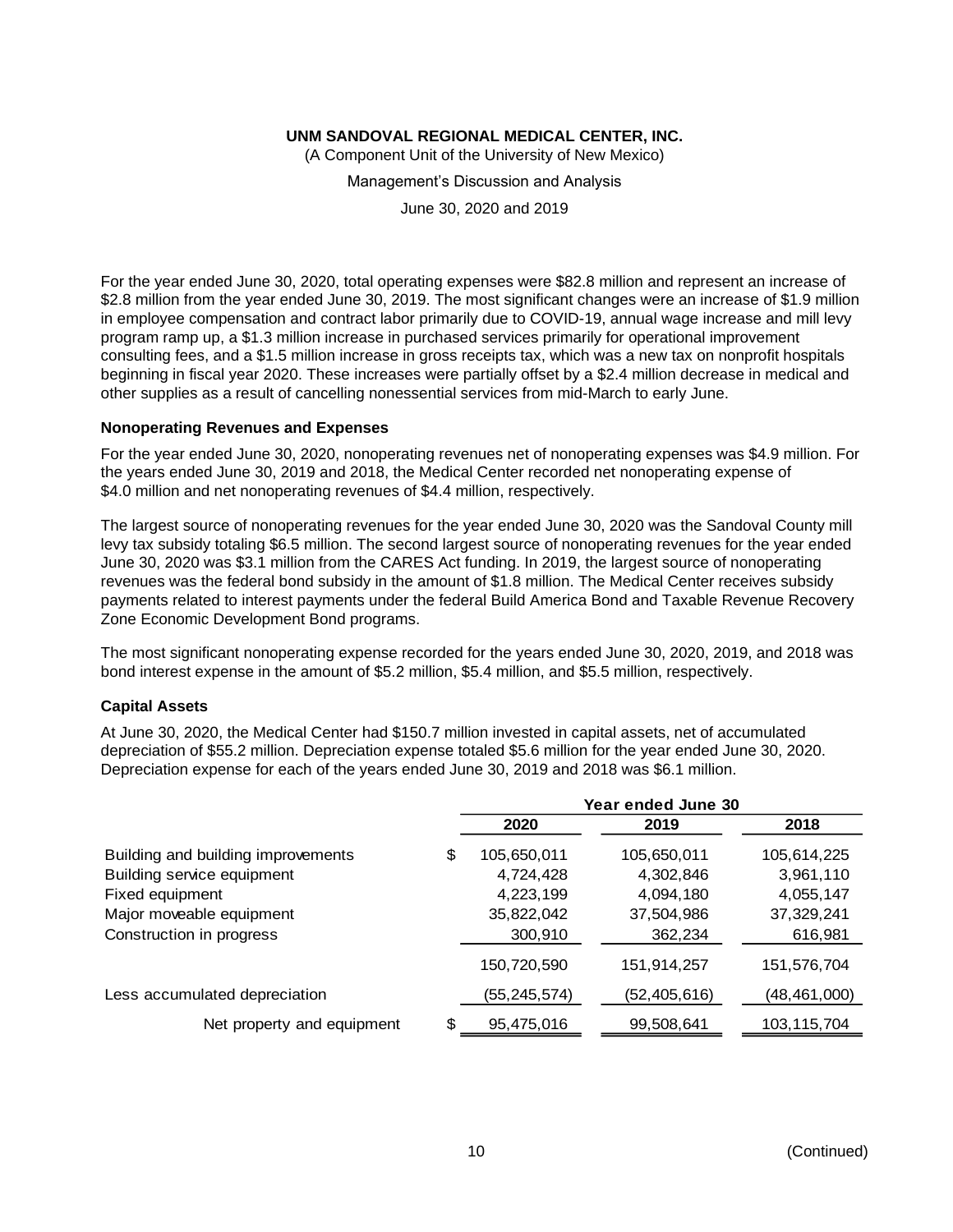For the year ended June 30, 2020, total operating expenses were $82.8 million and represent an increase of $2.8 million from the year ended June 30, 2019. The most significant changes were an increase of $1.9 million in employee compensation and contract labor primarily due to COVID-19, annual wage increase and mill levy program ramp up, a $1.3 million increase in purchased services primarily for operational improvement consulting fees, and a $1.5 million increase in gross receipts tax, which was a new tax on nonprofit hospitals beginning in fiscal year 2020. These increases were partially offset by a $2.4 million decrease in medical and other supplies as a result of cancelling nonessential services from mid-March to early June.

### Nonoperating Revenues and Expenses

For the year ended June 30, 2020, nonoperating revenues net of nonoperating expenses was $4.9 million. For the years ended June 30, 2019 and 2018, the Medical Center recorded net nonoperating expense of $4.0 million and net nonoperating revenues of $4.4 million, respectively.

The largest source of nonoperating revenues for the year ended June 30, 2020 was the Sandoval County mill levy tax subsidy totaling $6.5 million. The second largest source of nonoperating revenues for the year ended June 30, 2020 was $3.1 million from the CARES Act funding. In 2019, the largest source of nonoperating revenues was the federal bond subsidy in the amount of $1.8 million. The Medical Center receives subsidy payments related to interest payments under the federal Build America Bond and Taxable Revenue Recovery Zone Economic Development Bond programs.

The most significant nonoperating expense recorded for the years ended June 30, 2020, 2019, and 2018 was bond interest expense in the amount of $5.2 million, $5.4 million, and $5.5 million, respectively.

### Capital Assets

At June 30, 2020, the Medical Center had $150.7 million invested in capital assets, net of accumulated depreciation of $55.2 million. Depreciation expense totaled $5.6 million for the year ended June 30, 2020. Depreciation expense for each of the years ended June 30, 2019 and 2018 was $6.1 million.

| | Year ended June 30 | | |
|---|---|---|---|
| | **2020** | **2019** | **2018** |
| Building and building improvements | $ 105,650,011 | 105,650,011 | 105,614,225 |
| Building service equipment | 4,724,428 | 4,302,846 | 3,961,110 |
| Fixed equipment | 4,223,199 | 4,094,180 | 4,055,147 |
| Major moveable equipment | 35,822,042 | 37,504,986 | 37,329,241 |
| Construction in progress | 300,910 | 362,234 | 616,981 |
| | 150,720,590 | 151,914,257 | 151,576,704 |
| Less accumulated depreciation | (55,245,574) | (52,405,616) | (48,461,000) |
| Net property and equipment | $ 95,475,016 | 99,508,641 | 103,115,704 |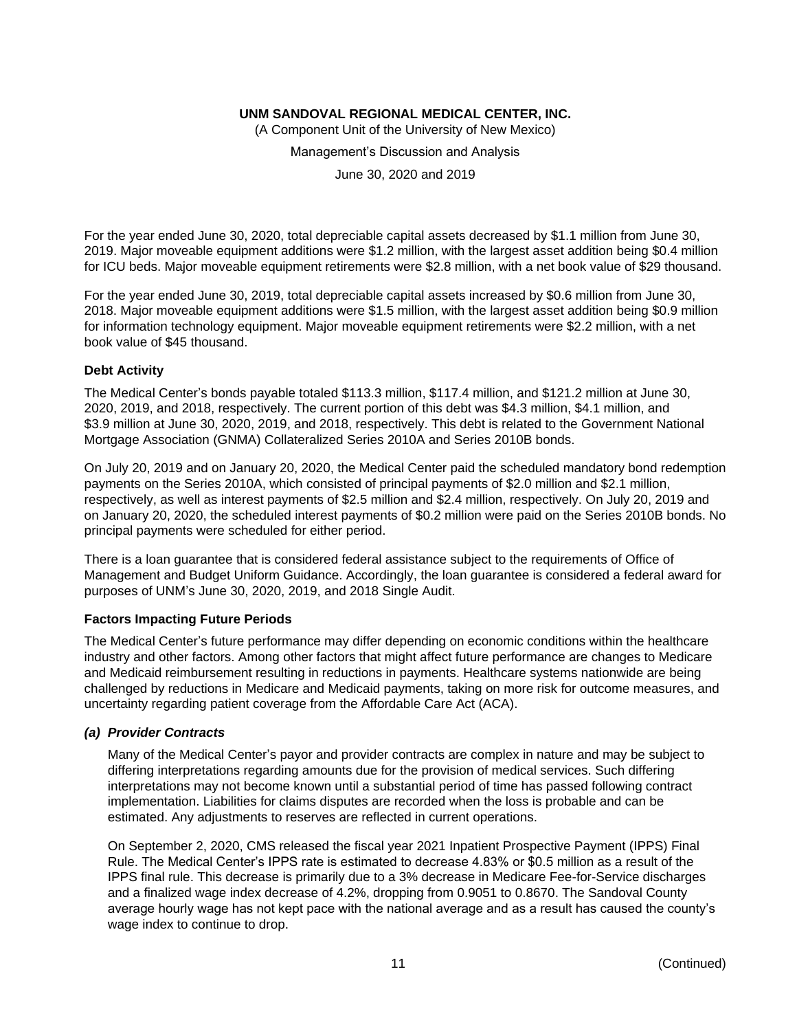For the year ended June 30, 2020, total depreciable capital assets decreased by $1.1 million from June 30, 2019. Major moveable equipment additions were $1.2 million, with the largest asset addition being $0.4 million for ICU beds. Major moveable equipment retirements were $2.8 million, with a net book value of $29 thousand.

For the year ended June 30, 2019, total depreciable capital assets increased by $0.6 million from June 30, 2018. Major moveable equipment additions were $1.5 million, with the largest asset addition being $0.9 million for information technology equipment. Major moveable equipment retirements were $2.2 million, with a net book value of $45 thousand.

**Debt Activity**

The Medical Center's bonds payable totaled $113.3 million, $117.4 million, and $121.2 million at June 30, 2020, 2019, and 2018, respectively. The current portion of this debt was $4.3 million, $4.1 million, and $3.9 million at June 30, 2020, 2019, and 2018, respectively. This debt is related to the Government National Mortgage Association (GNMA) Collateralized Series 2010A and Series 2010B bonds.

On July 20, 2019 and on January 20, 2020, the Medical Center paid the scheduled mandatory bond redemption payments on the Series 2010A, which consisted of principal payments of $2.0 million and $2.1 million, respectively, as well as interest payments of $2.5 million and $2.4 million, respectively. On July 20, 2019 and on January 20, 2020, the scheduled interest payments of $0.2 million were paid on the Series 2010B bonds. No principal payments were scheduled for either period.

There is a loan guarantee that is considered federal assistance subject to the requirements of Office of Management and Budget Uniform Guidance. Accordingly, the loan guarantee is considered a federal award for purposes of UNM's June 30, 2020, 2019, and 2018 Single Audit.

**Factors Impacting Future Periods**

The Medical Center's future performance may differ depending on economic conditions within the healthcare industry and other factors. Among other factors that might affect future performance are changes to Medicare and Medicaid reimbursement resulting in reductions in payments. Healthcare systems nationwide are being challenged by reductions in Medicare and Medicaid payments, taking on more risk for outcome measures, and uncertainty regarding patient coverage from the Affordable Care Act (ACA).

***(a) Provider Contracts***

Many of the Medical Center's payor and provider contracts are complex in nature and may be subject to differing interpretations regarding amounts due for the provision of medical services. Such differing interpretations may not become known until a substantial period of time has passed following contract implementation. Liabilities for claims disputes are recorded when the loss is probable and can be estimated. Any adjustments to reserves are reflected in current operations.

On September 2, 2020, CMS released the fiscal year 2021 Inpatient Prospective Payment (IPPS) Final Rule. The Medical Center's IPPS rate is estimated to decrease 4.83% or $0.5 million as a result of the IPPS final rule. This decrease is primarily due to a 3% decrease in Medicare Fee-for-Service discharges and a finalized wage index decrease of 4.2%, dropping from 0.9051 to 0.8670. The Sandoval County average hourly wage has not kept pace with the national average and as a result has caused the county's wage index to continue to drop.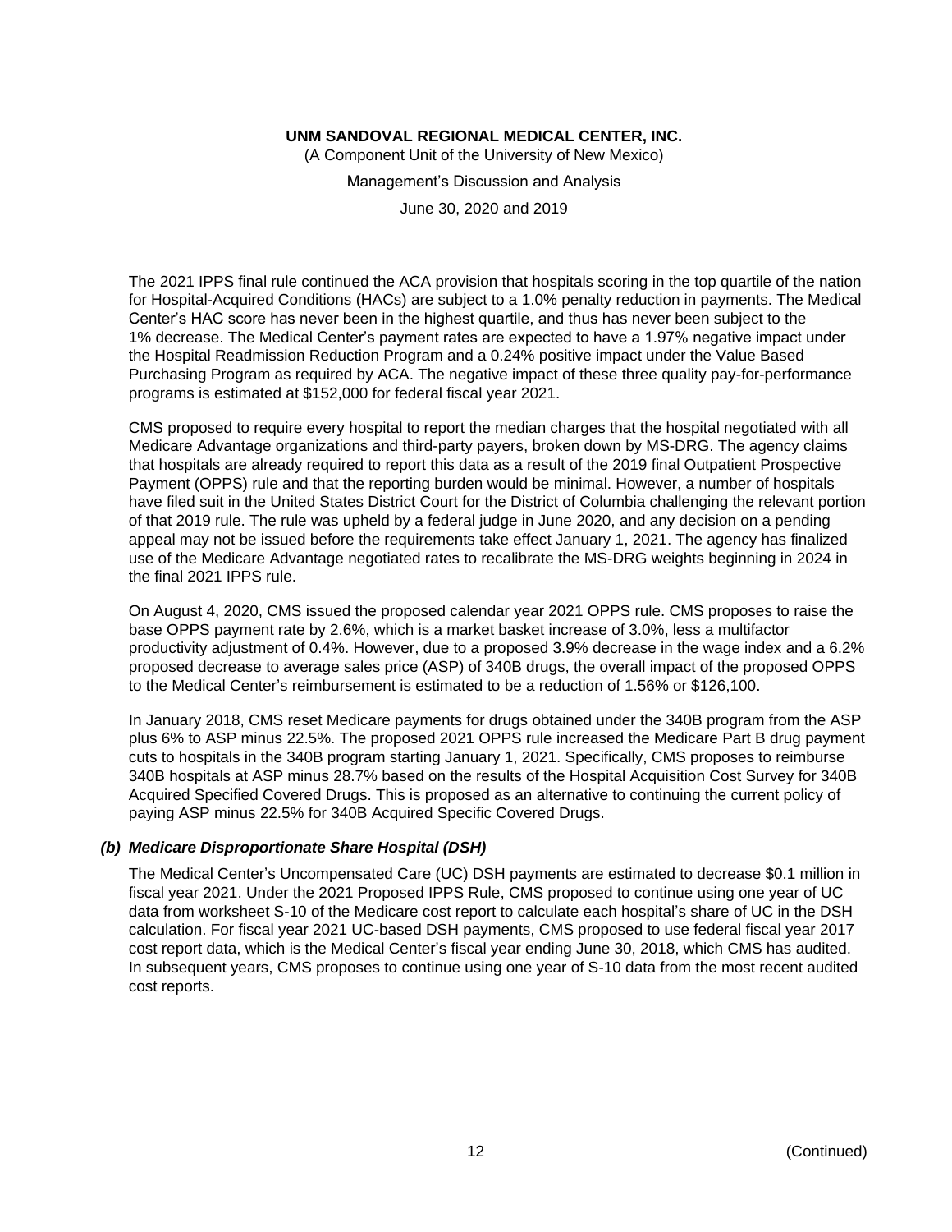The 2021 IPPS final rule continued the ACA provision that hospitals scoring in the top quartile of the nation for Hospital-Acquired Conditions (HACs) are subject to a 1.0% penalty reduction in payments. The Medical Center's HAC score has never been in the highest quartile, and thus has never been subject to the 1% decrease. The Medical Center's payment rates are expected to have a 1.97% negative impact under the Hospital Readmission Reduction Program and a 0.24% positive impact under the Value Based Purchasing Program as required by ACA. The negative impact of these three quality pay-for-performance programs is estimated at $152,000 for federal fiscal year 2021.

CMS proposed to require every hospital to report the median charges that the hospital negotiated with all Medicare Advantage organizations and third-party payers, broken down by MS-DRG. The agency claims that hospitals are already required to report this data as a result of the 2019 final Outpatient Prospective Payment (OPPS) rule and that the reporting burden would be minimal. However, a number of hospitals have filed suit in the United States District Court for the District of Columbia challenging the relevant portion of that 2019 rule. The rule was upheld by a federal judge in June 2020, and any decision on a pending appeal may not be issued before the requirements take effect January 1, 2021. The agency has finalized use of the Medicare Advantage negotiated rates to recalibrate the MS-DRG weights beginning in 2024 in the final 2021 IPPS rule.

On August 4, 2020, CMS issued the proposed calendar year 2021 OPPS rule. CMS proposes to raise the base OPPS payment rate by 2.6%, which is a market basket increase of 3.0%, less a multifactor productivity adjustment of 0.4%. However, due to a proposed 3.9% decrease in the wage index and a 6.2% proposed decrease to average sales price (ASP) of 340B drugs, the overall impact of the proposed OPPS to the Medical Center's reimbursement is estimated to be a reduction of 1.56% or $126,100.

In January 2018, CMS reset Medicare payments for drugs obtained under the 340B program from the ASP plus 6% to ASP minus 22.5%. The proposed 2021 OPPS rule increased the Medicare Part B drug payment cuts to hospitals in the 340B program starting January 1, 2021. Specifically, CMS proposes to reimburse 340B hospitals at ASP minus 28.7% based on the results of the Hospital Acquisition Cost Survey for 340B Acquired Specified Covered Drugs. This is proposed as an alternative to continuing the current policy of paying ASP minus 22.5% for 340B Acquired Specific Covered Drugs.

### *(b) Medicare Disproportionate Share Hospital (DSH)*

The Medical Center's Uncompensated Care (UC) DSH payments are estimated to decrease $0.1 million in fiscal year 2021. Under the 2021 Proposed IPPS Rule, CMS proposed to continue using one year of UC data from worksheet S-10 of the Medicare cost report to calculate each hospital's share of UC in the DSH calculation. For fiscal year 2021 UC-based DSH payments, CMS proposed to use federal fiscal year 2017 cost report data, which is the Medical Center's fiscal year ending June 30, 2018, which CMS has audited. In subsequent years, CMS proposes to continue using one year of S-10 data from the most recent audited cost reports.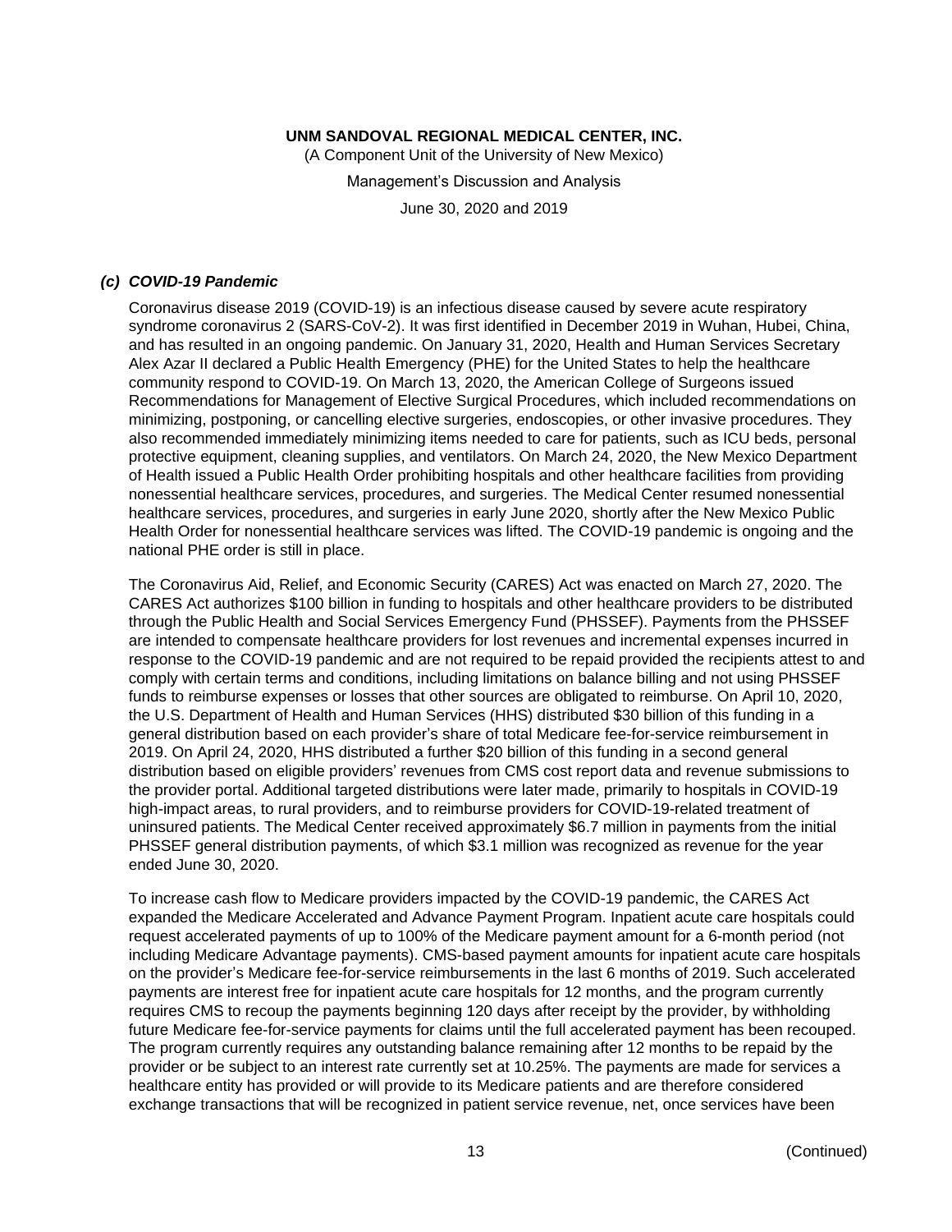### *(c) COVID-19 Pandemic*

Coronavirus disease 2019 (COVID-19) is an infectious disease caused by severe acute respiratory syndrome coronavirus 2 (SARS-CoV-2). It was first identified in December 2019 in Wuhan, Hubei, China, and has resulted in an ongoing pandemic. On January 31, 2020, Health and Human Services Secretary Alex Azar II declared a Public Health Emergency (PHE) for the United States to help the healthcare community respond to COVID-19. On March 13, 2020, the American College of Surgeons issued Recommendations for Management of Elective Surgical Procedures, which included recommendations on minimizing, postponing, or cancelling elective surgeries, endoscopies, or other invasive procedures. They also recommended immediately minimizing items needed to care for patients, such as ICU beds, personal protective equipment, cleaning supplies, and ventilators. On March 24, 2020, the New Mexico Department of Health issued a Public Health Order prohibiting hospitals and other healthcare facilities from providing nonessential healthcare services, procedures, and surgeries. The Medical Center resumed nonessential healthcare services, procedures, and surgeries in early June 2020, shortly after the New Mexico Public Health Order for nonessential healthcare services was lifted. The COVID-19 pandemic is ongoing and the national PHE order is still in place.

The Coronavirus Aid, Relief, and Economic Security (CARES) Act was enacted on March 27, 2020. The CARES Act authorizes $100 billion in funding to hospitals and other healthcare providers to be distributed through the Public Health and Social Services Emergency Fund (PHSSEF). Payments from the PHSSEF are intended to compensate healthcare providers for lost revenues and incremental expenses incurred in response to the COVID-19 pandemic and are not required to be repaid provided the recipients attest to and comply with certain terms and conditions, including limitations on balance billing and not using PHSSEF funds to reimburse expenses or losses that other sources are obligated to reimburse. On April 10, 2020, the U.S. Department of Health and Human Services (HHS) distributed $30 billion of this funding in a general distribution based on each provider's share of total Medicare fee-for-service reimbursement in 2019. On April 24, 2020, HHS distributed a further $20 billion of this funding in a second general distribution based on eligible providers' revenues from CMS cost report data and revenue submissions to the provider portal. Additional targeted distributions were later made, primarily to hospitals in COVID-19 high-impact areas, to rural providers, and to reimburse providers for COVID-19-related treatment of uninsured patients. The Medical Center received approximately $6.7 million in payments from the initial PHSSEF general distribution payments, of which $3.1 million was recognized as revenue for the year ended June 30, 2020.

To increase cash flow to Medicare providers impacted by the COVID-19 pandemic, the CARES Act expanded the Medicare Accelerated and Advance Payment Program. Inpatient acute care hospitals could request accelerated payments of up to 100% of the Medicare payment amount for a 6-month period (not including Medicare Advantage payments). CMS-based payment amounts for inpatient acute care hospitals on the provider's Medicare fee-for-service reimbursements in the last 6 months of 2019. Such accelerated payments are interest free for inpatient acute care hospitals for 12 months, and the program currently requires CMS to recoup the payments beginning 120 days after receipt by the provider, by withholding future Medicare fee-for-service payments for claims until the full accelerated payment has been recouped. The program currently requires any outstanding balance remaining after 12 months to be repaid by the provider or be subject to an interest rate currently set at 10.25%. The payments are made for services a healthcare entity has provided or will provide to its Medicare patients and are therefore considered exchange transactions that will be recognized in patient service revenue, net, once services have been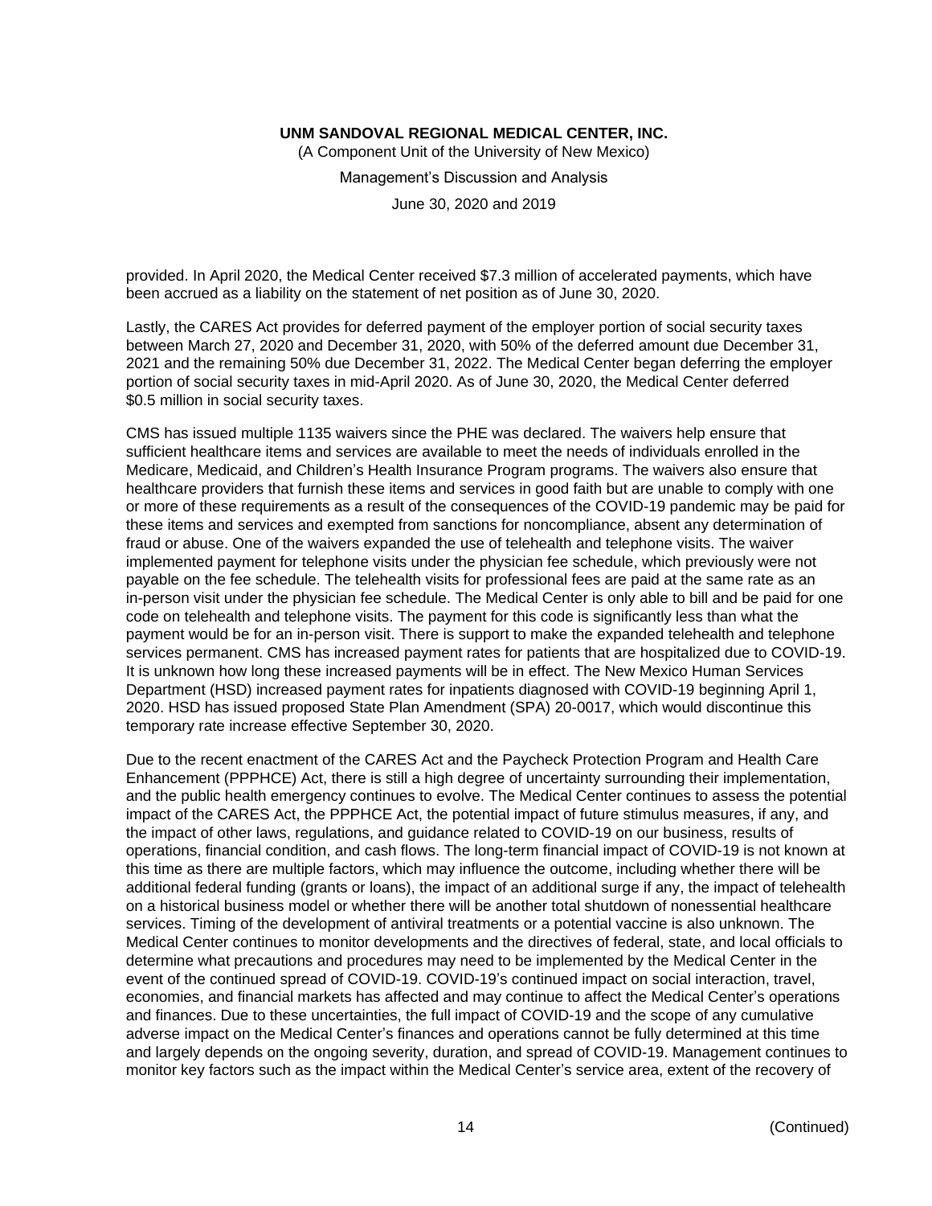provided. In April 2020, the Medical Center received $7.3 million of accelerated payments, which have been accrued as a liability on the statement of net position as of June 30, 2020.

Lastly, the CARES Act provides for deferred payment of the employer portion of social security taxes between March 27, 2020 and December 31, 2020, with 50% of the deferred amount due December 31, 2021 and the remaining 50% due December 31, 2022. The Medical Center began deferring the employer portion of social security taxes in mid-April 2020. As of June 30, 2020, the Medical Center deferred $0.5 million in social security taxes.

CMS has issued multiple 1135 waivers since the PHE was declared. The waivers help ensure that sufficient healthcare items and services are available to meet the needs of individuals enrolled in the Medicare, Medicaid, and Children's Health Insurance Program programs. The waivers also ensure that healthcare providers that furnish these items and services in good faith but are unable to comply with one or more of these requirements as a result of the consequences of the COVID-19 pandemic may be paid for these items and services and exempted from sanctions for noncompliance, absent any determination of fraud or abuse. One of the waivers expanded the use of telehealth and telephone visits. The waiver implemented payment for telephone visits under the physician fee schedule, which previously were not payable on the fee schedule. The telehealth visits for professional fees are paid at the same rate as an in-person visit under the physician fee schedule. The Medical Center is only able to bill and be paid for one code on telehealth and telephone visits. The payment for this code is significantly less than what the payment would be for an in-person visit. There is support to make the expanded telehealth and telephone services permanent. CMS has increased payment rates for patients that are hospitalized due to COVID-19. It is unknown how long these increased payments will be in effect. The New Mexico Human Services Department (HSD) increased payment rates for inpatients diagnosed with COVID-19 beginning April 1, 2020. HSD has issued proposed State Plan Amendment (SPA) 20-0017, which would discontinue this temporary rate increase effective September 30, 2020.

Due to the recent enactment of the CARES Act and the Paycheck Protection Program and Health Care Enhancement (PPPHCE) Act, there is still a high degree of uncertainty surrounding their implementation, and the public health emergency continues to evolve. The Medical Center continues to assess the potential impact of the CARES Act, the PPPHCE Act, the potential impact of future stimulus measures, if any, and the impact of other laws, regulations, and guidance related to COVID-19 on our business, results of operations, financial condition, and cash flows. The long-term financial impact of COVID-19 is not known at this time as there are multiple factors, which may influence the outcome, including whether there will be additional federal funding (grants or loans), the impact of an additional surge if any, the impact of telehealth on a historical business model or whether there will be another total shutdown of nonessential healthcare services. Timing of the development of antiviral treatments or a potential vaccine is also unknown. The Medical Center continues to monitor developments and the directives of federal, state, and local officials to determine what precautions and procedures may need to be implemented by the Medical Center in the event of the continued spread of COVID-19. COVID-19's continued impact on social interaction, travel, economies, and financial markets has affected and may continue to affect the Medical Center's operations and finances. Due to these uncertainties, the full impact of COVID-19 and the scope of any cumulative adverse impact on the Medical Center's finances and operations cannot be fully determined at this time and largely depends on the ongoing severity, duration, and spread of COVID-19. Management continues to monitor key factors such as the impact within the Medical Center's service area, extent of the recovery of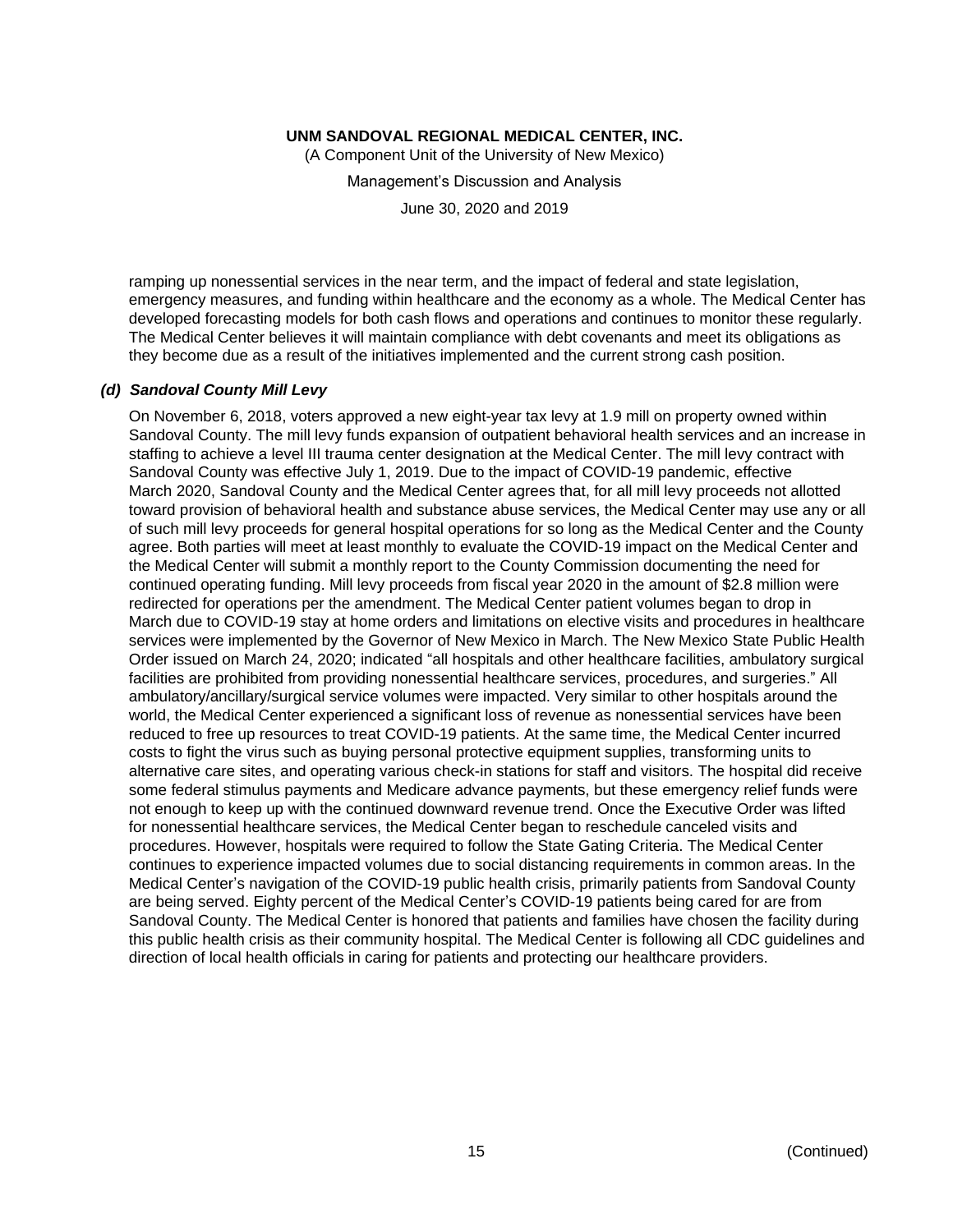ramping up nonessential services in the near term, and the impact of federal and state legislation, emergency measures, and funding within healthcare and the economy as a whole. The Medical Center has developed forecasting models for both cash flows and operations and continues to monitor these regularly. The Medical Center believes it will maintain compliance with debt covenants and meet its obligations as they become due as a result of the initiatives implemented and the current strong cash position.

### *(d) Sandoval County Mill Levy*

On November 6, 2018, voters approved a new eight-year tax levy at 1.9 mill on property owned within Sandoval County. The mill levy funds expansion of outpatient behavioral health services and an increase in staffing to achieve a level III trauma center designation at the Medical Center. The mill levy contract with Sandoval County was effective July 1, 2019. Due to the impact of COVID-19 pandemic, effective March 2020, Sandoval County and the Medical Center agrees that, for all mill levy proceeds not allotted toward provision of behavioral health and substance abuse services, the Medical Center may use any or all of such mill levy proceeds for general hospital operations for so long as the Medical Center and the County agree. Both parties will meet at least monthly to evaluate the COVID-19 impact on the Medical Center and the Medical Center will submit a monthly report to the County Commission documenting the need for continued operating funding. Mill levy proceeds from fiscal year 2020 in the amount of $2.8 million were redirected for operations per the amendment. The Medical Center patient volumes began to drop in March due to COVID-19 stay at home orders and limitations on elective visits and procedures in healthcare services were implemented by the Governor of New Mexico in March. The New Mexico State Public Health Order issued on March 24, 2020; indicated "all hospitals and other healthcare facilities, ambulatory surgical facilities are prohibited from providing nonessential healthcare services, procedures, and surgeries." All ambulatory/ancillary/surgical service volumes were impacted. Very similar to other hospitals around the world, the Medical Center experienced a significant loss of revenue as nonessential services have been reduced to free up resources to treat COVID-19 patients. At the same time, the Medical Center incurred costs to fight the virus such as buying personal protective equipment supplies, transforming units to alternative care sites, and operating various check-in stations for staff and visitors. The hospital did receive some federal stimulus payments and Medicare advance payments, but these emergency relief funds were not enough to keep up with the continued downward revenue trend. Once the Executive Order was lifted for nonessential healthcare services, the Medical Center began to reschedule canceled visits and procedures. However, hospitals were required to follow the State Gating Criteria. The Medical Center continues to experience impacted volumes due to social distancing requirements in common areas. In the Medical Center's navigation of the COVID-19 public health crisis, primarily patients from Sandoval County are being served. Eighty percent of the Medical Center's COVID-19 patients being cared for are from Sandoval County. The Medical Center is honored that patients and families have chosen the facility during this public health crisis as their community hospital. The Medical Center is following all CDC guidelines and direction of local health officials in caring for patients and protecting our healthcare providers.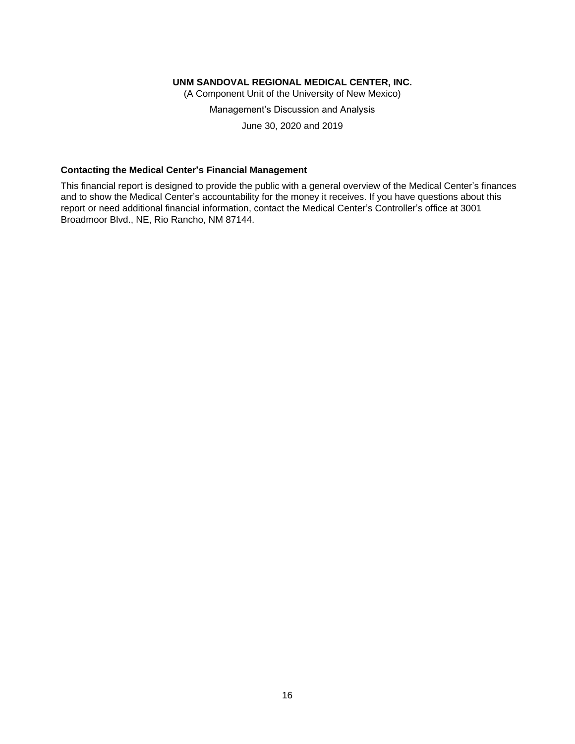**UNM SANDOVAL REGIONAL MEDICAL CENTER, INC.**

(A Component Unit of the University of New Mexico)

Management's Discussion and Analysis

June 30, 2020 and 2019

### Contacting the Medical Center's Financial Management

This financial report is designed to provide the public with a general overview of the Medical Center's finances and to show the Medical Center's accountability for the money it receives. If you have questions about this report or need additional financial information, contact the Medical Center's Controller's office at 3001 Broadmoor Blvd., NE, Rio Rancho, NM 87144.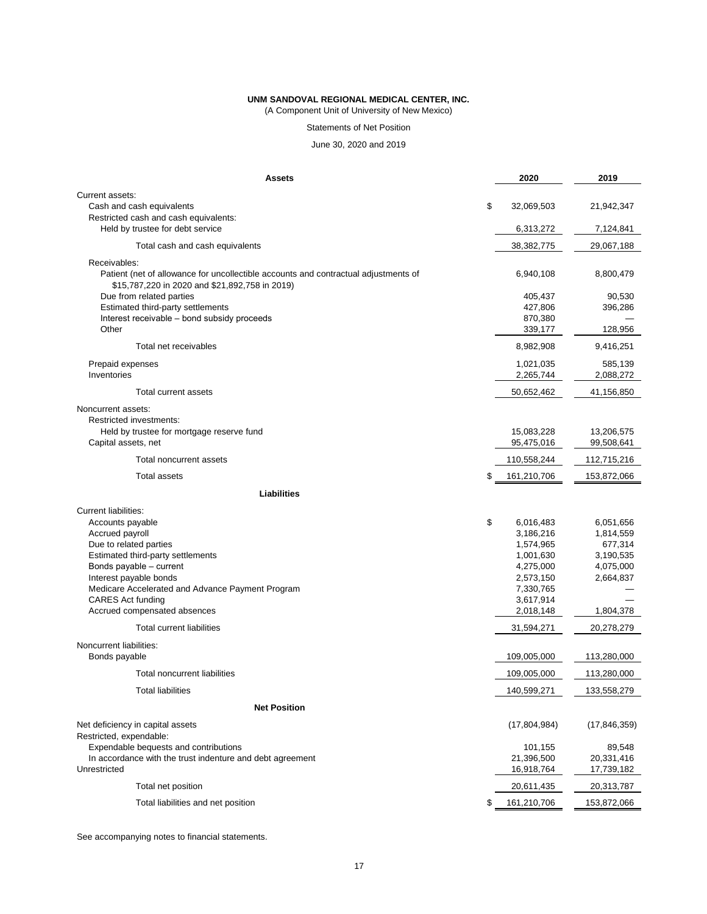**UNM SANDOVAL REGIONAL MEDICAL CENTER, INC.**

(A Component Unit of University of New Mexico)

Statements of Net Position

June 30, 2020 and 2019

| **Assets** | | **2020** | **2019** |
|---|---|---|---|
| Current assets: | | | |
| Cash and cash equivalents | $ | 32,069,503 | 21,942,347 |
| Restricted cash and cash equivalents: | | | |
| Held by trustee for debt service | | 6,313,272 | 7,124,841 |
| Total cash and cash equivalents | | 38,382,775 | 29,067,188 |
| Receivables: | | | |
| Patient (net of allowance for uncollectible accounts and contractual adjustments of $15,787,220 in 2020 and $21,892,758 in 2019) | | 6,940,108 | 8,800,479 |
| Due from related parties | | 405,437 | 90,530 |
| Estimated third-party settlements | | 427,806 | 396,286 |
| Interest receivable – bond subsidy proceeds | | 870,380 | — |
| Other | | 339,177 | 128,956 |
| Total net receivables | | 8,982,908 | 9,416,251 |
| Prepaid expenses | | 1,021,035 | 585,139 |
| Inventories | | 2,265,744 | 2,088,272 |
| Total current assets | | 50,652,462 | 41,156,850 |
| Noncurrent assets: | | | |
| Restricted investments: | | | |
| Held by trustee for mortgage reserve fund | | 15,083,228 | 13,206,575 |
| Capital assets, net | | 95,475,016 | 99,508,641 |
| Total noncurrent assets | | 110,558,244 | 112,715,216 |
| Total assets | $ | 161,210,706 | 153,872,066 |
| **Liabilities** | | | |
| Current liabilities: | | | |
| Accounts payable | $ | 6,016,483 | 6,051,656 |
| Accrued payroll | | 3,186,216 | 1,814,559 |
| Due to related parties | | 1,574,965 | 677,314 |
| Estimated third-party settlements | | 1,001,630 | 3,190,535 |
| Bonds payable – current | | 4,275,000 | 4,075,000 |
| Interest payable bonds | | 2,573,150 | 2,664,837 |
| Medicare Accelerated and Advance Payment Program | | 7,330,765 | — |
| CARES Act funding | | 3,617,914 | — |
| Accrued compensated absences | | 2,018,148 | 1,804,378 |
| Total current liabilities | | 31,594,271 | 20,278,279 |
| Noncurrent liabilities: | | | |
| Bonds payable | | 109,005,000 | 113,280,000 |
| Total noncurrent liabilities | | 109,005,000 | 113,280,000 |
| Total liabilities | | 140,599,271 | 133,558,279 |
| **Net Position** | | | |
| Net deficiency in capital assets | | (17,804,984) | (17,846,359) |
| Restricted, expendable: | | | |
| Expendable bequests and contributions | | 101,155 | 89,548 |
| In accordance with the trust indenture and debt agreement | | 21,396,500 | 20,331,416 |
| Unrestricted | | 16,918,764 | 17,739,182 |
| Total net position | | 20,611,435 | 20,313,787 |
| Total liabilities and net position | $ | 161,210,706 | 153,872,066 |

See accompanying notes to financial statements.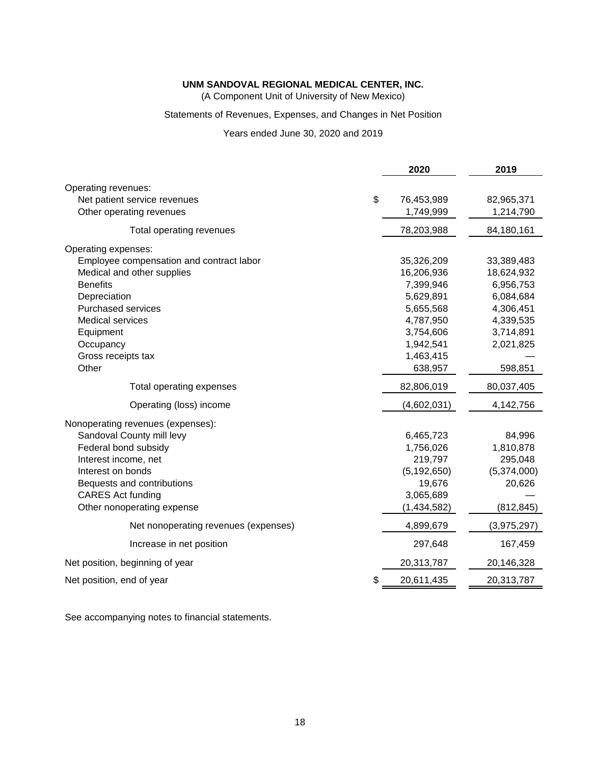**UNM SANDOVAL REGIONAL MEDICAL CENTER, INC.**

(A Component Unit of University of New Mexico)

Statements of Revenues, Expenses, and Changes in Net Position

Years ended June 30, 2020 and 2019

| | 2020 | 2019 |
|---|---|---|
| Operating revenues: | | |
| Net patient service revenues | $ 76,453,989 | 82,965,371 |
| Other operating revenues | 1,749,999 | 1,214,790 |
| Total operating revenues | 78,203,988 | 84,180,161 |
| Operating expenses: | | |
| Employee compensation and contract labor | 35,326,209 | 33,389,483 |
| Medical and other supplies | 16,206,936 | 18,624,932 |
| Benefits | 7,399,946 | 6,956,753 |
| Depreciation | 5,629,891 | 6,084,684 |
| Purchased services | 5,655,568 | 4,306,451 |
| Medical services | 4,787,950 | 4,339,535 |
| Equipment | 3,754,606 | 3,714,891 |
| Occupancy | 1,942,541 | 2,021,825 |
| Gross receipts tax | 1,463,415 | — |
| Other | 638,957 | 598,851 |
| Total operating expenses | 82,806,019 | 80,037,405 |
| Operating (loss) income | (4,602,031) | 4,142,756 |
| Nonoperating revenues (expenses): | | |
| Sandoval County mill levy | 6,465,723 | 84,996 |
| Federal bond subsidy | 1,756,026 | 1,810,878 |
| Interest income, net | 219,797 | 295,048 |
| Interest on bonds | (5,192,650) | (5,374,000) |
| Bequests and contributions | 19,676 | 20,626 |
| CARES Act funding | 3,065,689 | — |
| Other nonoperating expense | (1,434,582) | (812,845) |
| Net nonoperating revenues (expenses) | 4,899,679 | (3,975,297) |
| Increase in net position | 297,648 | 167,459 |
| Net position, beginning of year | 20,313,787 | 20,146,328 |
| Net position, end of year | $ 20,611,435 | 20,313,787 |

See accompanying notes to financial statements.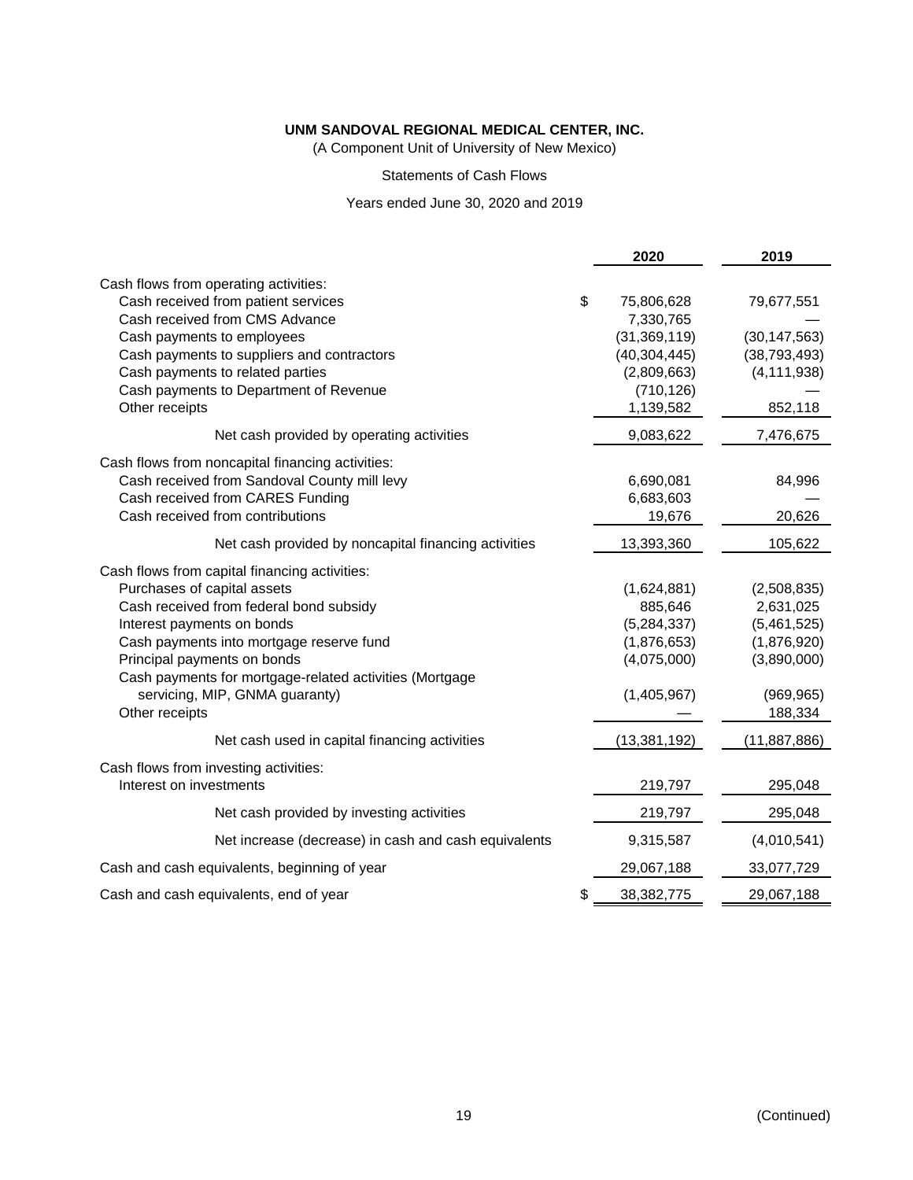**UNM SANDOVAL REGIONAL MEDICAL CENTER, INC.**

(A Component Unit of University of New Mexico)

Statements of Cash Flows

Years ended June 30, 2020 and 2019

| | 2020 | 2019 |
|---|---|---|
| Cash flows from operating activities: | | |
| Cash received from patient services | $ 75,806,628 | 79,677,551 |
| Cash received from CMS Advance | 7,330,765 | — |
| Cash payments to employees | (31,369,119) | (30,147,563) |
| Cash payments to suppliers and contractors | (40,304,445) | (38,793,493) |
| Cash payments to related parties | (2,809,663) | (4,111,938) |
| Cash payments to Department of Revenue | (710,126) | — |
| Other receipts | 1,139,582 | 852,118 |
| Net cash provided by operating activities | 9,083,622 | 7,476,675 |
| Cash flows from noncapital financing activities: | | |
| Cash received from Sandoval County mill levy | 6,690,081 | 84,996 |
| Cash received from CARES Funding | 6,683,603 | — |
| Cash received from contributions | 19,676 | 20,626 |
| Net cash provided by noncapital financing activities | 13,393,360 | 105,622 |
| Cash flows from capital financing activities: | | |
| Purchases of capital assets | (1,624,881) | (2,508,835) |
| Cash received from federal bond subsidy | 885,646 | 2,631,025 |
| Interest payments on bonds | (5,284,337) | (5,461,525) |
| Cash payments into mortgage reserve fund | (1,876,653) | (1,876,920) |
| Principal payments on bonds | (4,075,000) | (3,890,000) |
| Cash payments for mortgage-related activities (Mortgage servicing, MIP, GNMA guaranty) | (1,405,967) | (969,965) |
| Other receipts | — | 188,334 |
| Net cash used in capital financing activities | (13,381,192) | (11,887,886) |
| Cash flows from investing activities: | | |
| Interest on investments | 219,797 | 295,048 |
| Net cash provided by investing activities | 219,797 | 295,048 |
| Net increase (decrease) in cash and cash equivalents | 9,315,587 | (4,010,541) |
| Cash and cash equivalents, beginning of year | 29,067,188 | 33,077,729 |
| Cash and cash equivalents, end of year | $ 38,382,775 | 29,067,188 |

(Continued)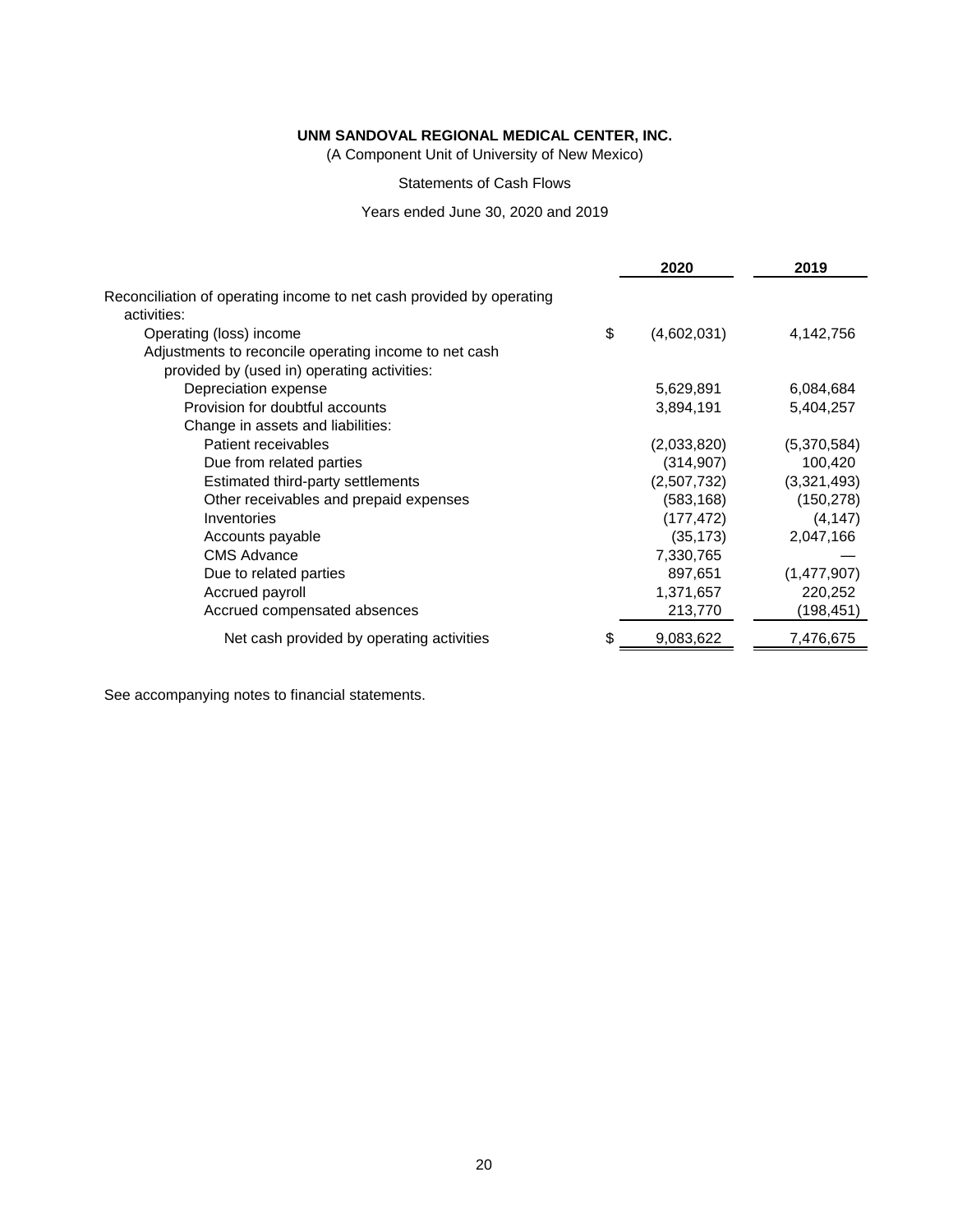**UNM SANDOVAL REGIONAL MEDICAL CENTER, INC.**

(A Component Unit of University of New Mexico)

Statements of Cash Flows

Years ended June 30, 2020 and 2019

| | 2020 | 2019 |
|---|---|---|
| Reconciliation of operating income to net cash provided by operating activities: | | |
| Operating (loss) income | $ (4,602,031) | 4,142,756 |
| Adjustments to reconcile operating income to net cash provided by (used in) operating activities: | | |
| Depreciation expense | 5,629,891 | 6,084,684 |
| Provision for doubtful accounts | 3,894,191 | 5,404,257 |
| Change in assets and liabilities: | | |
| Patient receivables | (2,033,820) | (5,370,584) |
| Due from related parties | (314,907) | 100,420 |
| Estimated third-party settlements | (2,507,732) | (3,321,493) |
| Other receivables and prepaid expenses | (583,168) | (150,278) |
| Inventories | (177,472) | (4,147) |
| Accounts payable | (35,173) | 2,047,166 |
| CMS Advance | 7,330,765 | — |
| Due to related parties | 897,651 | (1,477,907) |
| Accrued payroll | 1,371,657 | 220,252 |
| Accrued compensated absences | 213,770 | (198,451) |
| Net cash provided by operating activities | $ 9,083,622 | 7,476,675 |

See accompanying notes to financial statements.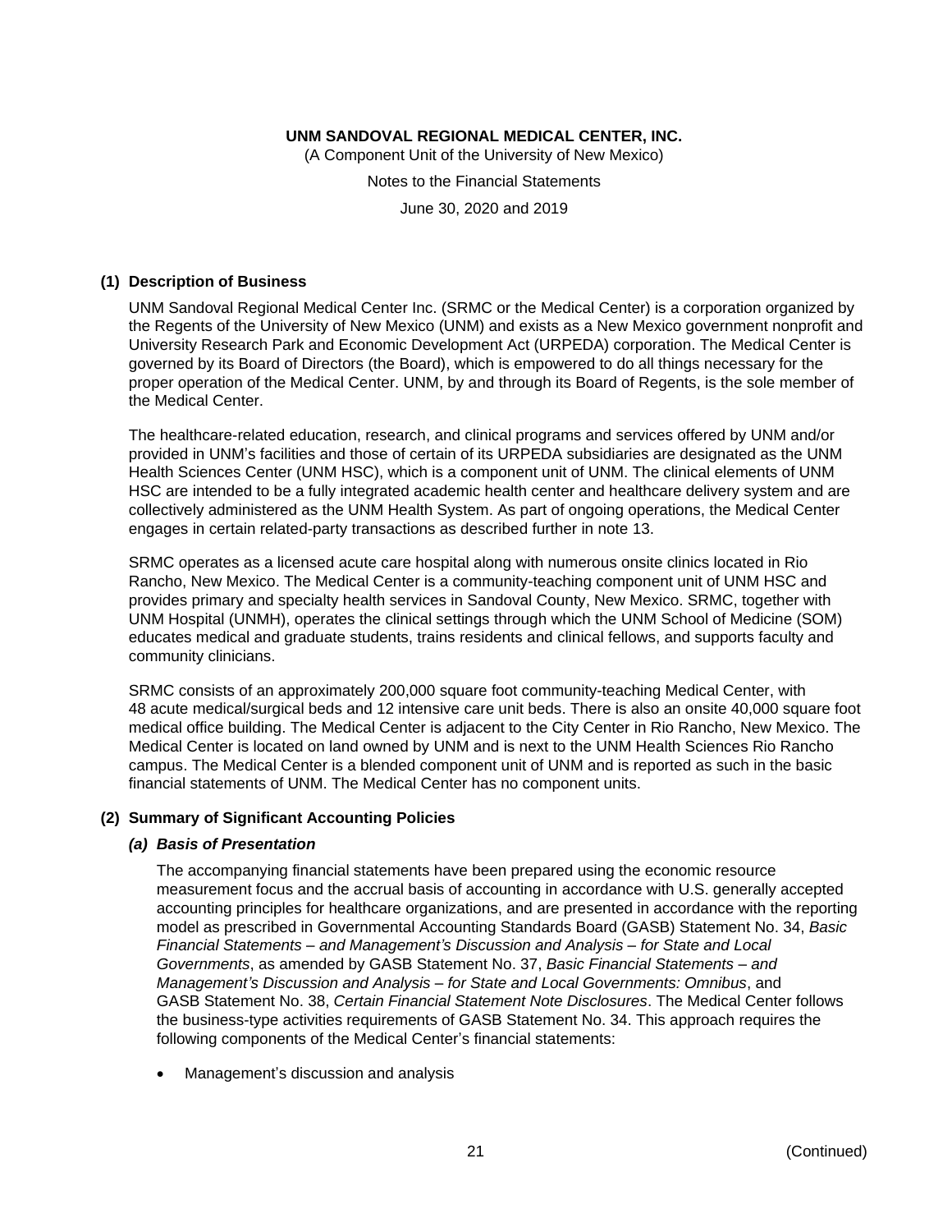# UNM SANDOVAL REGIONAL MEDICAL CENTER, INC.

(A Component Unit of the University of New Mexico)

Notes to the Financial Statements

June 30, 2020 and 2019

## (1) Description of Business

UNM Sandoval Regional Medical Center Inc. (SRMC or the Medical Center) is a corporation organized by the Regents of the University of New Mexico (UNM) and exists as a New Mexico government nonprofit and University Research Park and Economic Development Act (URPEDA) corporation. The Medical Center is governed by its Board of Directors (the Board), which is empowered to do all things necessary for the proper operation of the Medical Center. UNM, by and through its Board of Regents, is the sole member of the Medical Center.

The healthcare-related education, research, and clinical programs and services offered by UNM and/or provided in UNM's facilities and those of certain of its URPEDA subsidiaries are designated as the UNM Health Sciences Center (UNM HSC), which is a component unit of UNM. The clinical elements of UNM HSC are intended to be a fully integrated academic health center and healthcare delivery system and are collectively administered as the UNM Health System. As part of ongoing operations, the Medical Center engages in certain related-party transactions as described further in note 13.

SRMC operates as a licensed acute care hospital along with numerous onsite clinics located in Rio Rancho, New Mexico. The Medical Center is a community-teaching component unit of UNM HSC and provides primary and specialty health services in Sandoval County, New Mexico. SRMC, together with UNM Hospital (UNMH), operates the clinical settings through which the UNM School of Medicine (SOM) educates medical and graduate students, trains residents and clinical fellows, and supports faculty and community clinicians.

SRMC consists of an approximately 200,000 square foot community-teaching Medical Center, with 48 acute medical/surgical beds and 12 intensive care unit beds. There is also an onsite 40,000 square foot medical office building. The Medical Center is adjacent to the City Center in Rio Rancho, New Mexico. The Medical Center is located on land owned by UNM and is next to the UNM Health Sciences Rio Rancho campus. The Medical Center is a blended component unit of UNM and is reported as such in the basic financial statements of UNM. The Medical Center has no component units.

## (2) Summary of Significant Accounting Policies

### *(a) Basis of Presentation*

The accompanying financial statements have been prepared using the economic resource measurement focus and the accrual basis of accounting in accordance with U.S. generally accepted accounting principles for healthcare organizations, and are presented in accordance with the reporting model as prescribed in Governmental Accounting Standards Board (GASB) Statement No. 34, *Basic Financial Statements – and Management's Discussion and Analysis – for State and Local Governments*, as amended by GASB Statement No. 37, *Basic Financial Statements – and Management's Discussion and Analysis – for State and Local Governments: Omnibus*, and GASB Statement No. 38, *Certain Financial Statement Note Disclosures*. The Medical Center follows the business-type activities requirements of GASB Statement No. 34. This approach requires the following components of the Medical Center's financial statements:

- Management's discussion and analysis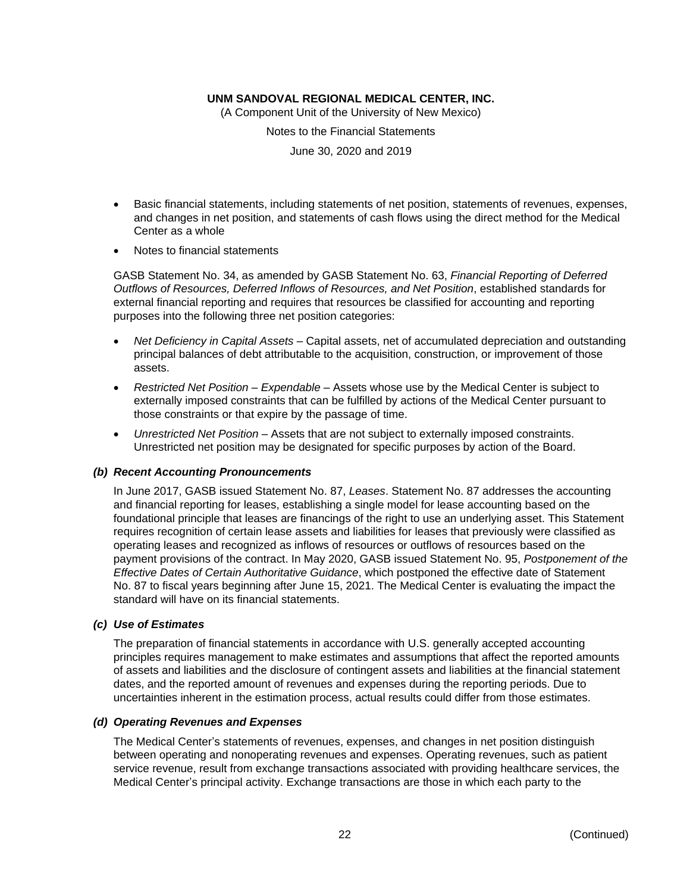- Basic financial statements, including statements of net position, statements of revenues, expenses, and changes in net position, and statements of cash flows using the direct method for the Medical Center as a whole
- Notes to financial statements

GASB Statement No. 34, as amended by GASB Statement No. 63, *Financial Reporting of Deferred Outflows of Resources, Deferred Inflows of Resources, and Net Position*, established standards for external financial reporting and requires that resources be classified for accounting and reporting purposes into the following three net position categories:

- *Net Deficiency in Capital Assets* – Capital assets, net of accumulated depreciation and outstanding principal balances of debt attributable to the acquisition, construction, or improvement of those assets.
- *Restricted Net Position – Expendable* – Assets whose use by the Medical Center is subject to externally imposed constraints that can be fulfilled by actions of the Medical Center pursuant to those constraints or that expire by the passage of time.
- *Unrestricted Net Position* – Assets that are not subject to externally imposed constraints. Unrestricted net position may be designated for specific purposes by action of the Board.

### *(b) Recent Accounting Pronouncements*

In June 2017, GASB issued Statement No. 87, *Leases*. Statement No. 87 addresses the accounting and financial reporting for leases, establishing a single model for lease accounting based on the foundational principle that leases are financings of the right to use an underlying asset. This Statement requires recognition of certain lease assets and liabilities for leases that previously were classified as operating leases and recognized as inflows of resources or outflows of resources based on the payment provisions of the contract. In May 2020, GASB issued Statement No. 95, *Postponement of the Effective Dates of Certain Authoritative Guidance*, which postponed the effective date of Statement No. 87 to fiscal years beginning after June 15, 2021. The Medical Center is evaluating the impact the standard will have on its financial statements.

### *(c) Use of Estimates*

The preparation of financial statements in accordance with U.S. generally accepted accounting principles requires management to make estimates and assumptions that affect the reported amounts of assets and liabilities and the disclosure of contingent assets and liabilities at the financial statement dates, and the reported amount of revenues and expenses during the reporting periods. Due to uncertainties inherent in the estimation process, actual results could differ from those estimates.

### *(d) Operating Revenues and Expenses*

The Medical Center's statements of revenues, expenses, and changes in net position distinguish between operating and nonoperating revenues and expenses. Operating revenues, such as patient service revenue, result from exchange transactions associated with providing healthcare services, the Medical Center's principal activity. Exchange transactions are those in which each party to the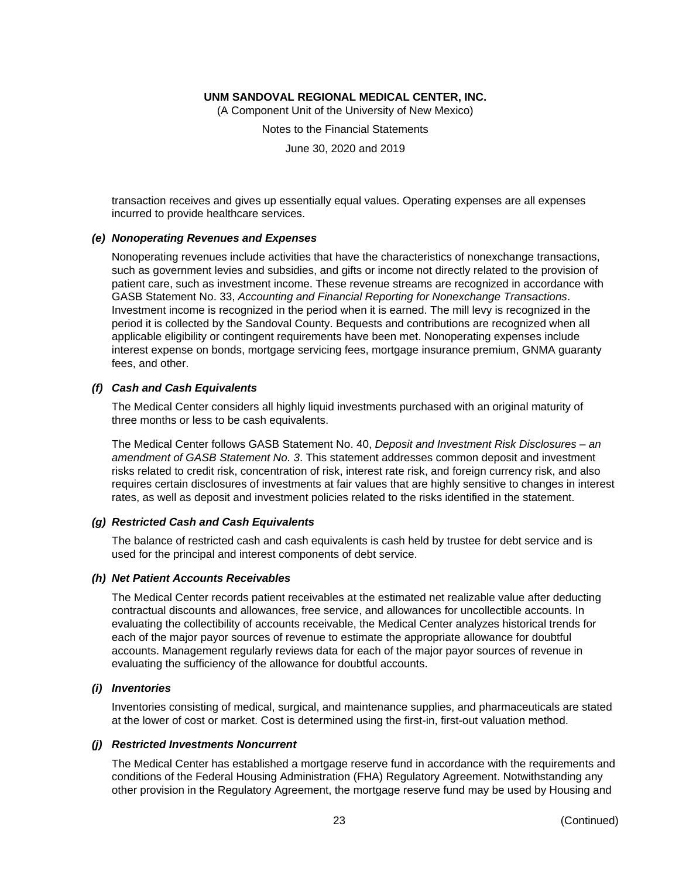transaction receives and gives up essentially equal values. Operating expenses are all expenses incurred to provide healthcare services.

### *(e) Nonoperating Revenues and Expenses*

Nonoperating revenues include activities that have the characteristics of nonexchange transactions, such as government levies and subsidies, and gifts or income not directly related to the provision of patient care, such as investment income. These revenue streams are recognized in accordance with GASB Statement No. 33, *Accounting and Financial Reporting for Nonexchange Transactions*. Investment income is recognized in the period when it is earned. The mill levy is recognized in the period it is collected by the Sandoval County. Bequests and contributions are recognized when all applicable eligibility or contingent requirements have been met. Nonoperating expenses include interest expense on bonds, mortgage servicing fees, mortgage insurance premium, GNMA guaranty fees, and other.

### *(f) Cash and Cash Equivalents*

The Medical Center considers all highly liquid investments purchased with an original maturity of three months or less to be cash equivalents.

The Medical Center follows GASB Statement No. 40, *Deposit and Investment Risk Disclosures – an amendment of GASB Statement No. 3*. This statement addresses common deposit and investment risks related to credit risk, concentration of risk, interest rate risk, and foreign currency risk, and also requires certain disclosures of investments at fair values that are highly sensitive to changes in interest rates, as well as deposit and investment policies related to the risks identified in the statement.

### *(g) Restricted Cash and Cash Equivalents*

The balance of restricted cash and cash equivalents is cash held by trustee for debt service and is used for the principal and interest components of debt service.

### *(h) Net Patient Accounts Receivables*

The Medical Center records patient receivables at the estimated net realizable value after deducting contractual discounts and allowances, free service, and allowances for uncollectible accounts. In evaluating the collectibility of accounts receivable, the Medical Center analyzes historical trends for each of the major payor sources of revenue to estimate the appropriate allowance for doubtful accounts. Management regularly reviews data for each of the major payor sources of revenue in evaluating the sufficiency of the allowance for doubtful accounts.

### *(i) Inventories*

Inventories consisting of medical, surgical, and maintenance supplies, and pharmaceuticals are stated at the lower of cost or market. Cost is determined using the first-in, first-out valuation method.

### *(j) Restricted Investments Noncurrent*

The Medical Center has established a mortgage reserve fund in accordance with the requirements and conditions of the Federal Housing Administration (FHA) Regulatory Agreement. Notwithstanding any other provision in the Regulatory Agreement, the mortgage reserve fund may be used by Housing and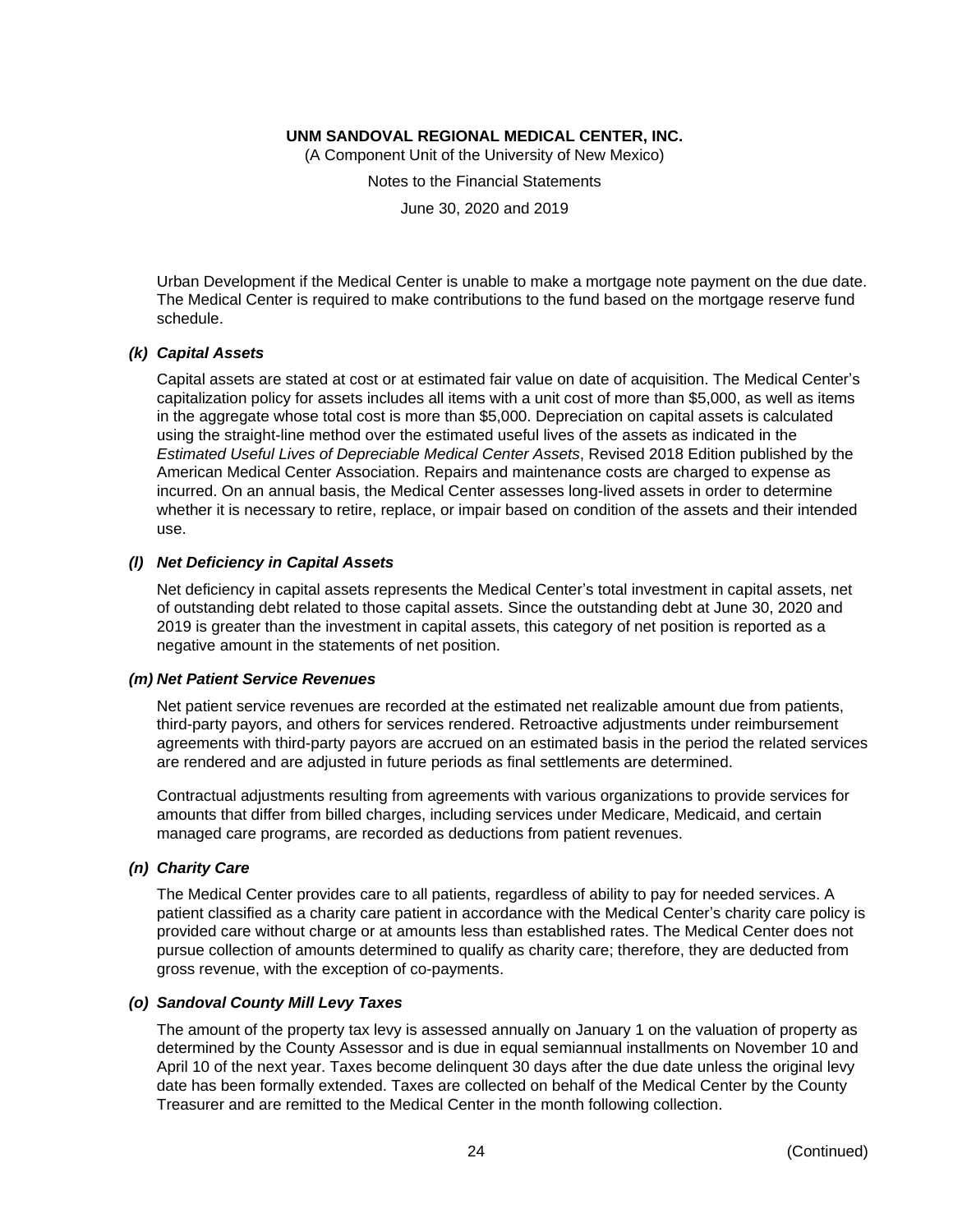Urban Development if the Medical Center is unable to make a mortgage note payment on the due date. The Medical Center is required to make contributions to the fund based on the mortgage reserve fund schedule.

### *(k) Capital Assets*

Capital assets are stated at cost or at estimated fair value on date of acquisition. The Medical Center's capitalization policy for assets includes all items with a unit cost of more than $5,000, as well as items in the aggregate whose total cost is more than $5,000. Depreciation on capital assets is calculated using the straight-line method over the estimated useful lives of the assets as indicated in the *Estimated Useful Lives of Depreciable Medical Center Assets*, Revised 2018 Edition published by the American Medical Center Association. Repairs and maintenance costs are charged to expense as incurred. On an annual basis, the Medical Center assesses long-lived assets in order to determine whether it is necessary to retire, replace, or impair based on condition of the assets and their intended use.

### *(l) Net Deficiency in Capital Assets*

Net deficiency in capital assets represents the Medical Center's total investment in capital assets, net of outstanding debt related to those capital assets. Since the outstanding debt at June 30, 2020 and 2019 is greater than the investment in capital assets, this category of net position is reported as a negative amount in the statements of net position.

### *(m) Net Patient Service Revenues*

Net patient service revenues are recorded at the estimated net realizable amount due from patients, third-party payors, and others for services rendered. Retroactive adjustments under reimbursement agreements with third-party payors are accrued on an estimated basis in the period the related services are rendered and are adjusted in future periods as final settlements are determined.

Contractual adjustments resulting from agreements with various organizations to provide services for amounts that differ from billed charges, including services under Medicare, Medicaid, and certain managed care programs, are recorded as deductions from patient revenues.

### *(n) Charity Care*

The Medical Center provides care to all patients, regardless of ability to pay for needed services. A patient classified as a charity care patient in accordance with the Medical Center's charity care policy is provided care without charge or at amounts less than established rates. The Medical Center does not pursue collection of amounts determined to qualify as charity care; therefore, they are deducted from gross revenue, with the exception of co-payments.

### *(o) Sandoval County Mill Levy Taxes*

The amount of the property tax levy is assessed annually on January 1 on the valuation of property as determined by the County Assessor and is due in equal semiannual installments on November 10 and April 10 of the next year. Taxes become delinquent 30 days after the due date unless the original levy date has been formally extended. Taxes are collected on behalf of the Medical Center by the County Treasurer and are remitted to the Medical Center in the month following collection.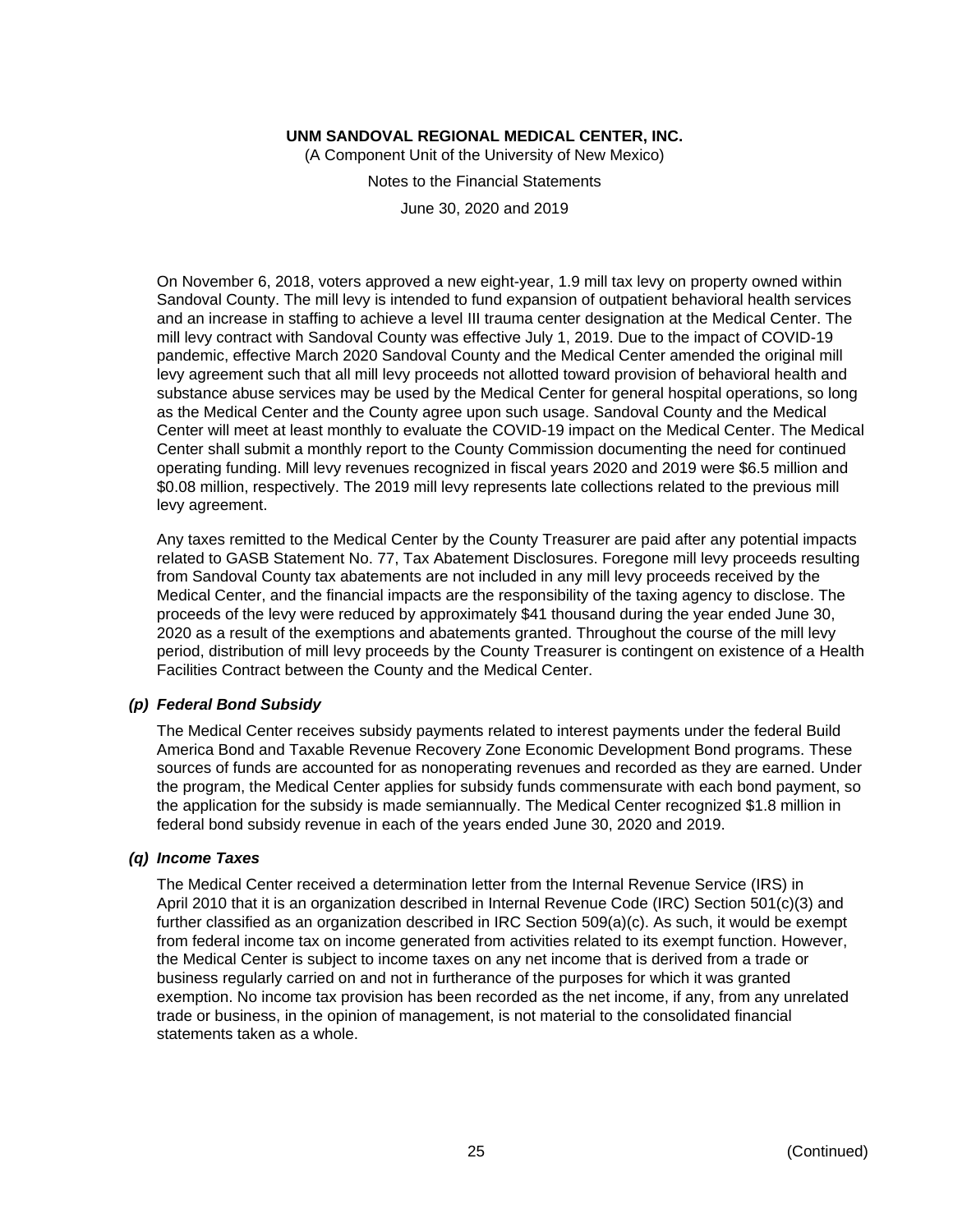On November 6, 2018, voters approved a new eight-year, 1.9 mill tax levy on property owned within Sandoval County. The mill levy is intended to fund expansion of outpatient behavioral health services and an increase in staffing to achieve a level III trauma center designation at the Medical Center. The mill levy contract with Sandoval County was effective July 1, 2019. Due to the impact of COVID-19 pandemic, effective March 2020 Sandoval County and the Medical Center amended the original mill levy agreement such that all mill levy proceeds not allotted toward provision of behavioral health and substance abuse services may be used by the Medical Center for general hospital operations, so long as the Medical Center and the County agree upon such usage. Sandoval County and the Medical Center will meet at least monthly to evaluate the COVID-19 impact on the Medical Center. The Medical Center shall submit a monthly report to the County Commission documenting the need for continued operating funding. Mill levy revenues recognized in fiscal years 2020 and 2019 were $6.5 million and $0.08 million, respectively. The 2019 mill levy represents late collections related to the previous mill levy agreement.

Any taxes remitted to the Medical Center by the County Treasurer are paid after any potential impacts related to GASB Statement No. 77, Tax Abatement Disclosures. Foregone mill levy proceeds resulting from Sandoval County tax abatements are not included in any mill levy proceeds received by the Medical Center, and the financial impacts are the responsibility of the taxing agency to disclose. The proceeds of the levy were reduced by approximately $41 thousand during the year ended June 30, 2020 as a result of the exemptions and abatements granted. Throughout the course of the mill levy period, distribution of mill levy proceeds by the County Treasurer is contingent on existence of a Health Facilities Contract between the County and the Medical Center.

### *(p) Federal Bond Subsidy*

The Medical Center receives subsidy payments related to interest payments under the federal Build America Bond and Taxable Revenue Recovery Zone Economic Development Bond programs. These sources of funds are accounted for as nonoperating revenues and recorded as they are earned. Under the program, the Medical Center applies for subsidy funds commensurate with each bond payment, so the application for the subsidy is made semiannually. The Medical Center recognized $1.8 million in federal bond subsidy revenue in each of the years ended June 30, 2020 and 2019.

### *(q) Income Taxes*

The Medical Center received a determination letter from the Internal Revenue Service (IRS) in April 2010 that it is an organization described in Internal Revenue Code (IRC) Section 501(c)(3) and further classified as an organization described in IRC Section 509(a)(c). As such, it would be exempt from federal income tax on income generated from activities related to its exempt function. However, the Medical Center is subject to income taxes on any net income that is derived from a trade or business regularly carried on and not in furtherance of the purposes for which it was granted exemption. No income tax provision has been recorded as the net income, if any, from any unrelated trade or business, in the opinion of management, is not material to the consolidated financial statements taken as a whole.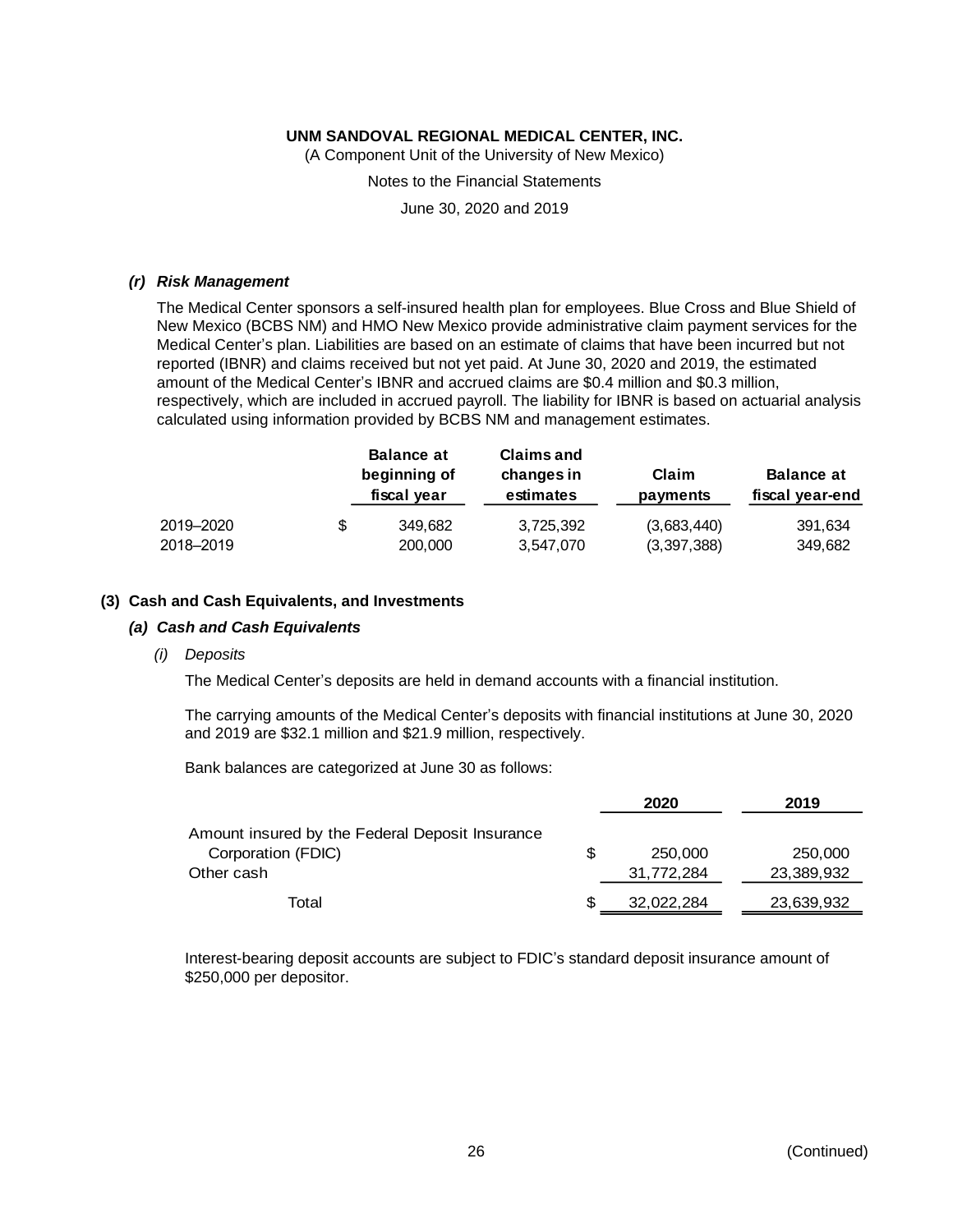*(r) Risk Management*

The Medical Center sponsors a self-insured health plan for employees. Blue Cross and Blue Shield of New Mexico (BCBS NM) and HMO New Mexico provide administrative claim payment services for the Medical Center's plan. Liabilities are based on an estimate of claims that have been incurred but not reported (IBNR) and claims received but not yet paid. At June 30, 2020 and 2019, the estimated amount of the Medical Center's IBNR and accrued claims are \$0.4 million and \$0.3 million, respectively, which are included in accrued payroll. The liability for IBNR is based on actuarial analysis calculated using information provided by BCBS NM and management estimates.

| | Balance at beginning of fiscal year | Claims and changes in estimates | Claim payments | Balance at fiscal year-end |
|---|---|---|---|---|
| 2019–2020 | $ 349,682 | 3,725,392 | (3,683,440) | 391,634 |
| 2018–2019 | 200,000 | 3,547,070 | (3,397,388) | 349,682 |

## (3) Cash and Cash Equivalents, and Investments

### *(a) Cash and Cash Equivalents*

*(i) Deposits*

The Medical Center's deposits are held in demand accounts with a financial institution.

The carrying amounts of the Medical Center's deposits with financial institutions at June 30, 2020 and 2019 are \$32.1 million and \$21.9 million, respectively.

Bank balances are categorized at June 30 as follows:

| | 2020 | 2019 |
|---|---|---|
| Amount insured by the Federal Deposit Insurance Corporation (FDIC) | $ 250,000 | 250,000 |
| Other cash | 31,772,284 | 23,389,932 |
| Total | $ 32,022,284 | 23,639,932 |

Interest-bearing deposit accounts are subject to FDIC's standard deposit insurance amount of \$250,000 per depositor.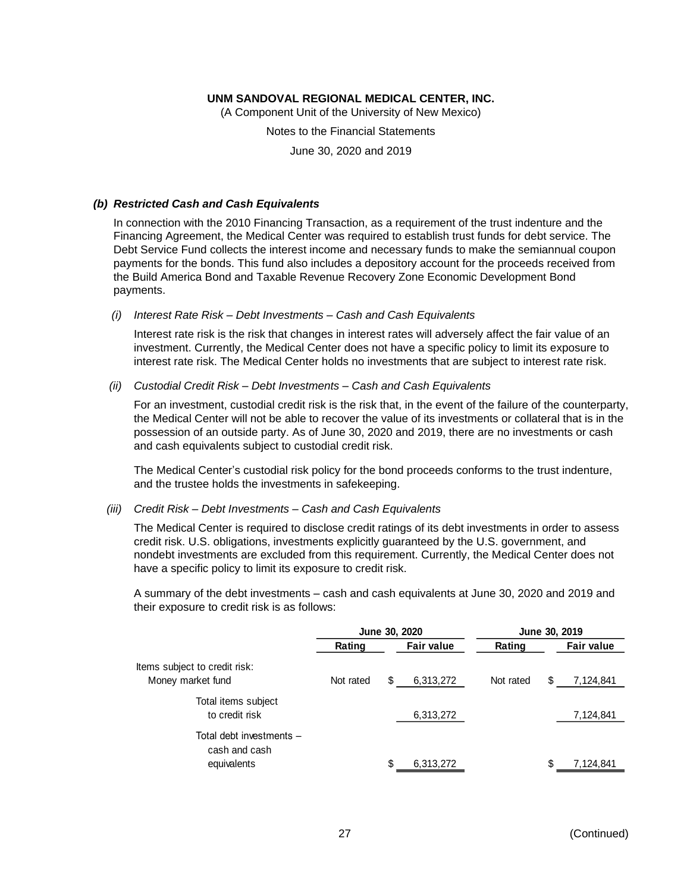### *(b) Restricted Cash and Cash Equivalents*

In connection with the 2010 Financing Transaction, as a requirement of the trust indenture and the Financing Agreement, the Medical Center was required to establish trust funds for debt service. The Debt Service Fund collects the interest income and necessary funds to make the semiannual coupon payments for the bonds. This fund also includes a depository account for the proceeds received from the Build America Bond and Taxable Revenue Recovery Zone Economic Development Bond payments.

*(i) Interest Rate Risk – Debt Investments – Cash and Cash Equivalents*

Interest rate risk is the risk that changes in interest rates will adversely affect the fair value of an investment. Currently, the Medical Center does not have a specific policy to limit its exposure to interest rate risk. The Medical Center holds no investments that are subject to interest rate risk.

*(ii) Custodial Credit Risk – Debt Investments – Cash and Cash Equivalents*

For an investment, custodial credit risk is the risk that, in the event of the failure of the counterparty, the Medical Center will not be able to recover the value of its investments or collateral that is in the possession of an outside party. As of June 30, 2020 and 2019, there are no investments or cash and cash equivalents subject to custodial credit risk.

The Medical Center's custodial risk policy for the bond proceeds conforms to the trust indenture, and the trustee holds the investments in safekeeping.

*(iii) Credit Risk – Debt Investments – Cash and Cash Equivalents*

The Medical Center is required to disclose credit ratings of its debt investments in order to assess credit risk. U.S. obligations, investments explicitly guaranteed by the U.S. government, and nondebt investments are excluded from this requirement. Currently, the Medical Center does not have a specific policy to limit its exposure to credit risk.

A summary of the debt investments – cash and cash equivalents at June 30, 2020 and 2019 and their exposure to credit risk is as follows:

| | June 30, 2020 | | June 30, 2019 | |
|---|---|---|---|---|
| | **Rating** | **Fair value** | **Rating** | **Fair value** |
| Items subject to credit risk: | | | | |
| Money market fund | Not rated | $ 6,313,272 | Not rated | $ 7,124,841 |
| Total items subject to credit risk | | 6,313,272 | | 7,124,841 |
| Total debt investments – cash and cash equivalents | | $ 6,313,272 | | $ 7,124,841 |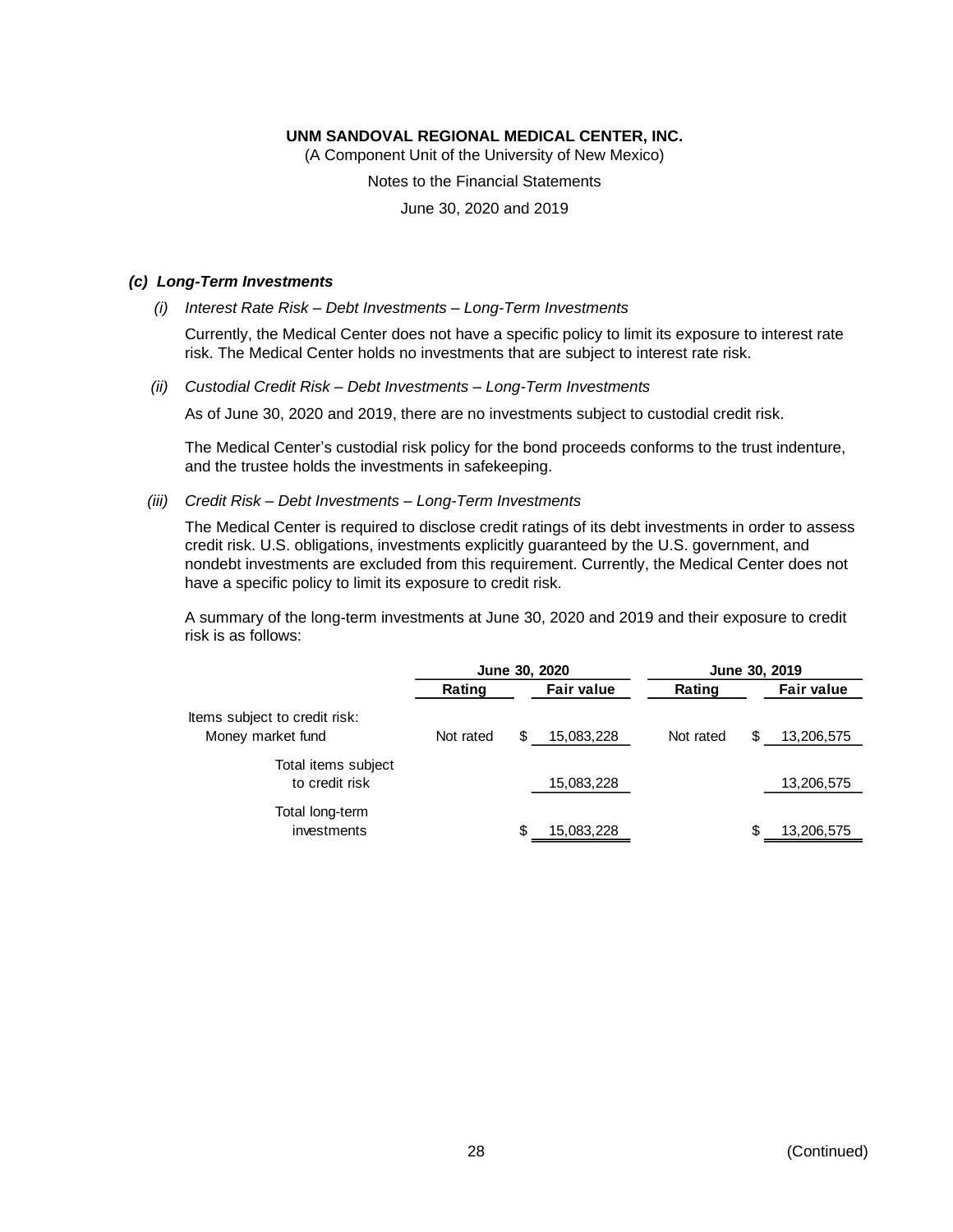### *(c) Long-Term Investments*

*(i) Interest Rate Risk – Debt Investments – Long-Term Investments*

Currently, the Medical Center does not have a specific policy to limit its exposure to interest rate risk. The Medical Center holds no investments that are subject to interest rate risk.

*(ii) Custodial Credit Risk – Debt Investments – Long-Term Investments*

As of June 30, 2020 and 2019, there are no investments subject to custodial credit risk.

The Medical Center's custodial risk policy for the bond proceeds conforms to the trust indenture, and the trustee holds the investments in safekeeping.

*(iii) Credit Risk – Debt Investments – Long-Term Investments*

The Medical Center is required to disclose credit ratings of its debt investments in order to assess credit risk. U.S. obligations, investments explicitly guaranteed by the U.S. government, and nondebt investments are excluded from this requirement. Currently, the Medical Center does not have a specific policy to limit its exposure to credit risk.

A summary of the long-term investments at June 30, 2020 and 2019 and their exposure to credit risk is as follows:

| | June 30, 2020 | | June 30, 2019 | |
|---|---|---|---|---|
| | **Rating** | **Fair value** | **Rating** | **Fair value** |
| Items subject to credit risk: | | | | |
| Money market fund | Not rated | $ 15,083,228 | Not rated | $ 13,206,575 |
| Total items subject to credit risk | | 15,083,228 | | 13,206,575 |
| Total long-term investments | | $ 15,083,228 | | $ 13,206,575 |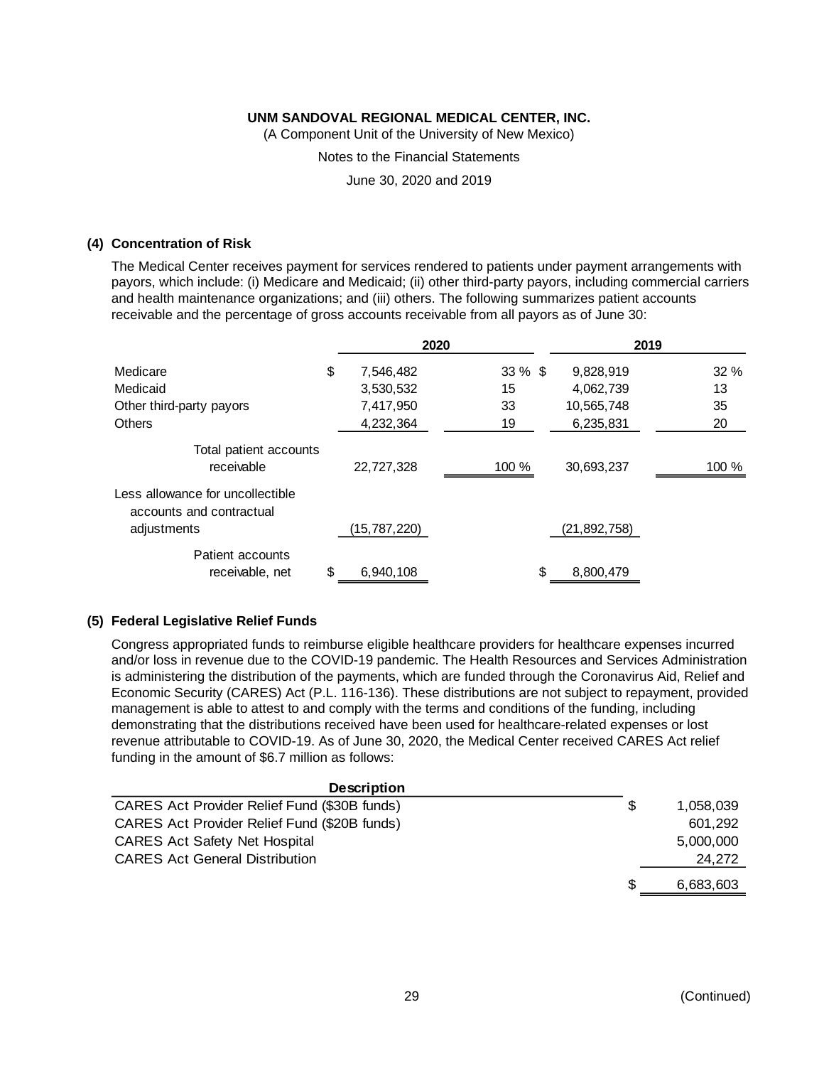**UNM SANDOVAL REGIONAL MEDICAL CENTER, INC.**

(A Component Unit of the University of New Mexico)

Notes to the Financial Statements

June 30, 2020 and 2019

## (4) Concentration of Risk

The Medical Center receives payment for services rendered to patients under payment arrangements with payors, which include: (i) Medicare and Medicaid; (ii) other third-party payors, including commercial carriers and health maintenance organizations; and (iii) others. The following summarizes patient accounts receivable and the percentage of gross accounts receivable from all payors as of June 30:

| | 2020 | | 2019 | |
|---|---|---|---|---|
| Medicare | $ 7,546,482 | 33 % | $ 9,828,919 | 32 % |
| Medicaid | 3,530,532 | 15 | 4,062,739 | 13 |
| Other third-party payors | 7,417,950 | 33 | 10,565,748 | 35 |
| Others | 4,232,364 | 19 | 6,235,831 | 20 |
| Total patient accounts receivable | 22,727,328 | 100 % | 30,693,237 | 100 % |
| Less allowance for uncollectible accounts and contractual adjustments | (15,787,220) | | (21,892,758) | |
| Patient accounts receivable, net | $ 6,940,108 | | $ 8,800,479 | |

## (5) Federal Legislative Relief Funds

Congress appropriated funds to reimburse eligible healthcare providers for healthcare expenses incurred and/or loss in revenue due to the COVID-19 pandemic. The Health Resources and Services Administration is administering the distribution of the payments, which are funded through the Coronavirus Aid, Relief and Economic Security (CARES) Act (P.L. 116-136). These distributions are not subject to repayment, provided management is able to attest to and comply with the terms and conditions of the funding, including demonstrating that the distributions received have been used for healthcare-related expenses or lost revenue attributable to COVID-19. As of June 30, 2020, the Medical Center received CARES Act relief funding in the amount of $6.7 million as follows:

| Description | |
|---|---|
| CARES Act Provider Relief Fund ($30B funds) | $ 1,058,039 |
| CARES Act Provider Relief Fund ($20B funds) | 601,292 |
| CARES Act Safety Net Hospital | 5,000,000 |
| CARES Act General Distribution | 24,272 |
| | $ 6,683,603 |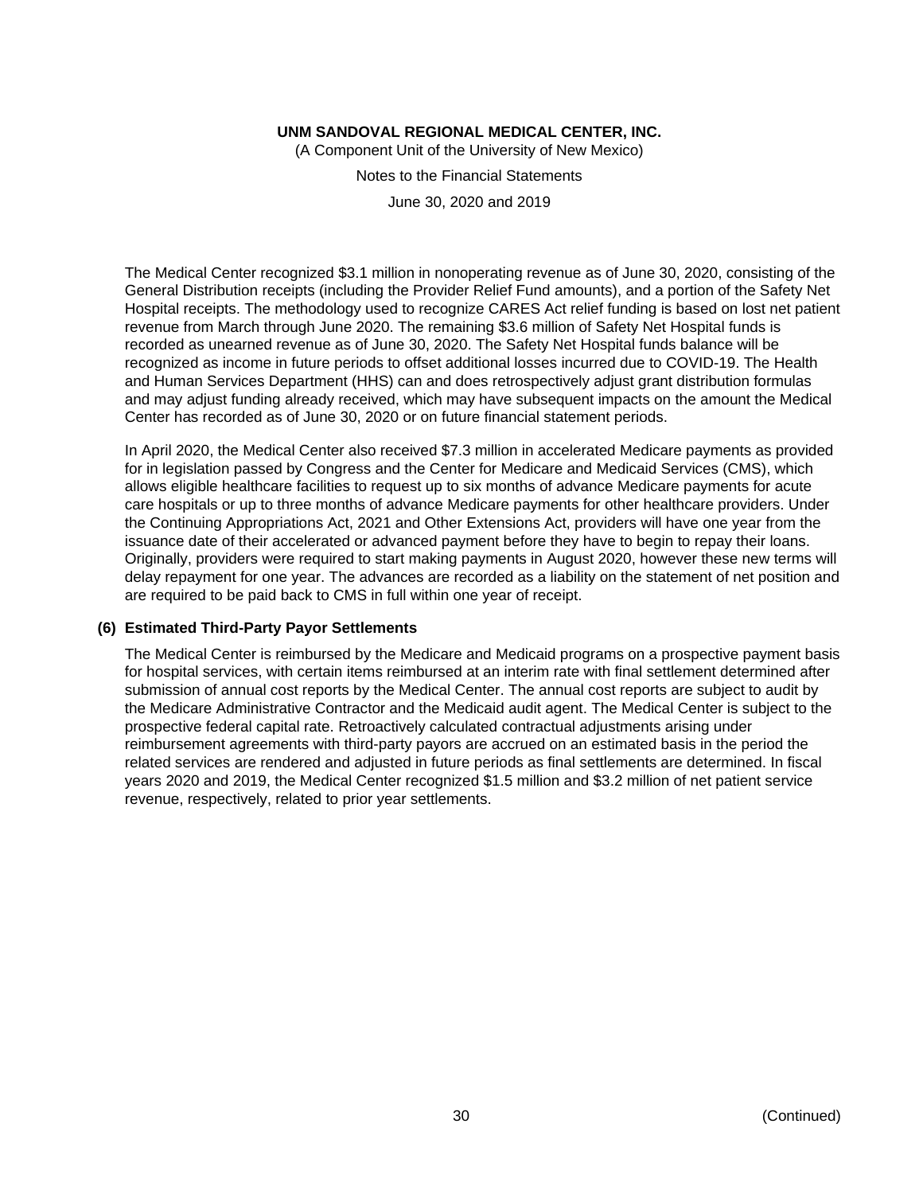The Medical Center recognized $3.1 million in nonoperating revenue as of June 30, 2020, consisting of the General Distribution receipts (including the Provider Relief Fund amounts), and a portion of the Safety Net Hospital receipts. The methodology used to recognize CARES Act relief funding is based on lost net patient revenue from March through June 2020. The remaining $3.6 million of Safety Net Hospital funds is recorded as unearned revenue as of June 30, 2020. The Safety Net Hospital funds balance will be recognized as income in future periods to offset additional losses incurred due to COVID-19. The Health and Human Services Department (HHS) can and does retrospectively adjust grant distribution formulas and may adjust funding already received, which may have subsequent impacts on the amount the Medical Center has recorded as of June 30, 2020 or on future financial statement periods.

In April 2020, the Medical Center also received $7.3 million in accelerated Medicare payments as provided for in legislation passed by Congress and the Center for Medicare and Medicaid Services (CMS), which allows eligible healthcare facilities to request up to six months of advance Medicare payments for acute care hospitals or up to three months of advance Medicare payments for other healthcare providers. Under the Continuing Appropriations Act, 2021 and Other Extensions Act, providers will have one year from the issuance date of their accelerated or advanced payment before they have to begin to repay their loans. Originally, providers were required to start making payments in August 2020, however these new terms will delay repayment for one year. The advances are recorded as a liability on the statement of net position and are required to be paid back to CMS in full within one year of receipt.

## (6) Estimated Third-Party Payor Settlements

The Medical Center is reimbursed by the Medicare and Medicaid programs on a prospective payment basis for hospital services, with certain items reimbursed at an interim rate with final settlement determined after submission of annual cost reports by the Medical Center. The annual cost reports are subject to audit by the Medicare Administrative Contractor and the Medicaid audit agent. The Medical Center is subject to the prospective federal capital rate. Retroactively calculated contractual adjustments arising under reimbursement agreements with third-party payors are accrued on an estimated basis in the period the related services are rendered and adjusted in future periods as final settlements are determined. In fiscal years 2020 and 2019, the Medical Center recognized $1.5 million and $3.2 million of net patient service revenue, respectively, related to prior year settlements.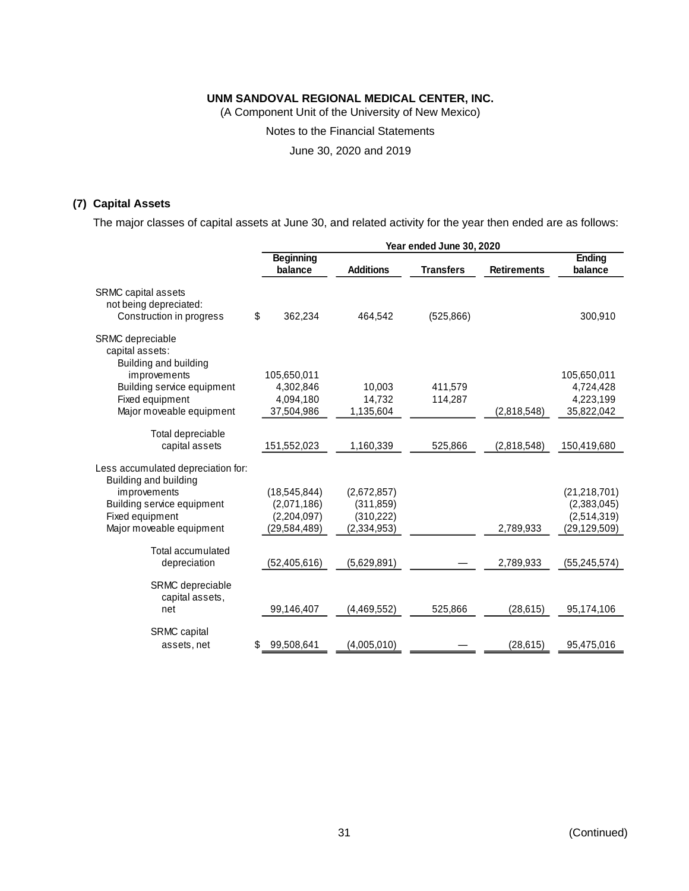**UNM SANDOVAL REGIONAL MEDICAL CENTER, INC.**

(A Component Unit of the University of New Mexico)

Notes to the Financial Statements

June 30, 2020 and 2019

## (7) Capital Assets

The major classes of capital assets at June 30, and related activity for the year then ended are as follows:

| | Year ended June 30, 2020 | | | | |
|---|---|---|---|---|---|
| | Beginning balance | Additions | Transfers | Retirements | Ending balance |
| SRMC capital assets not being depreciated: | | | | | |
| Construction in progress | $ 362,234 | 464,542 | (525,866) | | 300,910 |
| SRMC depreciable capital assets: | | | | | |
| Building and building improvements | 105,650,011 | | | | 105,650,011 |
| Building service equipment | 4,302,846 | 10,003 | 411,579 | | 4,724,428 |
| Fixed equipment | 4,094,180 | 14,732 | 114,287 | | 4,223,199 |
| Major moveable equipment | 37,504,986 | 1,135,604 | | (2,818,548) | 35,822,042 |
| Total depreciable capital assets | 151,552,023 | 1,160,339 | 525,866 | (2,818,548) | 150,419,680 |
| Less accumulated depreciation for: | | | | | |
| Building and building improvements | (18,545,844) | (2,672,857) | | | (21,218,701) |
| Building service equipment | (2,071,186) | (311,859) | | | (2,383,045) |
| Fixed equipment | (2,204,097) | (310,222) | | | (2,514,319) |
| Major moveable equipment | (29,584,489) | (2,334,953) | | 2,789,933 | (29,129,509) |
| Total accumulated depreciation | (52,405,616) | (5,629,891) | — | 2,789,933 | (55,245,574) |
| SRMC depreciable capital assets, net | 99,146,407 | (4,469,552) | 525,866 | (28,615) | 95,174,106 |
| SRMC capital assets, net | $ 99,508,641 | (4,005,010) | — | (28,615) | 95,475,016 |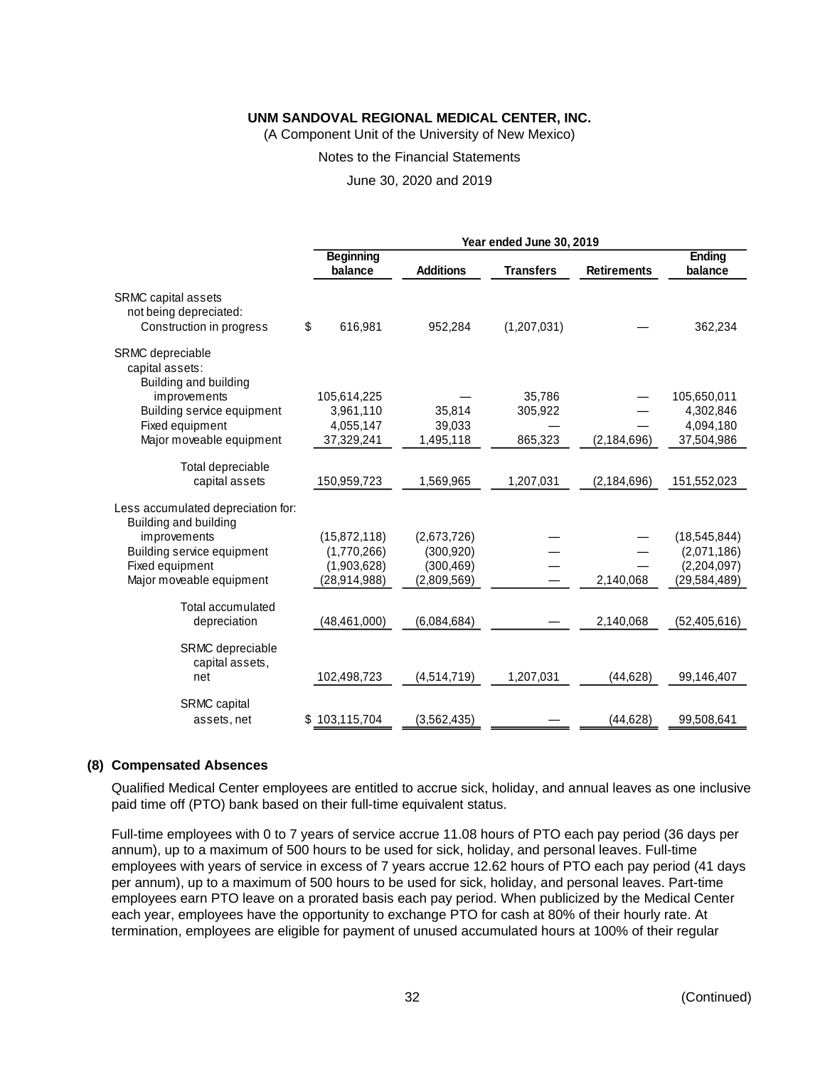UNM SANDOVAL REGIONAL MEDICAL CENTER, INC.
(A Component Unit of the University of New Mexico)
Notes to the Financial Statements
June 30, 2020 and 2019

| | Year ended June 30, 2019 | | | | |
|---|---|---|---|---|---|
| | Beginning balance | Additions | Transfers | Retirements | Ending balance |
| SRMC capital assets not being depreciated: | | | | | |
| Construction in progress | $ 616,981 | 952,284 | (1,207,031) | — | 362,234 |
| SRMC depreciable capital assets: | | | | | |
| Building and building improvements | 105,614,225 | — | 35,786 | — | 105,650,011 |
| Building service equipment | 3,961,110 | 35,814 | 305,922 | — | 4,302,846 |
| Fixed equipment | 4,055,147 | 39,033 | — | — | 4,094,180 |
| Major moveable equipment | 37,329,241 | 1,495,118 | 865,323 | (2,184,696) | 37,504,986 |
| Total depreciable capital assets | 150,959,723 | 1,569,965 | 1,207,031 | (2,184,696) | 151,552,023 |
| Less accumulated depreciation for: | | | | | |
| Building and building improvements | (15,872,118) | (2,673,726) | — | — | (18,545,844) |
| Building service equipment | (1,770,266) | (300,920) | — | — | (2,071,186) |
| Fixed equipment | (1,903,628) | (300,469) | — | — | (2,204,097) |
| Major moveable equipment | (28,914,988) | (2,809,569) | — | 2,140,068 | (29,584,489) |
| Total accumulated depreciation | (48,461,000) | (6,084,684) | — | 2,140,068 | (52,405,616) |
| SRMC depreciable capital assets, net | 102,498,723 | (4,514,719) | 1,207,031 | (44,628) | 99,146,407 |
| SRMC capital assets, net | $ 103,115,704 | (3,562,435) | — | (44,628) | 99,508,641 |

## (8) Compensated Absences

Qualified Medical Center employees are entitled to accrue sick, holiday, and annual leaves as one inclusive paid time off (PTO) bank based on their full-time equivalent status.

Full-time employees with 0 to 7 years of service accrue 11.08 hours of PTO each pay period (36 days per annum), up to a maximum of 500 hours to be used for sick, holiday, and personal leaves. Full-time employees with years of service in excess of 7 years accrue 12.62 hours of PTO each pay period (41 days per annum), up to a maximum of 500 hours to be used for sick, holiday, and personal leaves. Part-time employees earn PTO leave on a prorated basis each pay period. When publicized by the Medical Center each year, employees have the opportunity to exchange PTO for cash at 80% of their hourly rate. At termination, employees are eligible for payment of unused accumulated hours at 100% of their regular

(Continued)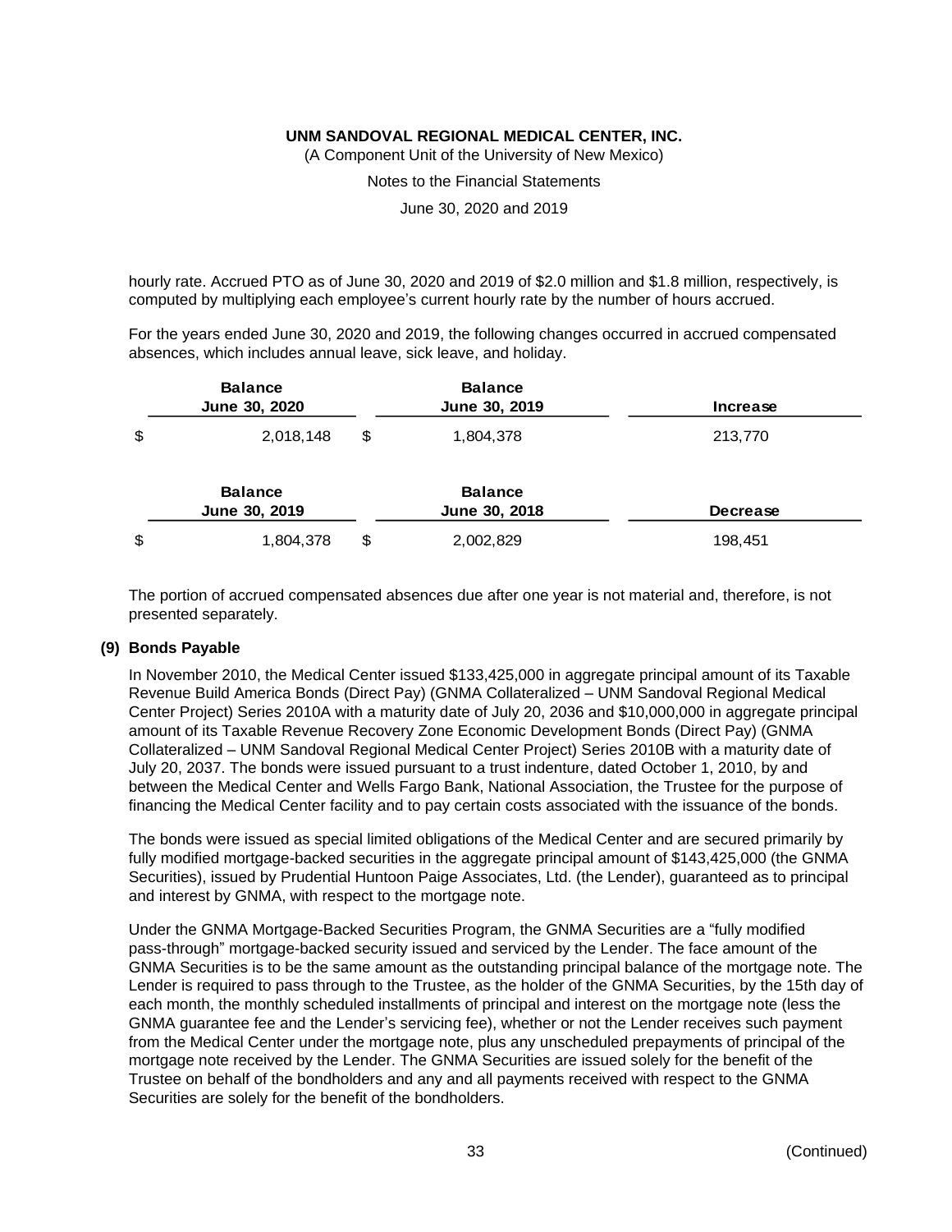hourly rate. Accrued PTO as of June 30, 2020 and 2019 of $2.0 million and $1.8 million, respectively, is computed by multiplying each employee's current hourly rate by the number of hours accrued.

For the years ended June 30, 2020 and 2019, the following changes occurred in accrued compensated absences, which includes annual leave, sick leave, and holiday.

| Balance June 30, 2020 | Balance June 30, 2019 | Increase |
|---|---|---|
| $ 2,018,148 | $ 1,804,378 | 213,770 |

| Balance June 30, 2019 | Balance June 30, 2018 | Decrease |
|---|---|---|
| $ 1,804,378 | $ 2,002,829 | 198,451 |

The portion of accrued compensated absences due after one year is not material and, therefore, is not presented separately.

## (9) Bonds Payable

In November 2010, the Medical Center issued $133,425,000 in aggregate principal amount of its Taxable Revenue Build America Bonds (Direct Pay) (GNMA Collateralized – UNM Sandoval Regional Medical Center Project) Series 2010A with a maturity date of July 20, 2036 and $10,000,000 in aggregate principal amount of its Taxable Revenue Recovery Zone Economic Development Bonds (Direct Pay) (GNMA Collateralized – UNM Sandoval Regional Medical Center Project) Series 2010B with a maturity date of July 20, 2037. The bonds were issued pursuant to a trust indenture, dated October 1, 2010, by and between the Medical Center and Wells Fargo Bank, National Association, the Trustee for the purpose of financing the Medical Center facility and to pay certain costs associated with the issuance of the bonds.

The bonds were issued as special limited obligations of the Medical Center and are secured primarily by fully modified mortgage-backed securities in the aggregate principal amount of $143,425,000 (the GNMA Securities), issued by Prudential Huntoon Paige Associates, Ltd. (the Lender), guaranteed as to principal and interest by GNMA, with respect to the mortgage note.

Under the GNMA Mortgage-Backed Securities Program, the GNMA Securities are a "fully modified pass-through" mortgage-backed security issued and serviced by the Lender. The face amount of the GNMA Securities is to be the same amount as the outstanding principal balance of the mortgage note. The Lender is required to pass through to the Trustee, as the holder of the GNMA Securities, by the 15th day of each month, the monthly scheduled installments of principal and interest on the mortgage note (less the GNMA guarantee fee and the Lender's servicing fee), whether or not the Lender receives such payment from the Medical Center under the mortgage note, plus any unscheduled prepayments of principal of the mortgage note received by the Lender. The GNMA Securities are issued solely for the benefit of the Trustee on behalf of the bondholders and any and all payments received with respect to the GNMA Securities are solely for the benefit of the bondholders.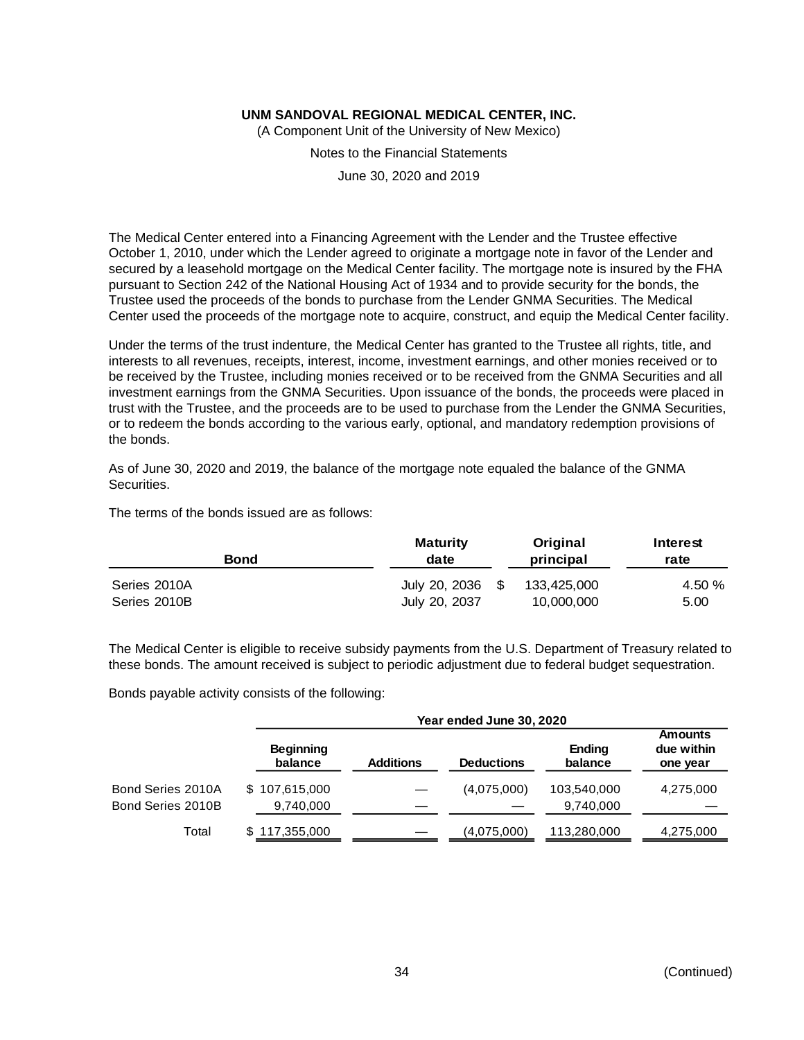The Medical Center entered into a Financing Agreement with the Lender and the Trustee effective October 1, 2010, under which the Lender agreed to originate a mortgage note in favor of the Lender and secured by a leasehold mortgage on the Medical Center facility. The mortgage note is insured by the FHA pursuant to Section 242 of the National Housing Act of 1934 and to provide security for the bonds, the Trustee used the proceeds of the bonds to purchase from the Lender GNMA Securities. The Medical Center used the proceeds of the mortgage note to acquire, construct, and equip the Medical Center facility.

Under the terms of the trust indenture, the Medical Center has granted to the Trustee all rights, title, and interests to all revenues, receipts, interest, income, investment earnings, and other monies received or to be received by the Trustee, including monies received or to be received from the GNMA Securities and all investment earnings from the GNMA Securities. Upon issuance of the bonds, the proceeds were placed in trust with the Trustee, and the proceeds are to be used to purchase from the Lender the GNMA Securities, or to redeem the bonds according to the various early, optional, and mandatory redemption provisions of the bonds.

As of June 30, 2020 and 2019, the balance of the mortgage note equaled the balance of the GNMA Securities.

The terms of the bonds issued are as follows:

| Bond | Maturity date | Original principal | Interest rate |
|---|---|---|---|
| Series 2010A | July 20, 2036 | $ 133,425,000 | 4.50 % |
| Series 2010B | July 20, 2037 | 10,000,000 | 5.00 |

The Medical Center is eligible to receive subsidy payments from the U.S. Department of Treasury related to these bonds. The amount received is subject to periodic adjustment due to federal budget sequestration.

Bonds payable activity consists of the following:

| | Year ended June 30, 2020 | | | | |
|---|---|---|---|---|---|
| | Beginning balance | Additions | Deductions | Ending balance | Amounts due within one year |
| Bond Series 2010A | $ 107,615,000 | — | (4,075,000) | 103,540,000 | 4,275,000 |
| Bond Series 2010B | 9,740,000 | — | — | 9,740,000 | — |
| Total | $ 117,355,000 | — | (4,075,000) | 113,280,000 | 4,275,000 |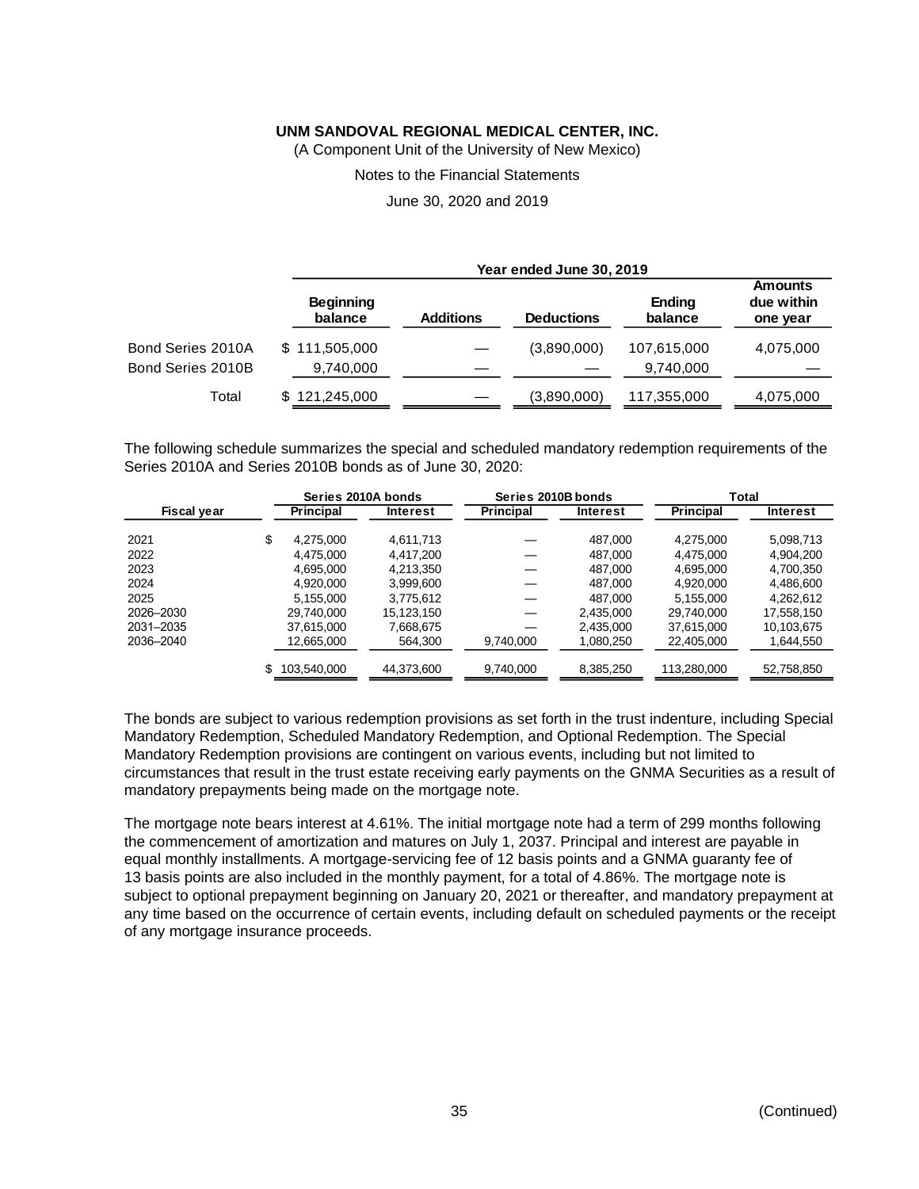**UNM SANDOVAL REGIONAL MEDICAL CENTER, INC.**
(A Component Unit of the University of New Mexico)

Notes to the Financial Statements

June 30, 2020 and 2019

| | Year ended June 30, 2019 | | | | |
|---|---|---|---|---|---|
| | Beginning balance | Additions | Deductions | Ending balance | Amounts due within one year |
| Bond Series 2010A | $ 111,505,000 | — | (3,890,000) | 107,615,000 | 4,075,000 |
| Bond Series 2010B | 9,740,000 | — | — | 9,740,000 | — |
| Total | $ 121,245,000 | — | (3,890,000) | 117,355,000 | 4,075,000 |

The following schedule summarizes the special and scheduled mandatory redemption requirements of the Series 2010A and Series 2010B bonds as of June 30, 2020:

| | Series 2010A bonds | | Series 2010B bonds | | Total | |
|---|---|---|---|---|---|---|
| Fiscal year | Principal | Interest | Principal | Interest | Principal | Interest |
| 2021 | $ 4,275,000 | 4,611,713 | — | 487,000 | 4,275,000 | 5,098,713 |
| 2022 | 4,475,000 | 4,417,200 | — | 487,000 | 4,475,000 | 4,904,200 |
| 2023 | 4,695,000 | 4,213,350 | — | 487,000 | 4,695,000 | 4,700,350 |
| 2024 | 4,920,000 | 3,999,600 | — | 487,000 | 4,920,000 | 4,486,600 |
| 2025 | 5,155,000 | 3,775,612 | — | 487,000 | 5,155,000 | 4,262,612 |
| 2026–2030 | 29,740,000 | 15,123,150 | — | 2,435,000 | 29,740,000 | 17,558,150 |
| 2031–2035 | 37,615,000 | 7,668,675 | — | 2,435,000 | 37,615,000 | 10,103,675 |
| 2036–2040 | 12,665,000 | 564,300 | 9,740,000 | 1,080,250 | 22,405,000 | 1,644,550 |
| | $ 103,540,000 | 44,373,600 | 9,740,000 | 8,385,250 | 113,280,000 | 52,758,850 |

The bonds are subject to various redemption provisions as set forth in the trust indenture, including Special Mandatory Redemption, Scheduled Mandatory Redemption, and Optional Redemption. The Special Mandatory Redemption provisions are contingent on various events, including but not limited to circumstances that result in the trust estate receiving early payments on the GNMA Securities as a result of mandatory prepayments being made on the mortgage note.

The mortgage note bears interest at 4.61%. The initial mortgage note had a term of 299 months following the commencement of amortization and matures on July 1, 2037. Principal and interest are payable in equal monthly installments. A mortgage-servicing fee of 12 basis points and a GNMA guaranty fee of 13 basis points are also included in the monthly payment, for a total of 4.86%. The mortgage note is subject to optional prepayment beginning on January 20, 2021 or thereafter, and mandatory prepayment at any time based on the occurrence of certain events, including default on scheduled payments or the receipt of any mortgage insurance proceeds.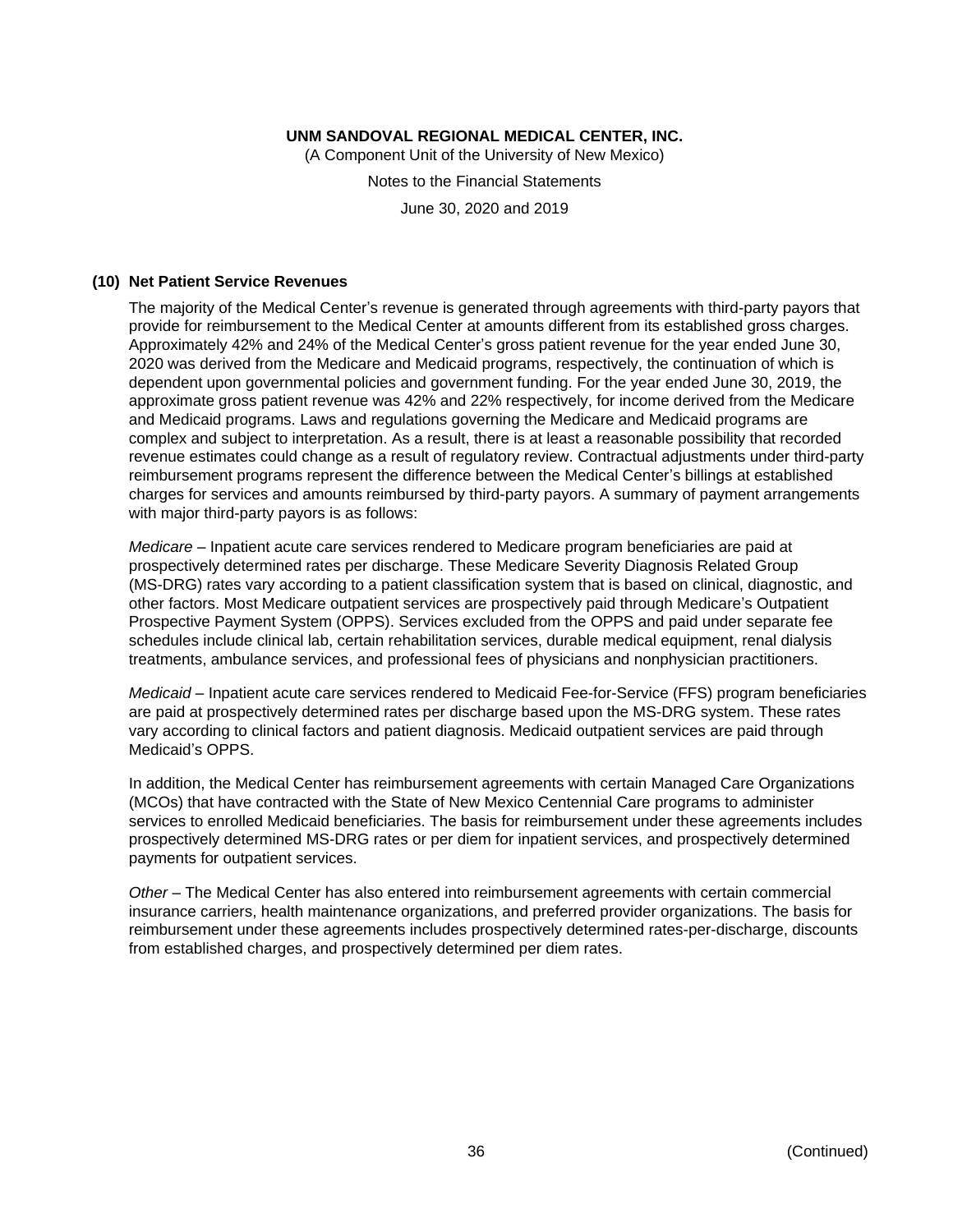## (10) Net Patient Service Revenues

The majority of the Medical Center's revenue is generated through agreements with third-party payors that provide for reimbursement to the Medical Center at amounts different from its established gross charges. Approximately 42% and 24% of the Medical Center's gross patient revenue for the year ended June 30, 2020 was derived from the Medicare and Medicaid programs, respectively, the continuation of which is dependent upon governmental policies and government funding. For the year ended June 30, 2019, the approximate gross patient revenue was 42% and 22% respectively, for income derived from the Medicare and Medicaid programs. Laws and regulations governing the Medicare and Medicaid programs are complex and subject to interpretation. As a result, there is at least a reasonable possibility that recorded revenue estimates could change as a result of regulatory review. Contractual adjustments under third-party reimbursement programs represent the difference between the Medical Center's billings at established charges for services and amounts reimbursed by third-party payors. A summary of payment arrangements with major third-party payors is as follows:

*Medicare* – Inpatient acute care services rendered to Medicare program beneficiaries are paid at prospectively determined rates per discharge. These Medicare Severity Diagnosis Related Group (MS-DRG) rates vary according to a patient classification system that is based on clinical, diagnostic, and other factors. Most Medicare outpatient services are prospectively paid through Medicare's Outpatient Prospective Payment System (OPPS). Services excluded from the OPPS and paid under separate fee schedules include clinical lab, certain rehabilitation services, durable medical equipment, renal dialysis treatments, ambulance services, and professional fees of physicians and nonphysician practitioners.

*Medicaid* – Inpatient acute care services rendered to Medicaid Fee-for-Service (FFS) program beneficiaries are paid at prospectively determined rates per discharge based upon the MS-DRG system. These rates vary according to clinical factors and patient diagnosis. Medicaid outpatient services are paid through Medicaid's OPPS.

In addition, the Medical Center has reimbursement agreements with certain Managed Care Organizations (MCOs) that have contracted with the State of New Mexico Centennial Care programs to administer services to enrolled Medicaid beneficiaries. The basis for reimbursement under these agreements includes prospectively determined MS-DRG rates or per diem for inpatient services, and prospectively determined payments for outpatient services.

*Other* – The Medical Center has also entered into reimbursement agreements with certain commercial insurance carriers, health maintenance organizations, and preferred provider organizations. The basis for reimbursement under these agreements includes prospectively determined rates-per-discharge, discounts from established charges, and prospectively determined per diem rates.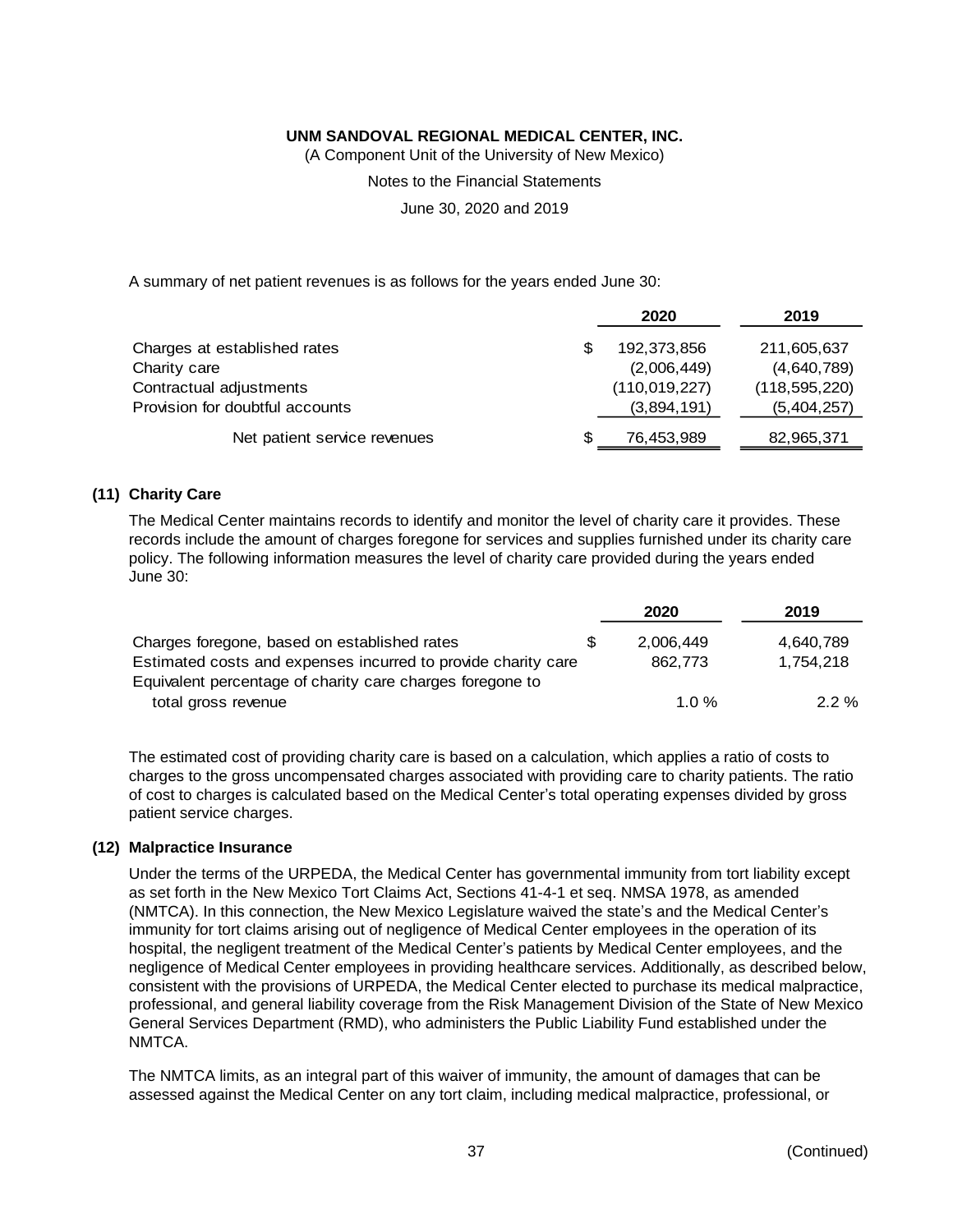A summary of net patient revenues is as follows for the years ended June 30:

| | 2020 | 2019 |
|---|---|---|
| Charges at established rates | $ 192,373,856 | 211,605,637 |
| Charity care | (2,006,449) | (4,640,789) |
| Contractual adjustments | (110,019,227) | (118,595,220) |
| Provision for doubtful accounts | (3,894,191) | (5,404,257) |
| Net patient service revenues | $ 76,453,989 | 82,965,371 |

## (11) Charity Care

The Medical Center maintains records to identify and monitor the level of charity care it provides. These records include the amount of charges foregone for services and supplies furnished under its charity care policy. The following information measures the level of charity care provided during the years ended June 30:

| | 2020 | 2019 |
|---|---|---|
| Charges foregone, based on established rates | $ 2,006,449 | 4,640,789 |
| Estimated costs and expenses incurred to provide charity care | 862,773 | 1,754,218 |
| Equivalent percentage of charity care charges foregone to total gross revenue | 1.0 % | 2.2 % |

The estimated cost of providing charity care is based on a calculation, which applies a ratio of costs to charges to the gross uncompensated charges associated with providing care to charity patients. The ratio of cost to charges is calculated based on the Medical Center's total operating expenses divided by gross patient service charges.

## (12) Malpractice Insurance

Under the terms of the URPEDA, the Medical Center has governmental immunity from tort liability except as set forth in the New Mexico Tort Claims Act, Sections 41-4-1 et seq. NMSA 1978, as amended (NMTCA). In this connection, the New Mexico Legislature waived the state's and the Medical Center's immunity for tort claims arising out of negligence of Medical Center employees in the operation of its hospital, the negligent treatment of the Medical Center's patients by Medical Center employees, and the negligence of Medical Center employees in providing healthcare services. Additionally, as described below, consistent with the provisions of URPEDA, the Medical Center elected to purchase its medical malpractice, professional, and general liability coverage from the Risk Management Division of the State of New Mexico General Services Department (RMD), who administers the Public Liability Fund established under the NMTCA.

The NMTCA limits, as an integral part of this waiver of immunity, the amount of damages that can be assessed against the Medical Center on any tort claim, including medical malpractice, professional, or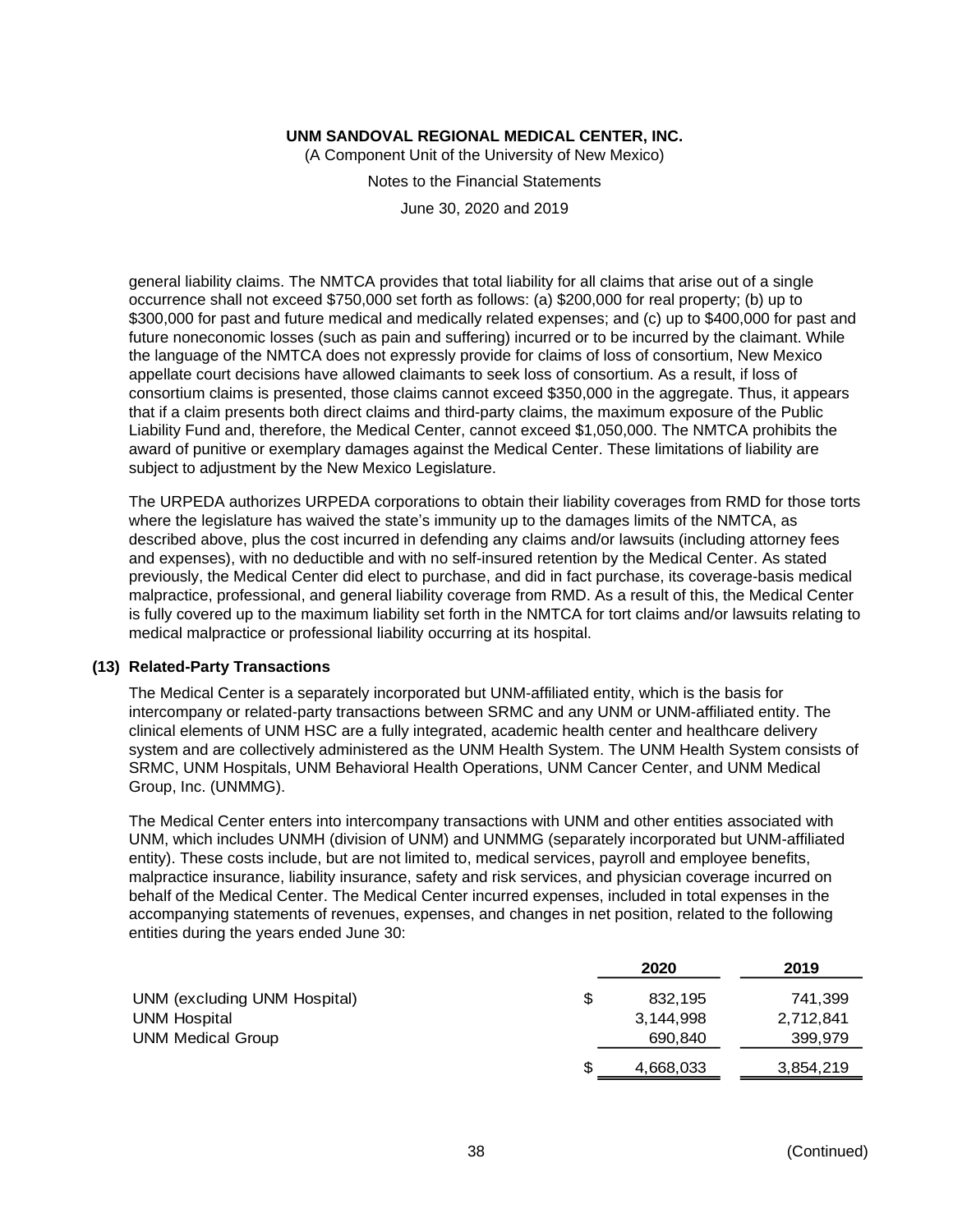general liability claims. The NMTCA provides that total liability for all claims that arise out of a single occurrence shall not exceed $750,000 set forth as follows: (a) $200,000 for real property; (b) up to $300,000 for past and future medical and medically related expenses; and (c) up to $400,000 for past and future noneconomic losses (such as pain and suffering) incurred or to be incurred by the claimant. While the language of the NMTCA does not expressly provide for claims of loss of consortium, New Mexico appellate court decisions have allowed claimants to seek loss of consortium. As a result, if loss of consortium claims is presented, those claims cannot exceed $350,000 in the aggregate. Thus, it appears that if a claim presents both direct claims and third-party claims, the maximum exposure of the Public Liability Fund and, therefore, the Medical Center, cannot exceed $1,050,000. The NMTCA prohibits the award of punitive or exemplary damages against the Medical Center. These limitations of liability are subject to adjustment by the New Mexico Legislature.

The URPEDA authorizes URPEDA corporations to obtain their liability coverages from RMD for those torts where the legislature has waived the state's immunity up to the damages limits of the NMTCA, as described above, plus the cost incurred in defending any claims and/or lawsuits (including attorney fees and expenses), with no deductible and with no self-insured retention by the Medical Center. As stated previously, the Medical Center did elect to purchase, and did in fact purchase, its coverage-basis medical malpractice, professional, and general liability coverage from RMD. As a result of this, the Medical Center is fully covered up to the maximum liability set forth in the NMTCA for tort claims and/or lawsuits relating to medical malpractice or professional liability occurring at its hospital.

## (13) Related-Party Transactions

The Medical Center is a separately incorporated but UNM-affiliated entity, which is the basis for intercompany or related-party transactions between SRMC and any UNM or UNM-affiliated entity. The clinical elements of UNM HSC are a fully integrated, academic health center and healthcare delivery system and are collectively administered as the UNM Health System. The UNM Health System consists of SRMC, UNM Hospitals, UNM Behavioral Health Operations, UNM Cancer Center, and UNM Medical Group, Inc. (UNMMG).

The Medical Center enters into intercompany transactions with UNM and other entities associated with UNM, which includes UNMH (division of UNM) and UNMMG (separately incorporated but UNM-affiliated entity). These costs include, but are not limited to, medical services, payroll and employee benefits, malpractice insurance, liability insurance, safety and risk services, and physician coverage incurred on behalf of the Medical Center. The Medical Center incurred expenses, included in total expenses in the accompanying statements of revenues, expenses, and changes in net position, related to the following entities during the years ended June 30:

| | 2020 | 2019 |
|---|---|---|
| UNM (excluding UNM Hospital) | $ 832,195 | 741,399 |
| UNM Hospital | 3,144,998 | 2,712,841 |
| UNM Medical Group | 690,840 | 399,979 |
| | $ 4,668,033 | 3,854,219 |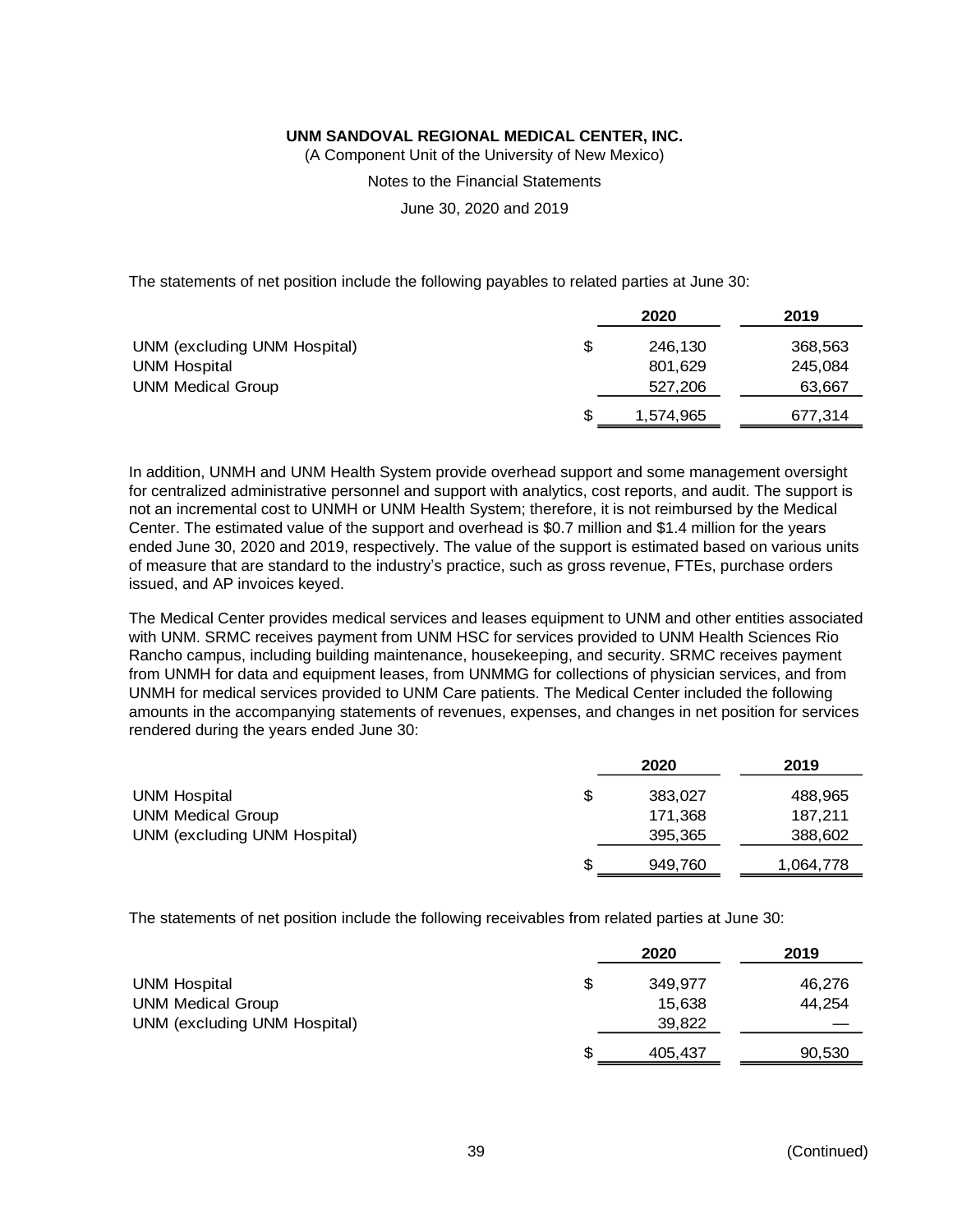The statements of net position include the following payables to related parties at June 30:

| | 2020 | 2019 |
|---|---|---|
| UNM (excluding UNM Hospital) | $ 246,130 | 368,563 |
| UNM Hospital | 801,629 | 245,084 |
| UNM Medical Group | 527,206 | 63,667 |
| | $ 1,574,965 | 677,314 |

In addition, UNMH and UNM Health System provide overhead support and some management oversight for centralized administrative personnel and support with analytics, cost reports, and audit. The support is not an incremental cost to UNMH or UNM Health System; therefore, it is not reimbursed by the Medical Center. The estimated value of the support and overhead is $0.7 million and $1.4 million for the years ended June 30, 2020 and 2019, respectively. The value of the support is estimated based on various units of measure that are standard to the industry's practice, such as gross revenue, FTEs, purchase orders issued, and AP invoices keyed.

The Medical Center provides medical services and leases equipment to UNM and other entities associated with UNM. SRMC receives payment from UNM HSC for services provided to UNM Health Sciences Rio Rancho campus, including building maintenance, housekeeping, and security. SRMC receives payment from UNMH for data and equipment leases, from UNMMG for collections of physician services, and from UNMH for medical services provided to UNM Care patients. The Medical Center included the following amounts in the accompanying statements of revenues, expenses, and changes in net position for services rendered during the years ended June 30:

| | 2020 | 2019 |
|---|---|---|
| UNM Hospital | $ 383,027 | 488,965 |
| UNM Medical Group | 171,368 | 187,211 |
| UNM (excluding UNM Hospital) | 395,365 | 388,602 |
| | $ 949,760 | 1,064,778 |

The statements of net position include the following receivables from related parties at June 30:

| | 2020 | 2019 |
|---|---|---|
| UNM Hospital | $ 349,977 | 46,276 |
| UNM Medical Group | 15,638 | 44,254 |
| UNM (excluding UNM Hospital) | 39,822 | — |
| | $ 405,437 | 90,530 |

(Continued)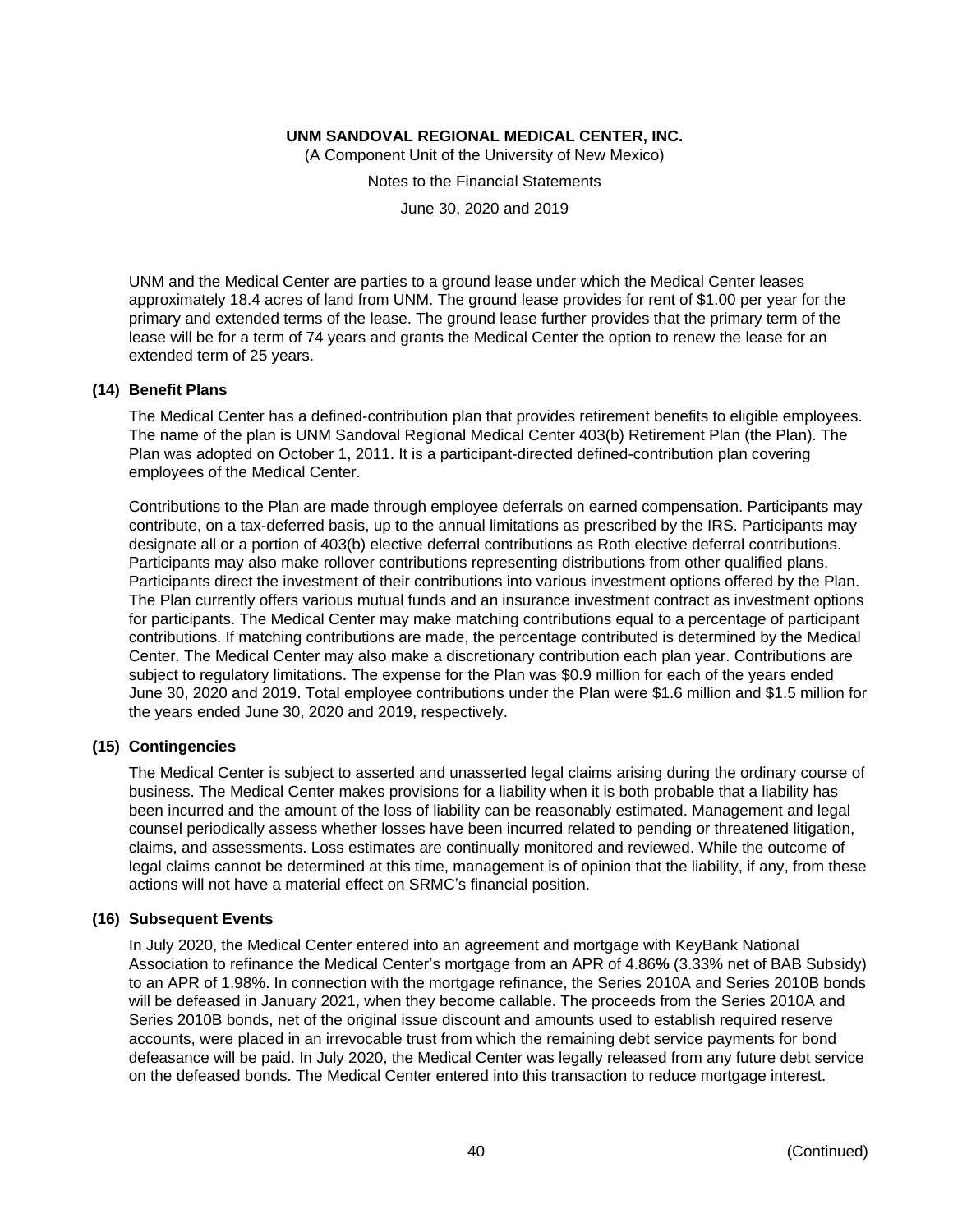UNM and the Medical Center are parties to a ground lease under which the Medical Center leases approximately 18.4 acres of land from UNM. The ground lease provides for rent of $1.00 per year for the primary and extended terms of the lease. The ground lease further provides that the primary term of the lease will be for a term of 74 years and grants the Medical Center the option to renew the lease for an extended term of 25 years.

## (14) Benefit Plans

The Medical Center has a defined-contribution plan that provides retirement benefits to eligible employees. The name of the plan is UNM Sandoval Regional Medical Center 403(b) Retirement Plan (the Plan). The Plan was adopted on October 1, 2011. It is a participant-directed defined-contribution plan covering employees of the Medical Center.

Contributions to the Plan are made through employee deferrals on earned compensation. Participants may contribute, on a tax-deferred basis, up to the annual limitations as prescribed by the IRS. Participants may designate all or a portion of 403(b) elective deferral contributions as Roth elective deferral contributions. Participants may also make rollover contributions representing distributions from other qualified plans. Participants direct the investment of their contributions into various investment options offered by the Plan. The Plan currently offers various mutual funds and an insurance investment contract as investment options for participants. The Medical Center may make matching contributions equal to a percentage of participant contributions. If matching contributions are made, the percentage contributed is determined by the Medical Center. The Medical Center may also make a discretionary contribution each plan year. Contributions are subject to regulatory limitations. The expense for the Plan was $0.9 million for each of the years ended June 30, 2020 and 2019. Total employee contributions under the Plan were $1.6 million and $1.5 million for the years ended June 30, 2020 and 2019, respectively.

## (15) Contingencies

The Medical Center is subject to asserted and unasserted legal claims arising during the ordinary course of business. The Medical Center makes provisions for a liability when it is both probable that a liability has been incurred and the amount of the loss of liability can be reasonably estimated. Management and legal counsel periodically assess whether losses have been incurred related to pending or threatened litigation, claims, and assessments. Loss estimates are continually monitored and reviewed. While the outcome of legal claims cannot be determined at this time, management is of opinion that the liability, if any, from these actions will not have a material effect on SRMC's financial position.

## (16) Subsequent Events

In July 2020, the Medical Center entered into an agreement and mortgage with KeyBank National Association to refinance the Medical Center's mortgage from an APR of 4.86**%** (3.33% net of BAB Subsidy) to an APR of 1.98%. In connection with the mortgage refinance, the Series 2010A and Series 2010B bonds will be defeased in January 2021, when they become callable. The proceeds from the Series 2010A and Series 2010B bonds, net of the original issue discount and amounts used to establish required reserve accounts, were placed in an irrevocable trust from which the remaining debt service payments for bond defeasance will be paid. In July 2020, the Medical Center was legally released from any future debt service on the defeased bonds. The Medical Center entered into this transaction to reduce mortgage interest.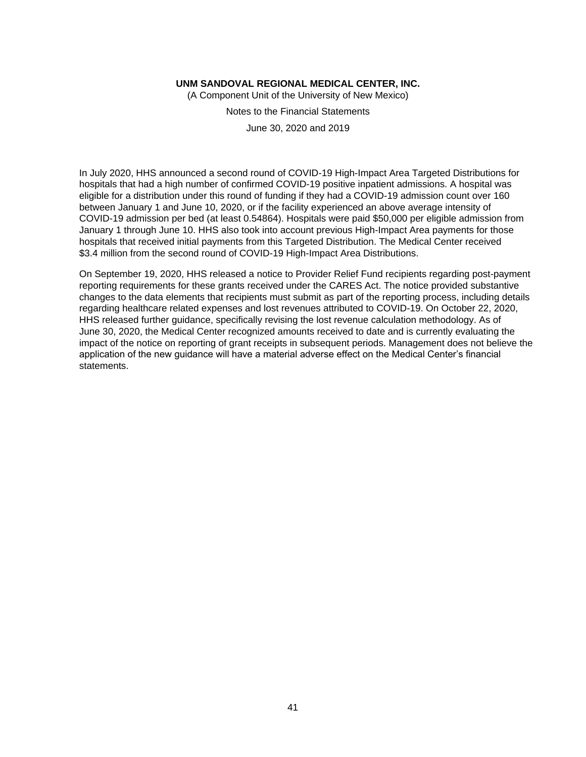In July 2020, HHS announced a second round of COVID-19 High-Impact Area Targeted Distributions for hospitals that had a high number of confirmed COVID-19 positive inpatient admissions. A hospital was eligible for a distribution under this round of funding if they had a COVID-19 admission count over 160 between January 1 and June 10, 2020, or if the facility experienced an above average intensity of COVID-19 admission per bed (at least 0.54864). Hospitals were paid $50,000 per eligible admission from January 1 through June 10. HHS also took into account previous High-Impact Area payments for those hospitals that received initial payments from this Targeted Distribution. The Medical Center received $3.4 million from the second round of COVID-19 High-Impact Area Distributions.

On September 19, 2020, HHS released a notice to Provider Relief Fund recipients regarding post-payment reporting requirements for these grants received under the CARES Act. The notice provided substantive changes to the data elements that recipients must submit as part of the reporting process, including details regarding healthcare related expenses and lost revenues attributed to COVID-19. On October 22, 2020, HHS released further guidance, specifically revising the lost revenue calculation methodology. As of June 30, 2020, the Medical Center recognized amounts received to date and is currently evaluating the impact of the notice on reporting of grant receipts in subsequent periods. Management does not believe the application of the new guidance will have a material adverse effect on the Medical Center's financial statements.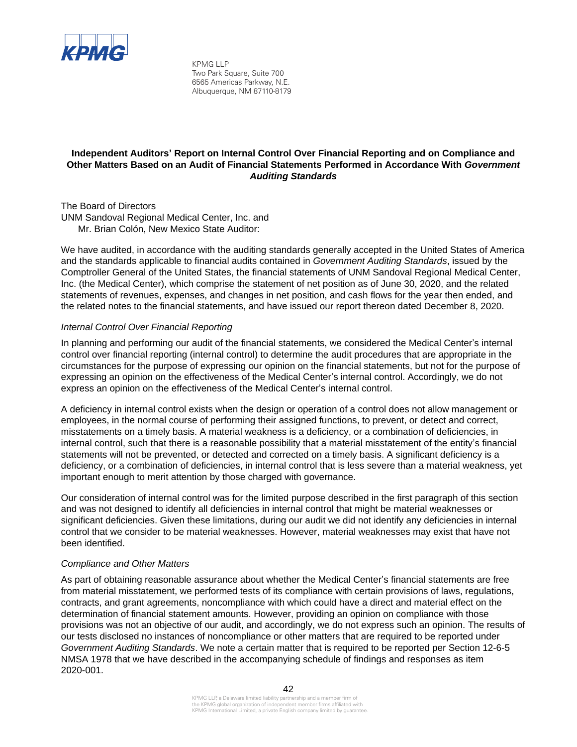KPMG

KPMG LLP
Two Park Square, Suite 700
6565 Americas Parkway, N.E.
Albuquerque, NM 87110-8179

**Independent Auditors' Report on Internal Control Over Financial Reporting and on Compliance and Other Matters Based on an Audit of Financial Statements Performed in Accordance With *Government Auditing Standards***

The Board of Directors
UNM Sandoval Regional Medical Center, Inc. and
Mr. Brian Colón, New Mexico State Auditor:

We have audited, in accordance with the auditing standards generally accepted in the United States of America and the standards applicable to financial audits contained in *Government Auditing Standards*, issued by the Comptroller General of the United States, the financial statements of UNM Sandoval Regional Medical Center, Inc. (the Medical Center), which comprise the statement of net position as of June 30, 2020, and the related statements of revenues, expenses, and changes in net position, and cash flows for the year then ended, and the related notes to the financial statements, and have issued our report thereon dated December 8, 2020.

*Internal Control Over Financial Reporting*

In planning and performing our audit of the financial statements, we considered the Medical Center's internal control over financial reporting (internal control) to determine the audit procedures that are appropriate in the circumstances for the purpose of expressing our opinion on the financial statements, but not for the purpose of expressing an opinion on the effectiveness of the Medical Center's internal control. Accordingly, we do not express an opinion on the effectiveness of the Medical Center's internal control.

A deficiency in internal control exists when the design or operation of a control does not allow management or employees, in the normal course of performing their assigned functions, to prevent, or detect and correct, misstatements on a timely basis. A material weakness is a deficiency, or a combination of deficiencies, in internal control, such that there is a reasonable possibility that a material misstatement of the entity's financial statements will not be prevented, or detected and corrected on a timely basis. A significant deficiency is a deficiency, or a combination of deficiencies, in internal control that is less severe than a material weakness, yet important enough to merit attention by those charged with governance.

Our consideration of internal control was for the limited purpose described in the first paragraph of this section and was not designed to identify all deficiencies in internal control that might be material weaknesses or significant deficiencies. Given these limitations, during our audit we did not identify any deficiencies in internal control that we consider to be material weaknesses. However, material weaknesses may exist that have not been identified.

*Compliance and Other Matters*

As part of obtaining reasonable assurance about whether the Medical Center's financial statements are free from material misstatement, we performed tests of its compliance with certain provisions of laws, regulations, contracts, and grant agreements, noncompliance with which could have a direct and material effect on the determination of financial statement amounts. However, providing an opinion on compliance with those provisions was not an objective of our audit, and accordingly, we do not express such an opinion. The results of our tests disclosed no instances of noncompliance or other matters that are required to be reported under *Government Auditing Standards*. We note a certain matter that is required to be reported per Section 12-6-5 NMSA 1978 that we have described in the accompanying schedule of findings and responses as item 2020-001.

KPMG LLP, a Delaware limited liability partnership and a member firm of the KPMG global organization of independent member firms affiliated with KPMG International Limited, a private English company limited by guarantee.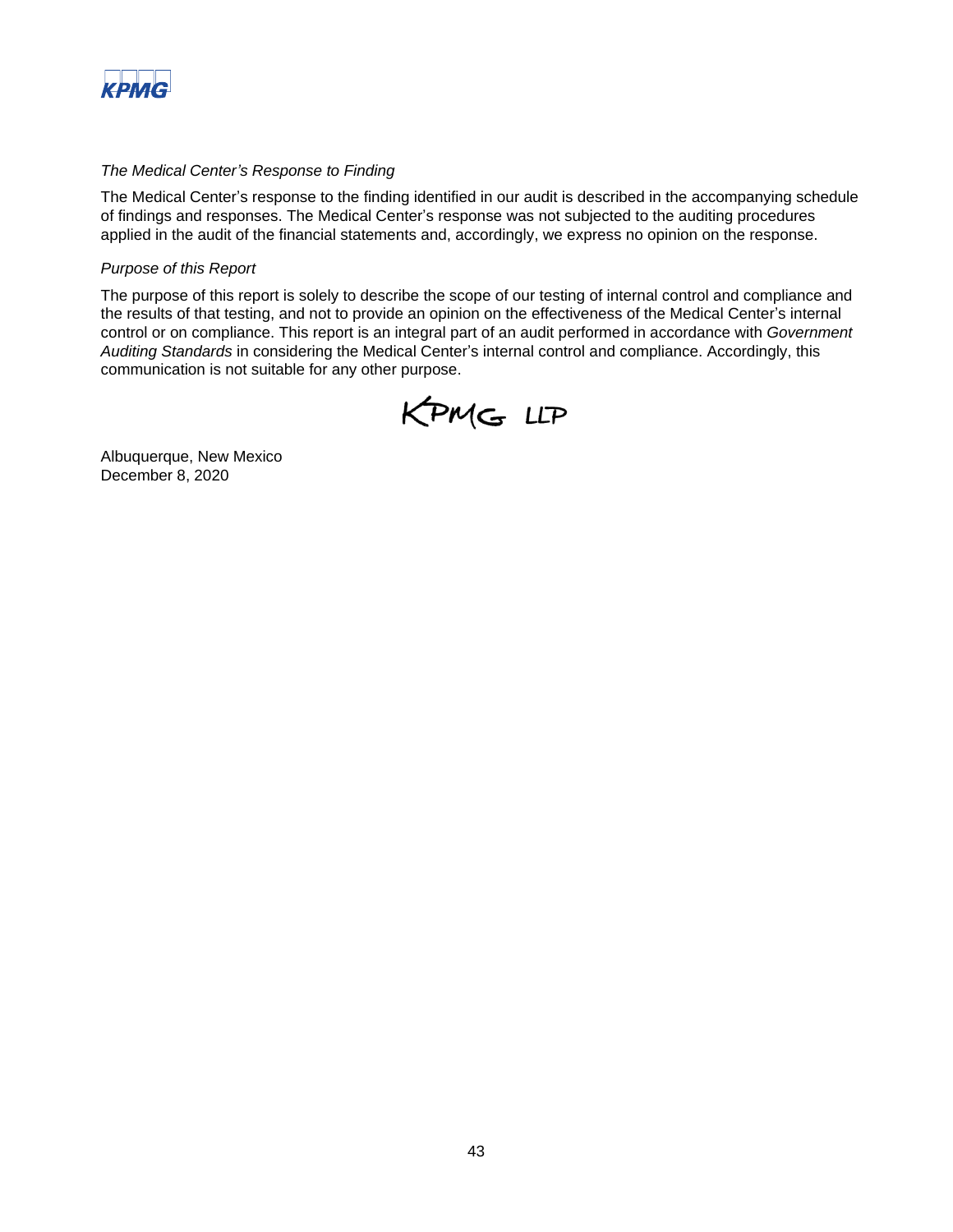*The Medical Center's Response to Finding*

The Medical Center's response to the finding identified in our audit is described in the accompanying schedule of findings and responses. The Medical Center's response was not subjected to the auditing procedures applied in the audit of the financial statements and, accordingly, we express no opinion on the response.

*Purpose of this Report*

The purpose of this report is solely to describe the scope of our testing of internal control and compliance and the results of that testing, and not to provide an opinion on the effectiveness of the Medical Center's internal control or on compliance. This report is an integral part of an audit performed in accordance with *Government Auditing Standards* in considering the Medical Center's internal control and compliance. Accordingly, this communication is not suitable for any other purpose.

KPMG LLP

Albuquerque, New Mexico
December 8, 2020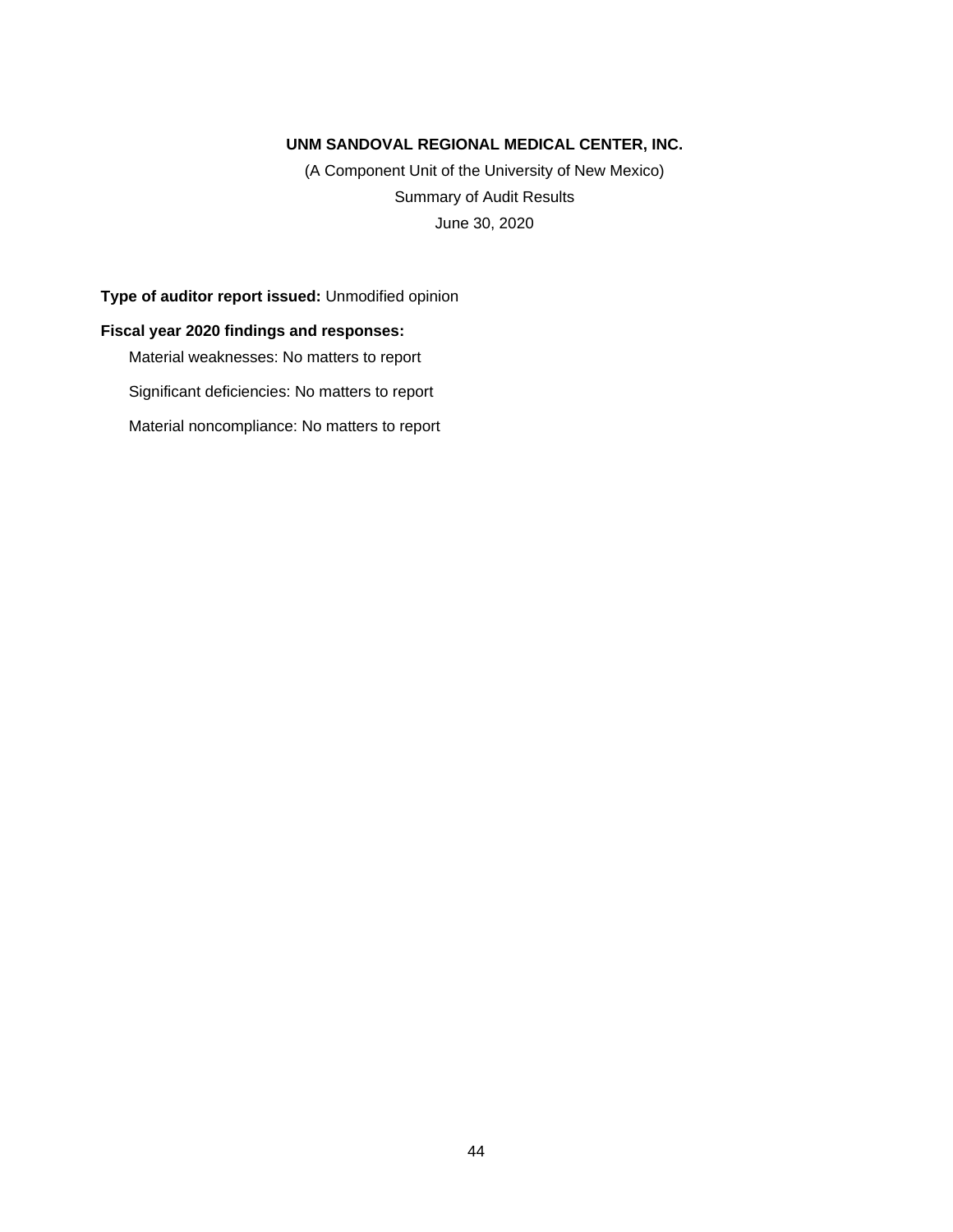**UNM SANDOVAL REGIONAL MEDICAL CENTER, INC.**

(A Component Unit of the University of New Mexico)

Summary of Audit Results

June 30, 2020

**Type of auditor report issued:** Unmodified opinion

**Fiscal year 2020 findings and responses:**

Material weaknesses: No matters to report

Significant deficiencies: No matters to report

Material noncompliance: No matters to report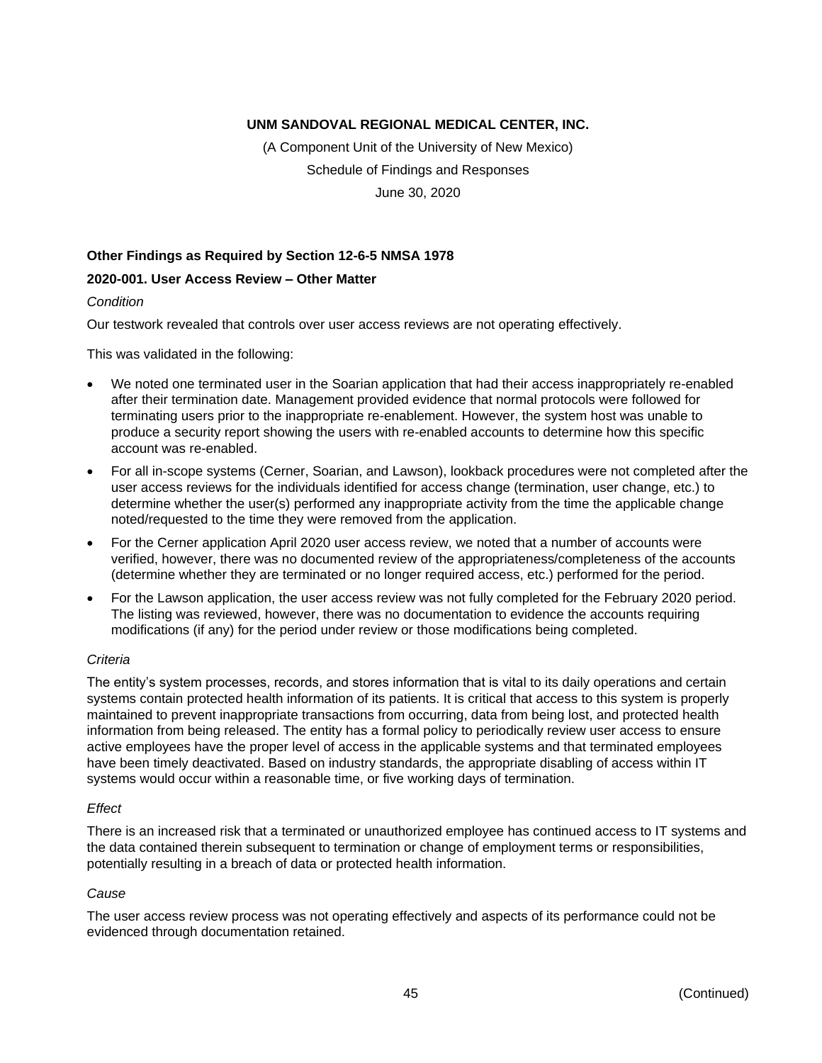**UNM SANDOVAL REGIONAL MEDICAL CENTER, INC.**

(A Component Unit of the University of New Mexico)

Schedule of Findings and Responses

June 30, 2020

**Other Findings as Required by Section 12-6-5 NMSA 1978**

**2020-001. User Access Review – Other Matter**

*Condition*

Our testwork revealed that controls over user access reviews are not operating effectively.

This was validated in the following:

- We noted one terminated user in the Soarian application that had their access inappropriately re-enabled after their termination date. Management provided evidence that normal protocols were followed for terminating users prior to the inappropriate re-enablement. However, the system host was unable to produce a security report showing the users with re-enabled accounts to determine how this specific account was re-enabled.
- For all in-scope systems (Cerner, Soarian, and Lawson), lookback procedures were not completed after the user access reviews for the individuals identified for access change (termination, user change, etc.) to determine whether the user(s) performed any inappropriate activity from the time the applicable change noted/requested to the time they were removed from the application.
- For the Cerner application April 2020 user access review, we noted that a number of accounts were verified, however, there was no documented review of the appropriateness/completeness of the accounts (determine whether they are terminated or no longer required access, etc.) performed for the period.
- For the Lawson application, the user access review was not fully completed for the February 2020 period. The listing was reviewed, however, there was no documentation to evidence the accounts requiring modifications (if any) for the period under review or those modifications being completed.

*Criteria*

The entity's system processes, records, and stores information that is vital to its daily operations and certain systems contain protected health information of its patients. It is critical that access to this system is properly maintained to prevent inappropriate transactions from occurring, data from being lost, and protected health information from being released. The entity has a formal policy to periodically review user access to ensure active employees have the proper level of access in the applicable systems and that terminated employees have been timely deactivated. Based on industry standards, the appropriate disabling of access within IT systems would occur within a reasonable time, or five working days of termination.

*Effect*

There is an increased risk that a terminated or unauthorized employee has continued access to IT systems and the data contained therein subsequent to termination or change of employment terms or responsibilities, potentially resulting in a breach of data or protected health information.

*Cause*

The user access review process was not operating effectively and aspects of its performance could not be evidenced through documentation retained.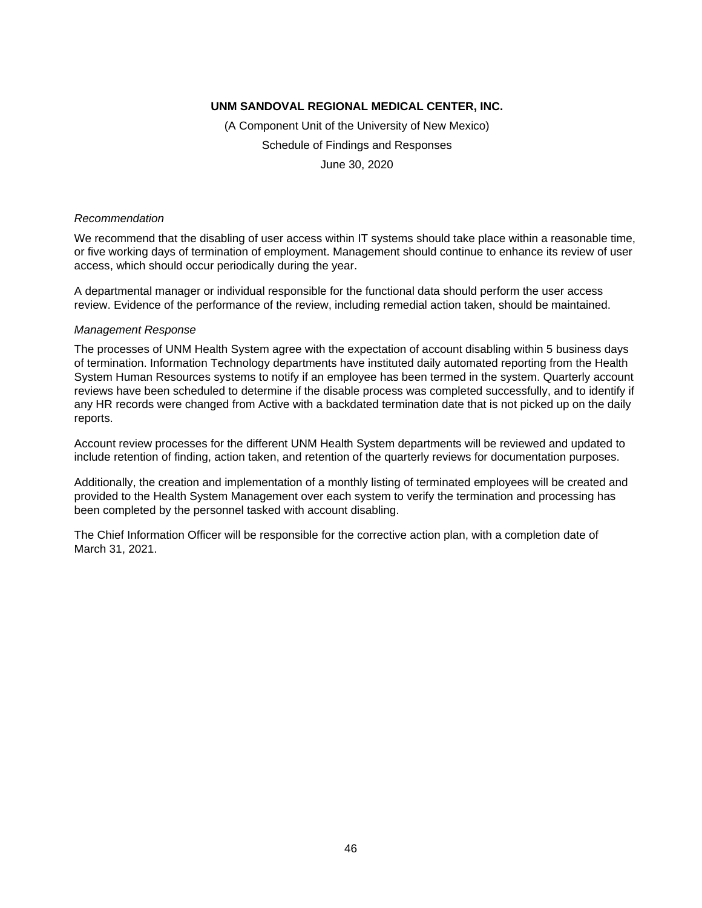**UNM SANDOVAL REGIONAL MEDICAL CENTER, INC.**

(A Component Unit of the University of New Mexico)

Schedule of Findings and Responses

June 30, 2020

*Recommendation*

We recommend that the disabling of user access within IT systems should take place within a reasonable time, or five working days of termination of employment. Management should continue to enhance its review of user access, which should occur periodically during the year.

A departmental manager or individual responsible for the functional data should perform the user access review. Evidence of the performance of the review, including remedial action taken, should be maintained.

*Management Response*

The processes of UNM Health System agree with the expectation of account disabling within 5 business days of termination. Information Technology departments have instituted daily automated reporting from the Health System Human Resources systems to notify if an employee has been termed in the system. Quarterly account reviews have been scheduled to determine if the disable process was completed successfully, and to identify if any HR records were changed from Active with a backdated termination date that is not picked up on the daily reports.

Account review processes for the different UNM Health System departments will be reviewed and updated to include retention of finding, action taken, and retention of the quarterly reviews for documentation purposes.

Additionally, the creation and implementation of a monthly listing of terminated employees will be created and provided to the Health System Management over each system to verify the termination and processing has been completed by the personnel tasked with account disabling.

The Chief Information Officer will be responsible for the corrective action plan, with a completion date of March 31, 2021.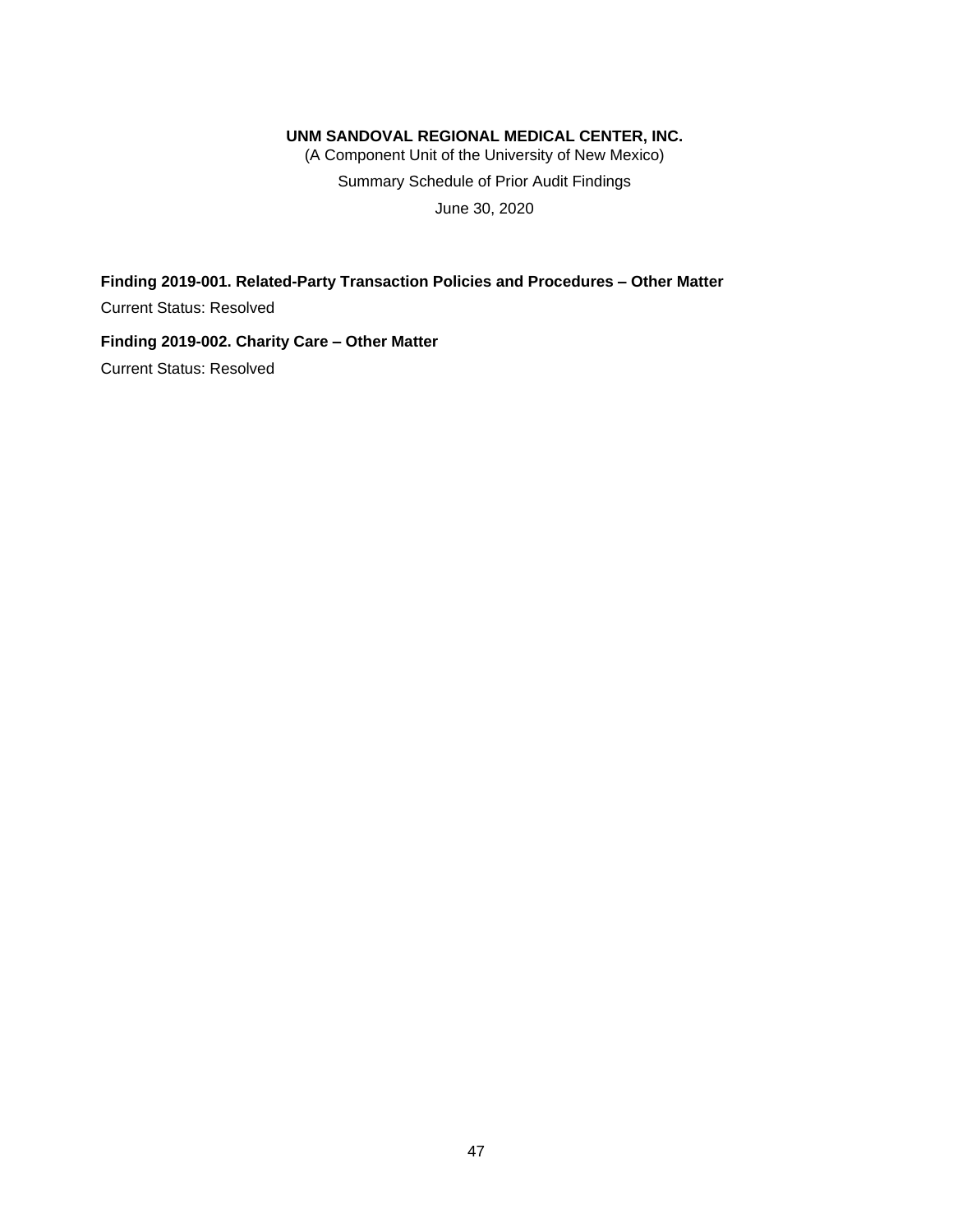**UNM SANDOVAL REGIONAL MEDICAL CENTER, INC.**

(A Component Unit of the University of New Mexico)

Summary Schedule of Prior Audit Findings

June 30, 2020

**Finding 2019-001. Related-Party Transaction Policies and Procedures – Other Matter**

Current Status: Resolved

**Finding 2019-002. Charity Care – Other Matter**

Current Status: Resolved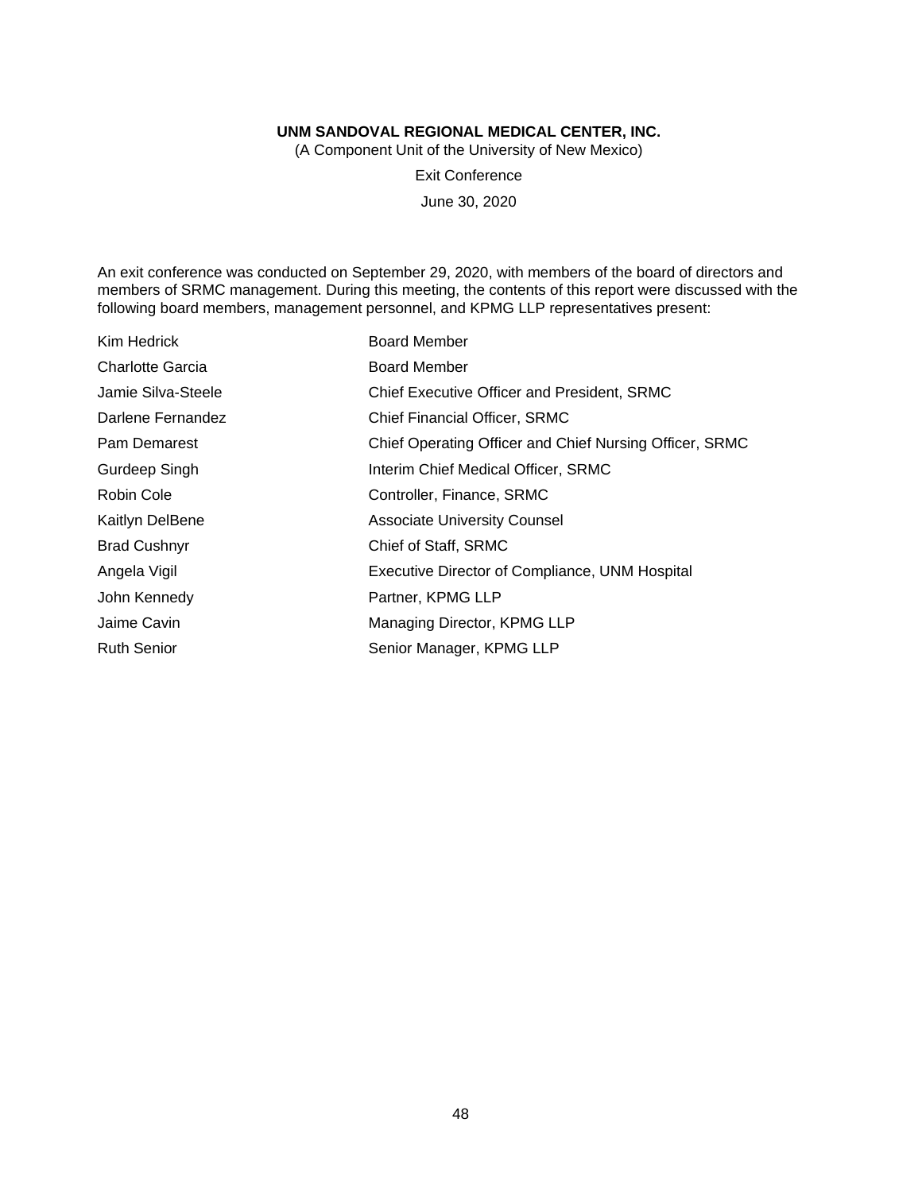**UNM SANDOVAL REGIONAL MEDICAL CENTER, INC.**

(A Component Unit of the University of New Mexico)

Exit Conference

June 30, 2020

An exit conference was conducted on September 29, 2020, with members of the board of directors and members of SRMC management. During this meeting, the contents of this report were discussed with the following board members, management personnel, and KPMG LLP representatives present:

| | |
|---|---|
| Kim Hedrick | Board Member |
| Charlotte Garcia | Board Member |
| Jamie Silva-Steele | Chief Executive Officer and President, SRMC |
| Darlene Fernandez | Chief Financial Officer, SRMC |
| Pam Demarest | Chief Operating Officer and Chief Nursing Officer, SRMC |
| Gurdeep Singh | Interim Chief Medical Officer, SRMC |
| Robin Cole | Controller, Finance, SRMC |
| Kaitlyn DelBene | Associate University Counsel |
| Brad Cushnyr | Chief of Staff, SRMC |
| Angela Vigil | Executive Director of Compliance, UNM Hospital |
| John Kennedy | Partner, KPMG LLP |
| Jaime Cavin | Managing Director, KPMG LLP |
| Ruth Senior | Senior Manager, KPMG LLP |